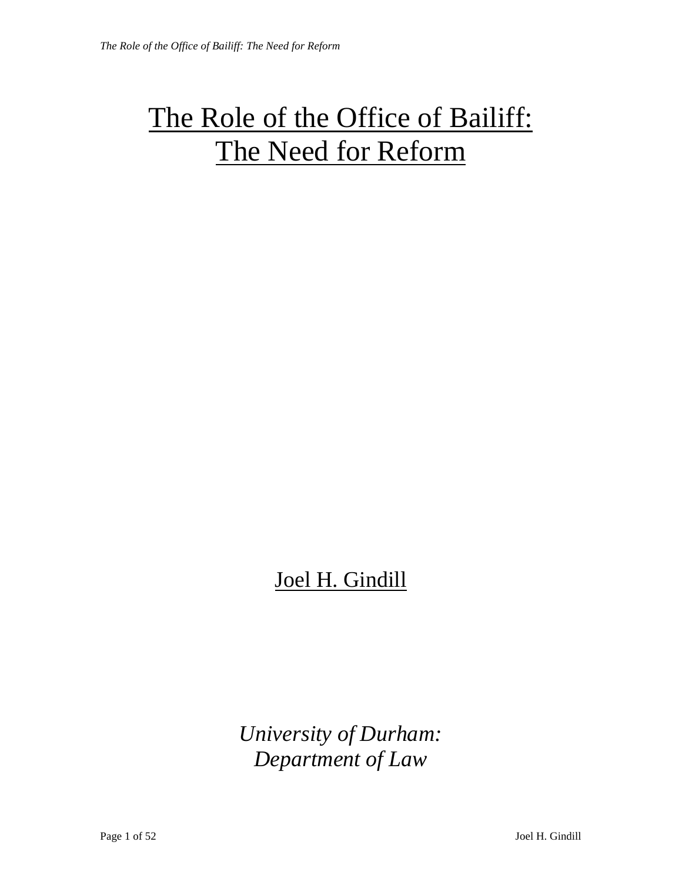# The Role of the Office of Bailiff: The Need for Reform

Joel H. Gindill

*University of Durham: Department of Law*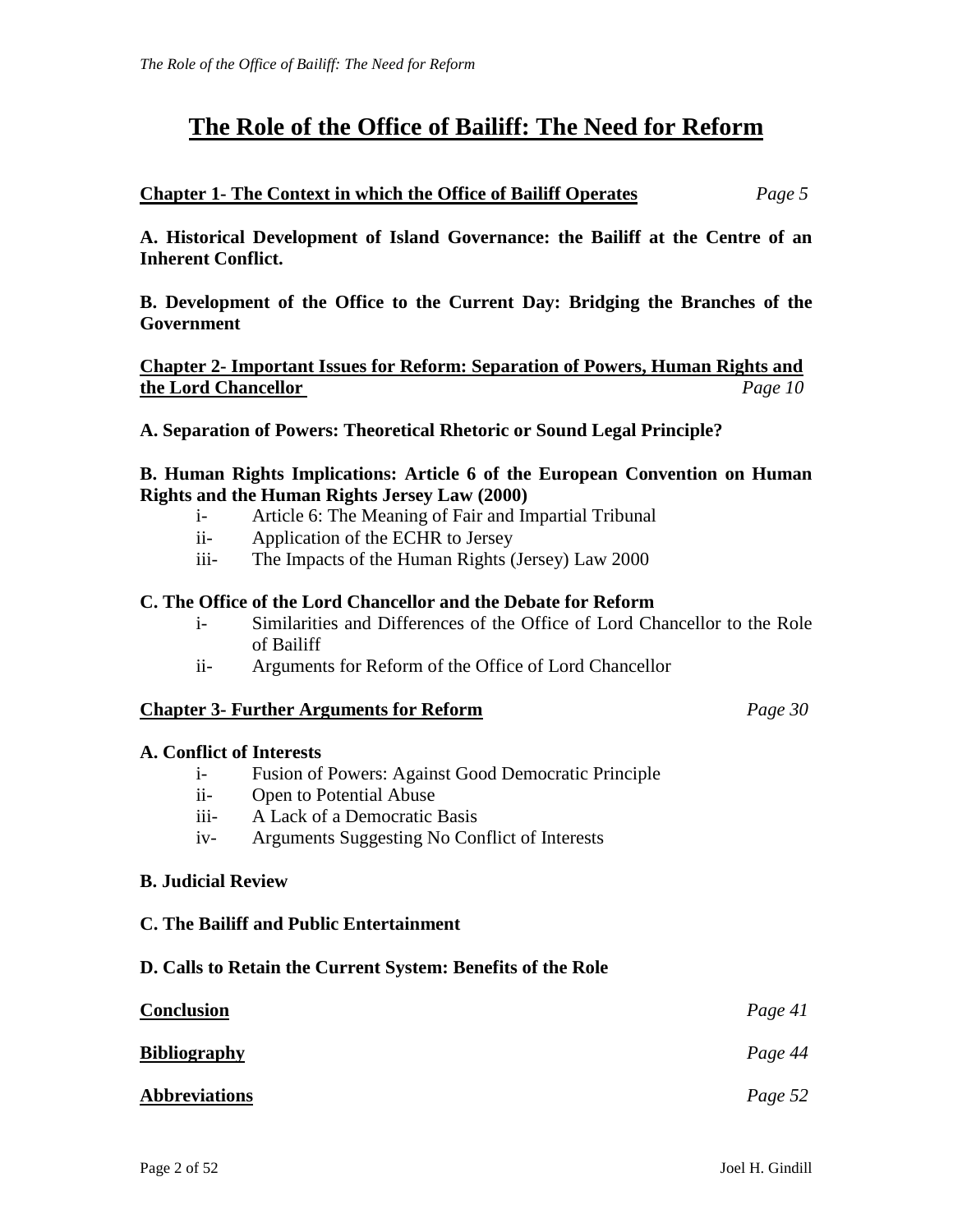# The Role of the Office of Bailiff: The Need for Reform

**Chapter 1- The Context in which the Office of Bailiff Operates** *Page 5*

**A. Historical Development of Island Governance: the Bailiff at the Centre of an Inherent Conflict.**

**B. Development of the Office to the Current Day: Bridging the Branches of the Government**

**Chapter 2- Important Issues for Reform: Separation of Powers, Human Rights and the Lord Chancellor** *Page 10*

**A. Separation of Powers: Theoretical Rhetoric or Sound Legal Principle?**

**B. Human Rights Implications: Article 6 of the European Convention on Human Rights and the Human Rights Jersey Law (2000)**

- i- Article 6: The Meaning of Fair and Impartial Tribunal
- ii- Application of the ECHR to Jersey
- iii- The Impacts of the Human Rights (Jersey) Law 2000

**C. The Office of the Lord Chancellor and the Debate for Reform**

- i- Similarities and Differences of the Office of Lord Chancellor to the Role of Bailiff
- ii- Arguments for Reform of the Office of Lord Chancellor

**Chapter 3- Further Arguments for Reform** *Page 30*

**A. Conflict of Interests**

- i- Fusion of Powers: Against Good Democratic Principle
- ii- Open to Potential Abuse
- iii- A Lack of a Democratic Basis
- iv- Arguments Suggesting No Conflict of Interests

**B. Judicial Review**

**C. The Bailiff and Public Entertainment**

**D. Calls to Retain the Current System: Benefits of the Role**

**Conclusion** *Page 41*

**Bibliography** *Page 44*

**Abbreviations** *Page 52*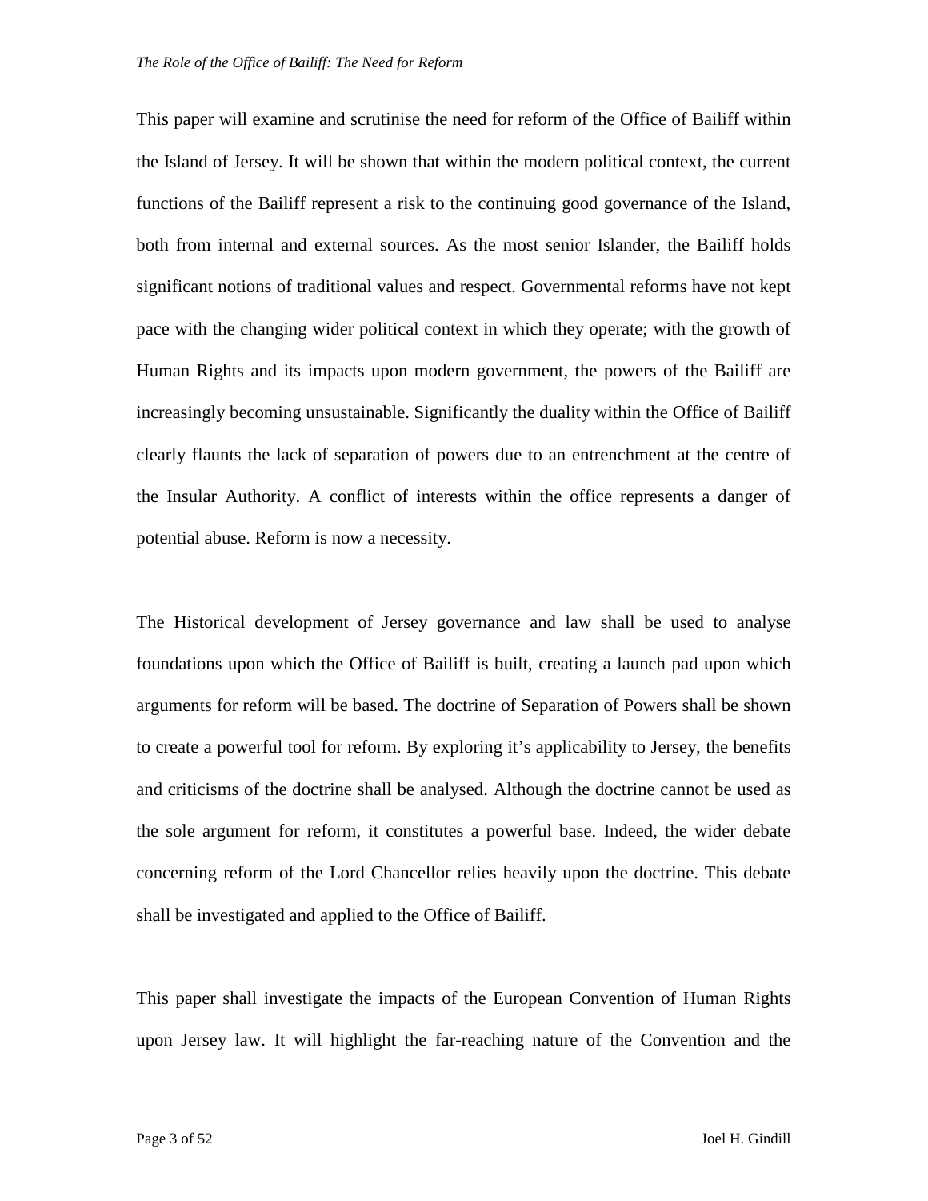This paper will examine and scrutinise the need for reform of the Office of Bailiff within the Island of Jersey. It will be shown that within the modern political context, the current functions of the Bailiff represent a risk to the continuing good governance of the Island, both from internal and external sources. As the most senior Islander, the Bailiff holds significant notions of traditional values and respect. Governmental reforms have not kept pace with the changing wider political context in which they operate; with the growth of Human Rights and its impacts upon modern government, the powers of the Bailiff are increasingly becoming unsustainable. Significantly the duality within the Office of Bailiff clearly flaunts the lack of separation of powers due to an entrenchment at the centre of the Insular Authority. A conflict of interests within the office represents a danger of potential abuse. Reform is now a necessity.

The Historical development of Jersey governance and law shall be used to analyse foundations upon which the Office of Bailiff is built, creating a launch pad upon which arguments for reform will be based. The doctrine of Separation of Powers shall be shown to create a powerful tool for reform. By exploring it's applicability to Jersey, the benefits and criticisms of the doctrine shall be analysed. Although the doctrine cannot be used as the sole argument for reform, it constitutes a powerful base. Indeed, the wider debate concerning reform of the Lord Chancellor relies heavily upon the doctrine. This debate shall be investigated and applied to the Office of Bailiff.

This paper shall investigate the impacts of the European Convention of Human Rights upon Jersey law. It will highlight the far-reaching nature of the Convention and the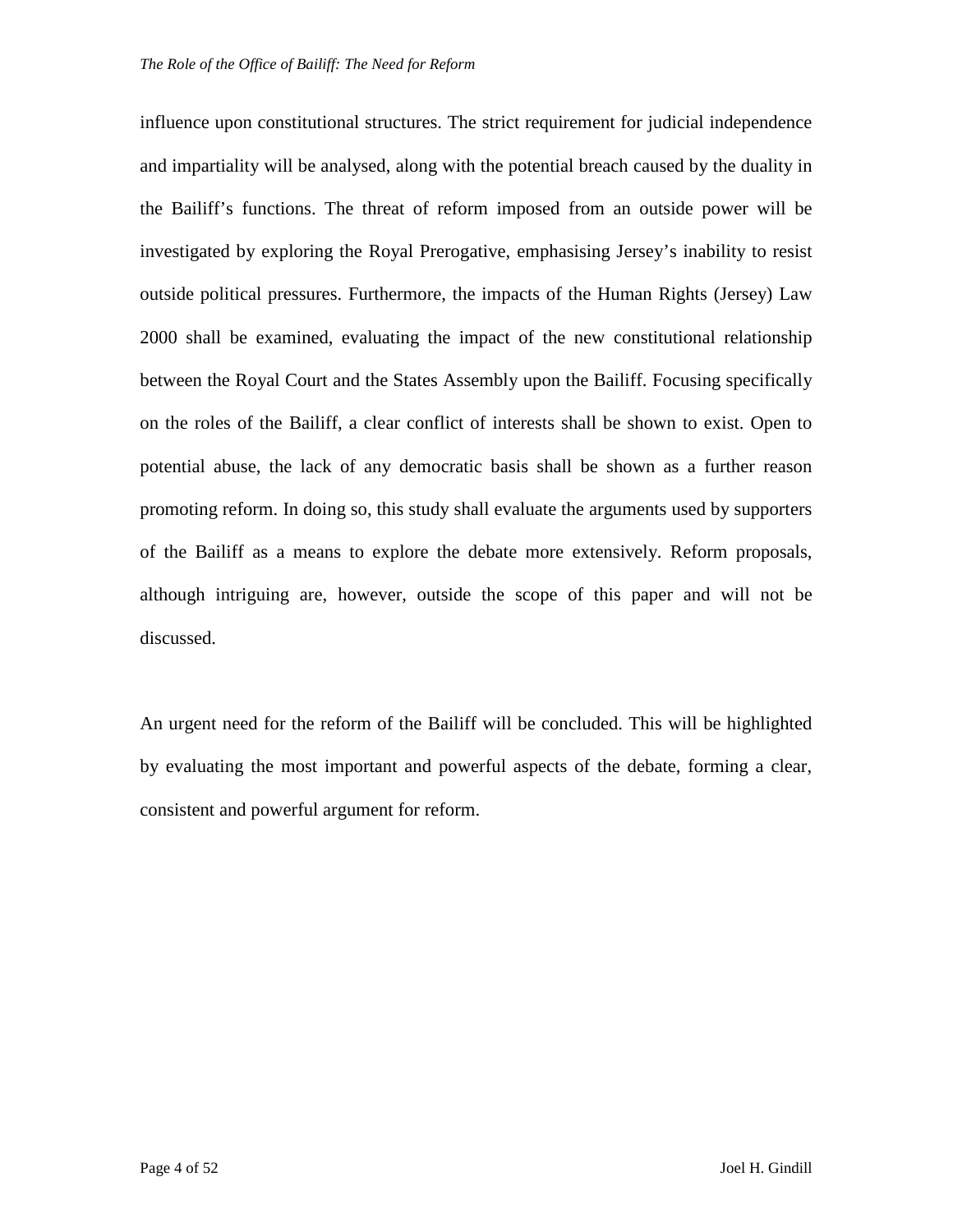influence upon constitutional structures. The strict requirement for judicial independence and impartiality will be analysed, along with the potential breach caused by the duality in the Bailiff's functions. The threat of reform imposed from an outside power will be investigated by exploring the Royal Prerogative, emphasising Jersey's inability to resist outside political pressures. Furthermore, the impacts of the Human Rights (Jersey) Law 2000 shall be examined, evaluating the impact of the new constitutional relationship between the Royal Court and the States Assembly upon the Bailiff. Focusing specifically on the roles of the Bailiff, a clear conflict of interests shall be shown to exist. Open to potential abuse, the lack of any democratic basis shall be shown as a further reason promoting reform. In doing so, this study shall evaluate the arguments used by supporters of the Bailiff as a means to explore the debate more extensively. Reform proposals, although intriguing are, however, outside the scope of this paper and will not be discussed.

An urgent need for the reform of the Bailiff will be concluded. This will be highlighted by evaluating the most important and powerful aspects of the debate, forming a clear, consistent and powerful argument for reform.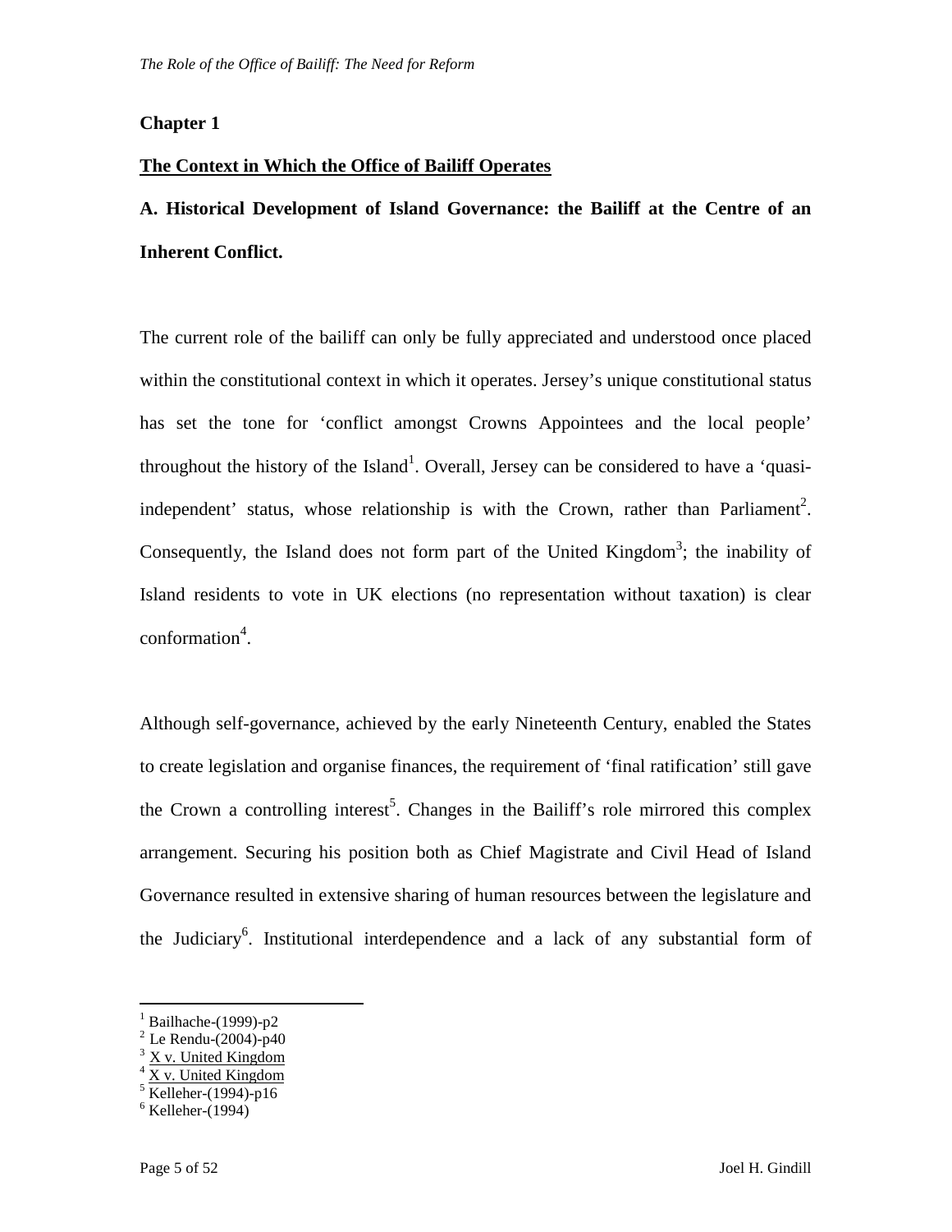## Chapter 1

### The Context in Which the Office of Bailiff Operates

### A. Historical Development of Island Governance: the Bailiff at the Centre of an Inherent Conflict.

The current role of the bailiff can only be fully appreciated and understood once placed within the constitutional context in which it operates. Jersey's unique constitutional status has set the tone for 'conflict amongst Crowns Appointees and the local people' throughout the history of the Island[1]. Overall, Jersey can be considered to have a 'quasi-independent' status, whose relationship is with the Crown, rather than Parliament[2]. Consequently, the Island does not form part of the United Kingdom[3]; the inability of Island residents to vote in UK elections (no representation without taxation) is clear conformation[4].

Although self-governance, achieved by the early Nineteenth Century, enabled the States to create legislation and organise finances, the requirement of 'final ratification' still gave the Crown a controlling interest[5]. Changes in the Bailiff's role mirrored this complex arrangement. Securing his position both as Chief Magistrate and Civil Head of Island Governance resulted in extensive sharing of human resources between the legislature and the Judiciary[6]. Institutional interdependence and a lack of any substantial form of

---

[1] Bailhache-(1999)-p2
[2] Le Rendu-(2004)-p40
[3] X v. United Kingdom
[4] X v. United Kingdom
[5] Kelleher-(1994)-p16
[6] Kelleher-(1994)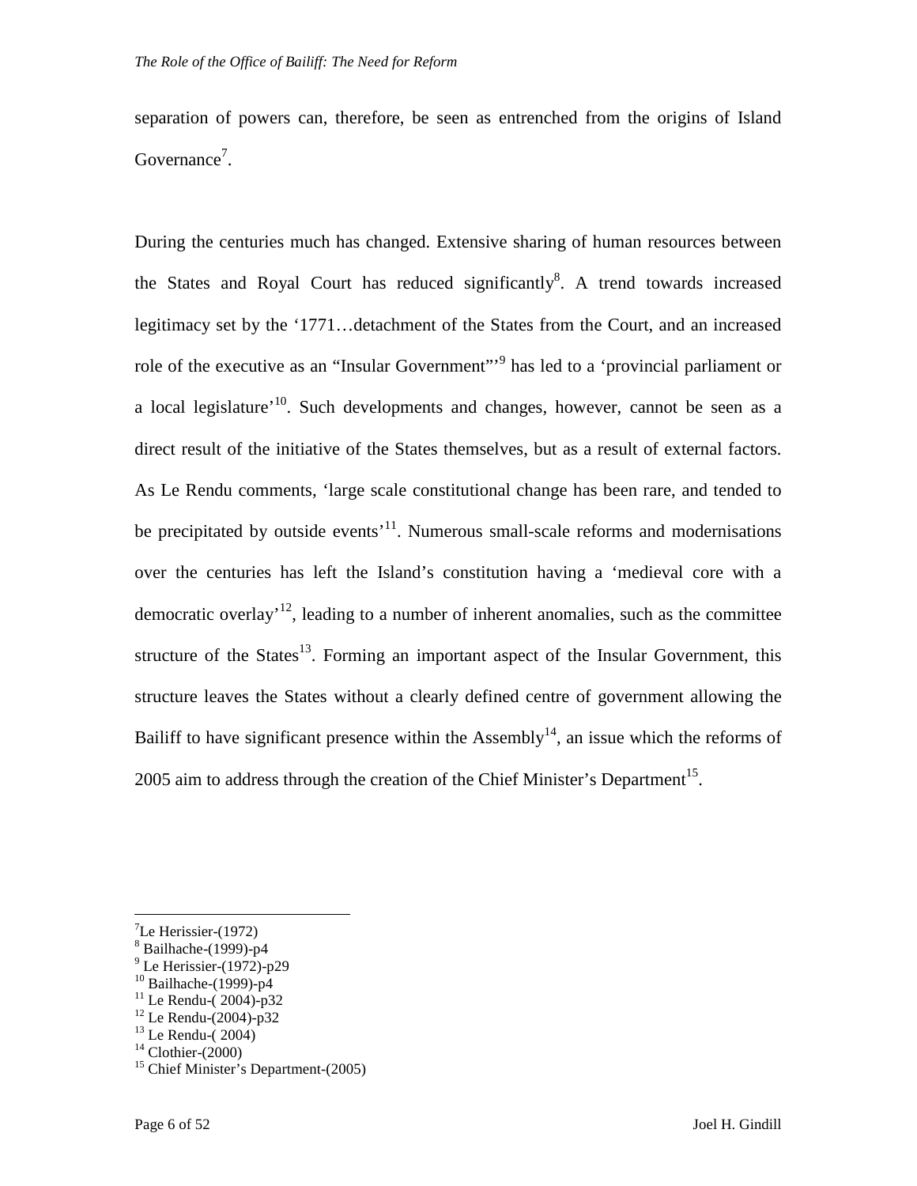separation of powers can, therefore, be seen as entrenched from the origins of Island Governance[7].

During the centuries much has changed. Extensive sharing of human resources between the States and Royal Court has reduced significantly[8]. A trend towards increased legitimacy set by the '1771…detachment of the States from the Court, and an increased role of the executive as an "Insular Government"'[9] has led to a 'provincial parliament or a local legislature'[10]. Such developments and changes, however, cannot be seen as a direct result of the initiative of the States themselves, but as a result of external factors. As Le Rendu comments, 'large scale constitutional change has been rare, and tended to be precipitated by outside events'[11]. Numerous small-scale reforms and modernisations over the centuries has left the Island's constitution having a 'medieval core with a democratic overlay'[12], leading to a number of inherent anomalies, such as the committee structure of the States[13]. Forming an important aspect of the Insular Government, this structure leaves the States without a clearly defined centre of government allowing the Bailiff to have significant presence within the Assembly[14], an issue which the reforms of 2005 aim to address through the creation of the Chief Minister's Department[15].

---

[7] Le Herissier-(1972)
[8] Bailhache-(1999)-p4
[9] Le Herissier-(1972)-p29
[10] Bailhache-(1999)-p4
[11] Le Rendu-( 2004)-p32
[12] Le Rendu-(2004)-p32
[13] Le Rendu-( 2004)
[14] Clothier-(2000)
[15] Chief Minister's Department-(2005)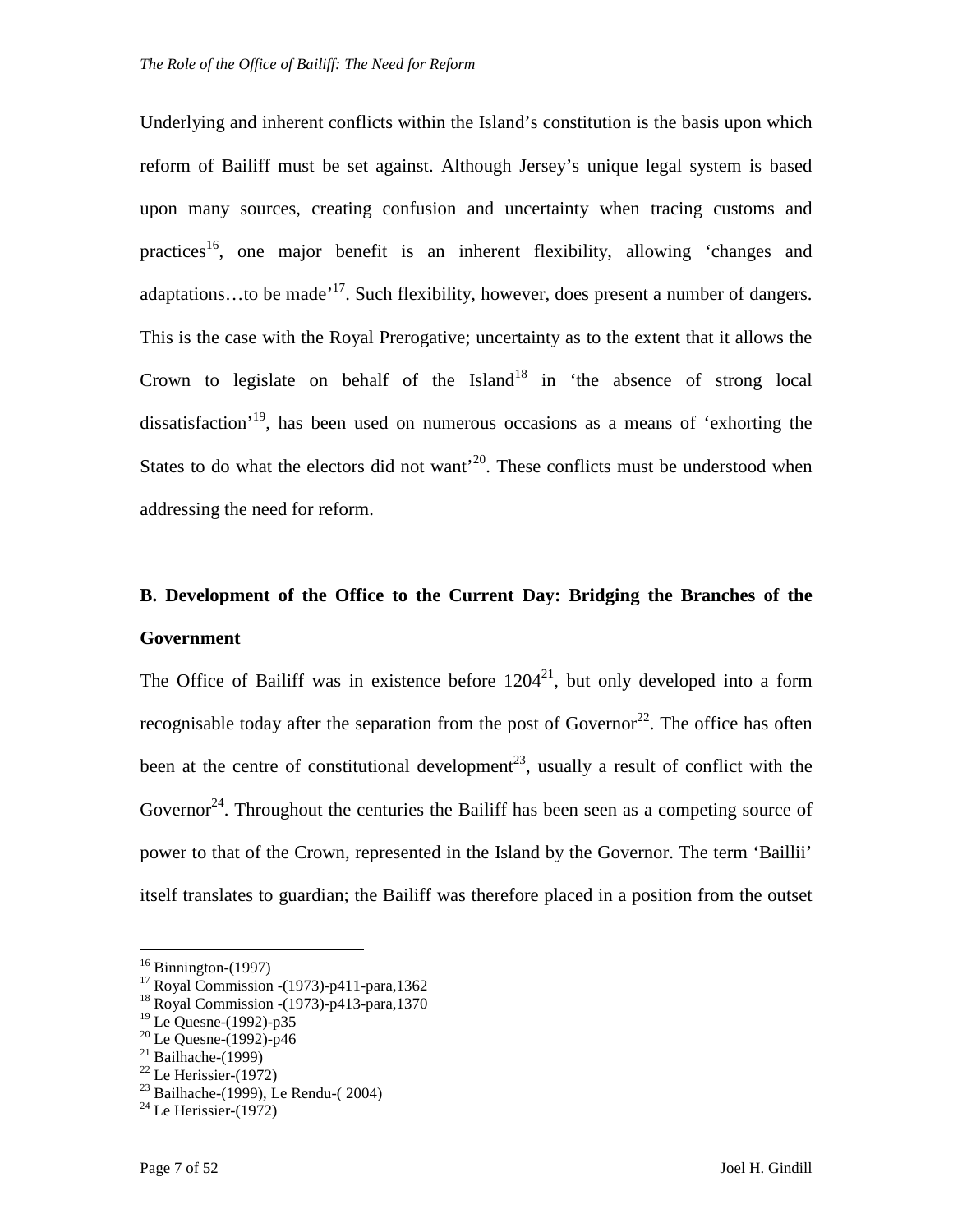Underlying and inherent conflicts within the Island's constitution is the basis upon which reform of Bailiff must be set against. Although Jersey's unique legal system is based upon many sources, creating confusion and uncertainty when tracing customs and practices[16], one major benefit is an inherent flexibility, allowing 'changes and adaptations…to be made'[17]. Such flexibility, however, does present a number of dangers. This is the case with the Royal Prerogative; uncertainty as to the extent that it allows the Crown to legislate on behalf of the Island[18] in 'the absence of strong local dissatisfaction'[19], has been used on numerous occasions as a means of 'exhorting the States to do what the electors did not want'[20]. These conflicts must be understood when addressing the need for reform.

## B. Development of the Office to the Current Day: Bridging the Branches of the Government

The Office of Bailiff was in existence before 1204[21], but only developed into a form recognisable today after the separation from the post of Governor[22]. The office has often been at the centre of constitutional development[23], usually a result of conflict with the Governor[24]. Throughout the centuries the Bailiff has been seen as a competing source of power to that of the Crown, represented in the Island by the Governor. The term 'Baillii' itself translates to guardian; the Bailiff was therefore placed in a position from the outset

---

[16] Binnington-(1997)
[17] Royal Commission -(1973)-p411-para,1362
[18] Royal Commission -(1973)-p413-para,1370
[19] Le Quesne-(1992)-p35
[20] Le Quesne-(1992)-p46
[21] Bailhache-(1999)
[22] Le Herissier-(1972)
[23] Bailhache-(1999), Le Rendu-( 2004)
[24] Le Herissier-(1972)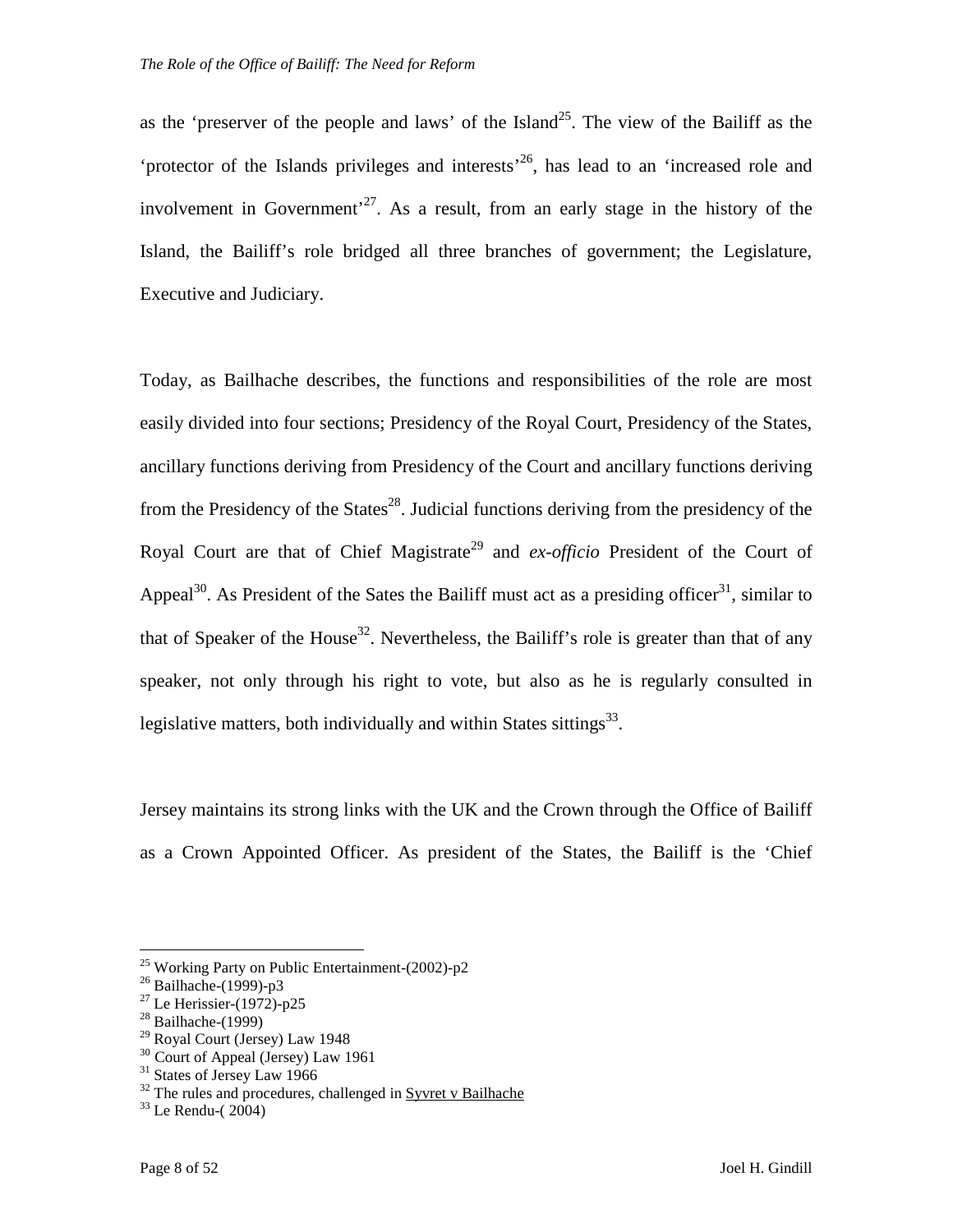as the 'preserver of the people and laws' of the Island[25]. The view of the Bailiff as the 'protector of the Islands privileges and interests'[26], has lead to an 'increased role and involvement in Government'[27]. As a result, from an early stage in the history of the Island, the Bailiff's role bridged all three branches of government; the Legislature, Executive and Judiciary.

Today, as Bailhache describes, the functions and responsibilities of the role are most easily divided into four sections; Presidency of the Royal Court, Presidency of the States, ancillary functions deriving from Presidency of the Court and ancillary functions deriving from the Presidency of the States[28]. Judicial functions deriving from the presidency of the Royal Court are that of Chief Magistrate[29] and *ex-officio* President of the Court of Appeal[30]. As President of the Sates the Bailiff must act as a presiding officer[31], similar to that of Speaker of the House[32]. Nevertheless, the Bailiff's role is greater than that of any speaker, not only through his right to vote, but also as he is regularly consulted in legislative matters, both individually and within States sittings[33].

Jersey maintains its strong links with the UK and the Crown through the Office of Bailiff as a Crown Appointed Officer. As president of the States, the Bailiff is the 'Chief

---

[25] Working Party on Public Entertainment-(2002)-p2
[26] Bailhache-(1999)-p3
[27] Le Herissier-(1972)-p25
[28] Bailhache-(1999)
[29] Royal Court (Jersey) Law 1948
[30] Court of Appeal (Jersey) Law 1961
[31] States of Jersey Law 1966
[32] The rules and procedures, challenged in <u>Syvret v Bailhache</u>
[33] Le Rendu-( 2004)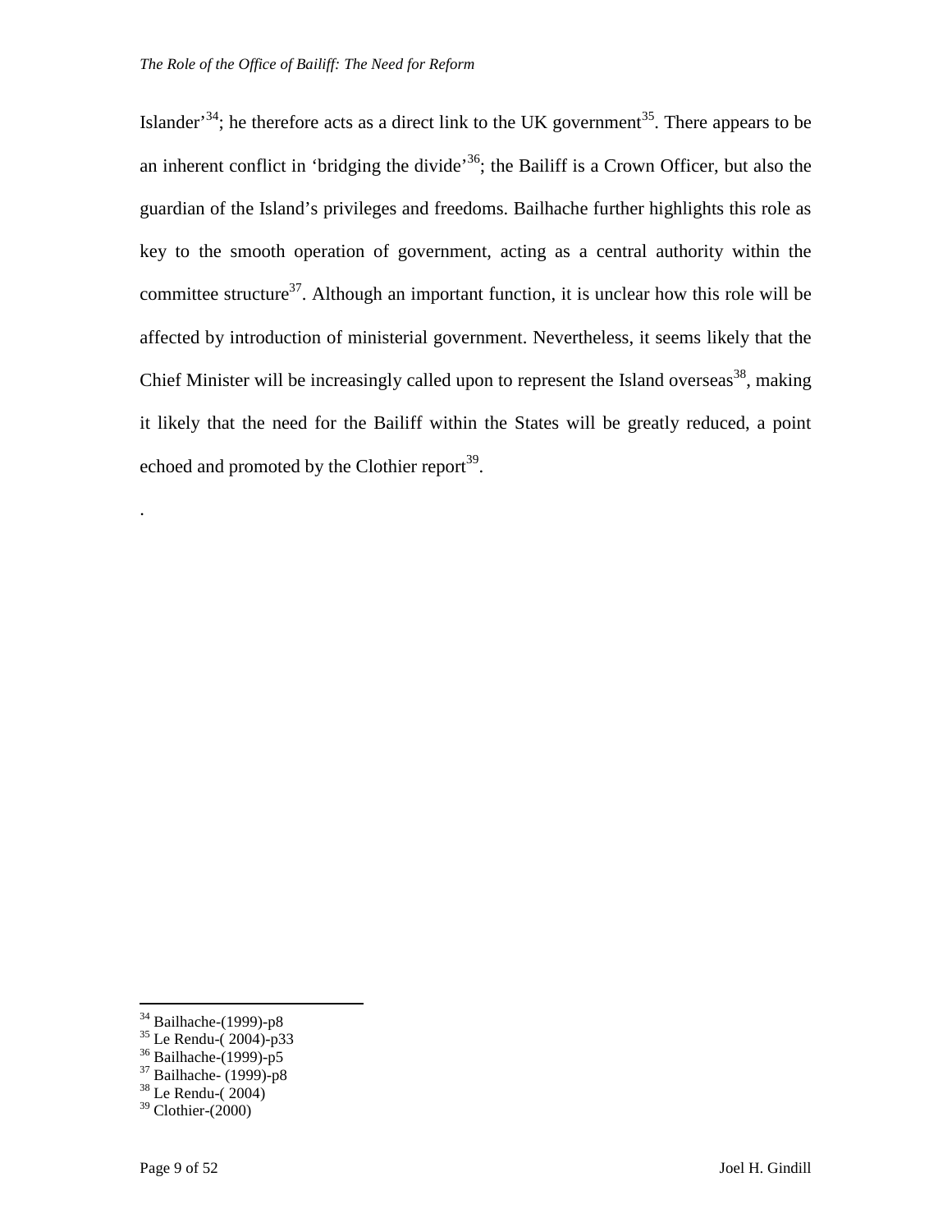Islander'[34]; he therefore acts as a direct link to the UK government[35]. There appears to be an inherent conflict in 'bridging the divide'[36]; the Bailiff is a Crown Officer, but also the guardian of the Island's privileges and freedoms. Bailhache further highlights this role as key to the smooth operation of government, acting as a central authority within the committee structure[37]. Although an important function, it is unclear how this role will be affected by introduction of ministerial government. Nevertheless, it seems likely that the Chief Minister will be increasingly called upon to represent the Island overseas[38], making it likely that the need for the Bailiff within the States will be greatly reduced, a point echoed and promoted by the Clothier report[39].

.

---

[34] Bailhache-(1999)-p8
[35] Le Rendu-( 2004)-p33
[36] Bailhache-(1999)-p5
[37] Bailhache- (1999)-p8
[38] Le Rendu-( 2004)
[39] Clothier-(2000)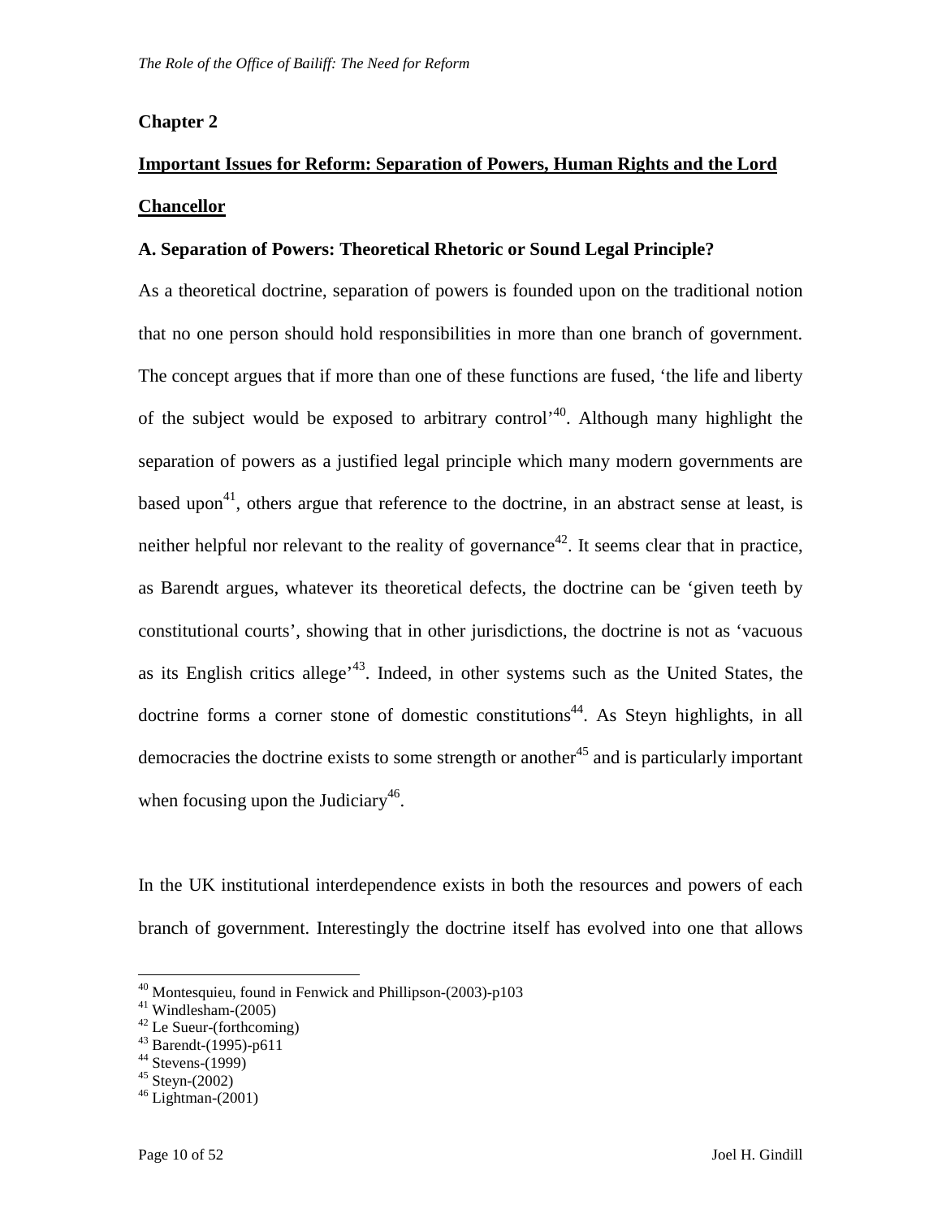## Chapter 2

## Important Issues for Reform: Separation of Powers, Human Rights and the Lord Chancellor

### A. Separation of Powers: Theoretical Rhetoric or Sound Legal Principle?

As a theoretical doctrine, separation of powers is founded upon on the traditional notion that no one person should hold responsibilities in more than one branch of government. The concept argues that if more than one of these functions are fused, 'the life and liberty of the subject would be exposed to arbitrary control'[40]. Although many highlight the separation of powers as a justified legal principle which many modern governments are based upon[41], others argue that reference to the doctrine, in an abstract sense at least, is neither helpful nor relevant to the reality of governance[42]. It seems clear that in practice, as Barendt argues, whatever its theoretical defects, the doctrine can be 'given teeth by constitutional courts', showing that in other jurisdictions, the doctrine is not as 'vacuous as its English critics allege'[43]. Indeed, in other systems such as the United States, the doctrine forms a corner stone of domestic constitutions[44]. As Steyn highlights, in all democracies the doctrine exists to some strength or another[45] and is particularly important when focusing upon the Judiciary[46].

In the UK institutional interdependence exists in both the resources and powers of each branch of government. Interestingly the doctrine itself has evolved into one that allows

[40] Montesquieu, found in Fenwick and Phillipson-(2003)-p103
[41] Windlesham-(2005)
[42] Le Sueur-(forthcoming)
[43] Barendt-(1995)-p611
[44] Stevens-(1999)
[45] Steyn-(2002)
[46] Lightman-(2001)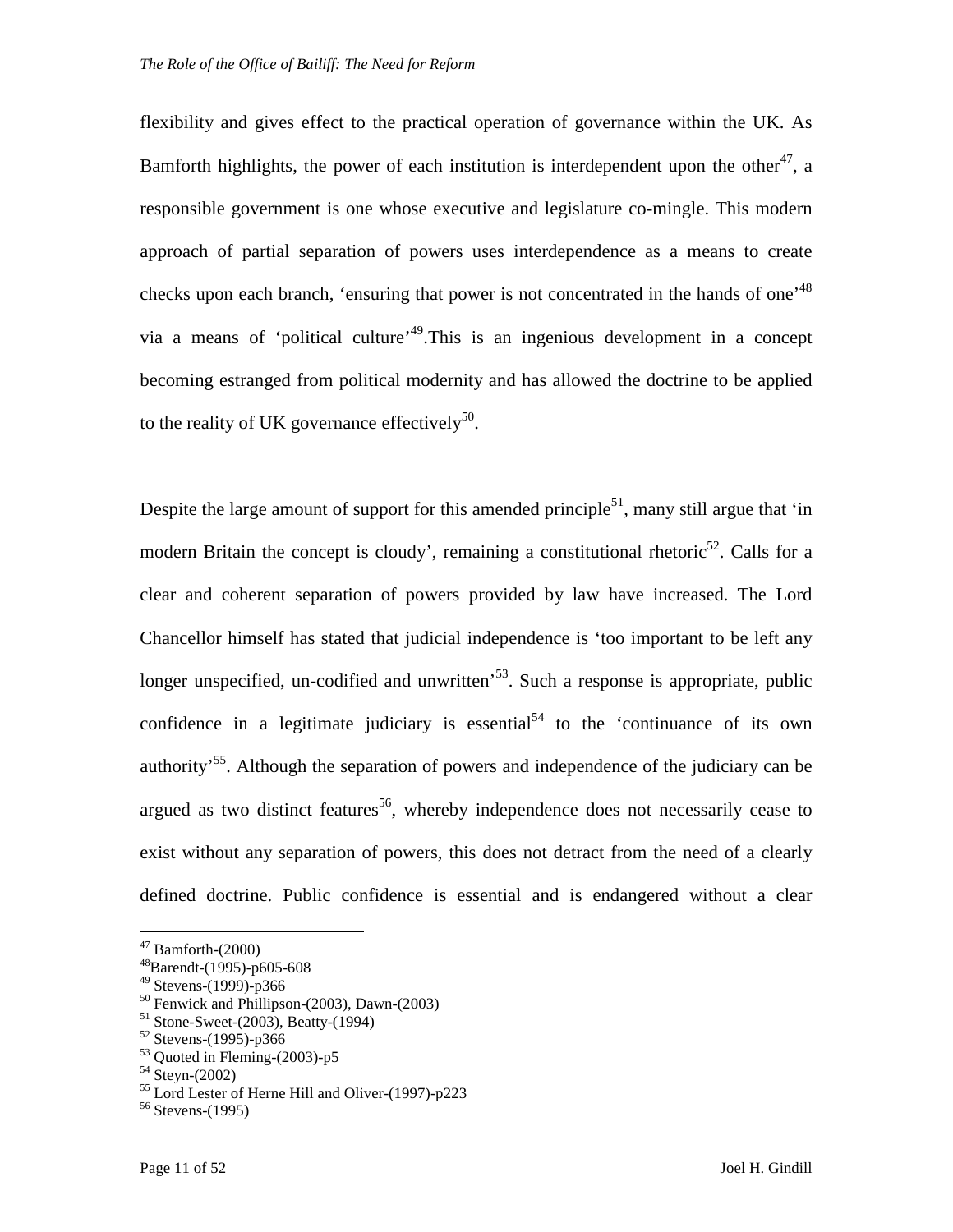flexibility and gives effect to the practical operation of governance within the UK. As Bamforth highlights, the power of each institution is interdependent upon the other[47], a responsible government is one whose executive and legislature co-mingle. This modern approach of partial separation of powers uses interdependence as a means to create checks upon each branch, 'ensuring that power is not concentrated in the hands of one'[48] via a means of 'political culture'[49].This is an ingenious development in a concept becoming estranged from political modernity and has allowed the doctrine to be applied to the reality of UK governance effectively[50].

Despite the large amount of support for this amended principle[51], many still argue that 'in modern Britain the concept is cloudy', remaining a constitutional rhetoric[52]. Calls for a clear and coherent separation of powers provided by law have increased. The Lord Chancellor himself has stated that judicial independence is 'too important to be left any longer unspecified, un-codified and unwritten'[53]. Such a response is appropriate, public confidence in a legitimate judiciary is essential[54] to the 'continuance of its own authority'[55]. Although the separation of powers and independence of the judiciary can be argued as two distinct features[56], whereby independence does not necessarily cease to exist without any separation of powers, this does not detract from the need of a clearly defined doctrine. Public confidence is essential and is endangered without a clear

---

[47] Bamforth-(2000)
[48] Barendt-(1995)-p605-608
[49] Stevens-(1999)-p366
[50] Fenwick and Phillipson-(2003), Dawn-(2003)
[51] Stone-Sweet-(2003), Beatty-(1994)
[52] Stevens-(1995)-p366
[53] Quoted in Fleming-(2003)-p5
[54] Steyn-(2002)
[55] Lord Lester of Herne Hill and Oliver-(1997)-p223
[56] Stevens-(1995)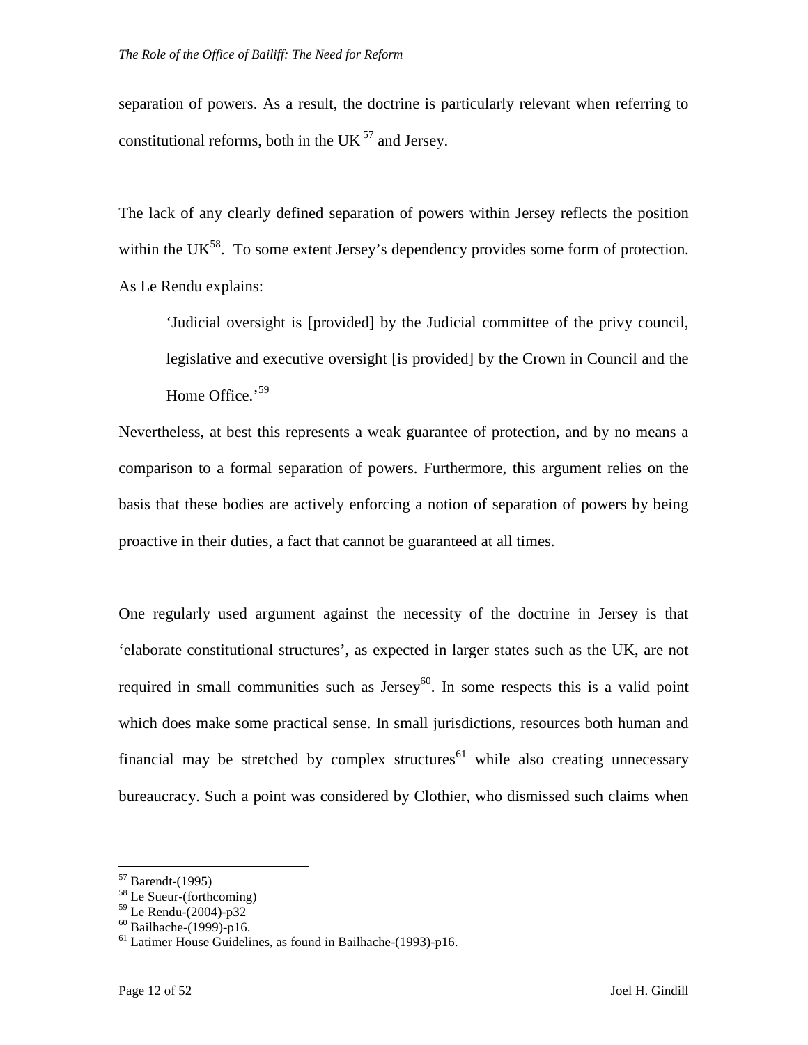separation of powers. As a result, the doctrine is particularly relevant when referring to constitutional reforms, both in the UK [57] and Jersey.

The lack of any clearly defined separation of powers within Jersey reflects the position within the UK[58]. To some extent Jersey's dependency provides some form of protection. As Le Rendu explains:

> 'Judicial oversight is [provided] by the Judicial committee of the privy council, legislative and executive oversight [is provided] by the Crown in Council and the Home Office.'[59]

Nevertheless, at best this represents a weak guarantee of protection, and by no means a comparison to a formal separation of powers. Furthermore, this argument relies on the basis that these bodies are actively enforcing a notion of separation of powers by being proactive in their duties, a fact that cannot be guaranteed at all times.

One regularly used argument against the necessity of the doctrine in Jersey is that 'elaborate constitutional structures', as expected in larger states such as the UK, are not required in small communities such as Jersey[60]. In some respects this is a valid point which does make some practical sense. In small jurisdictions, resources both human and financial may be stretched by complex structures[61] while also creating unnecessary bureaucracy. Such a point was considered by Clothier, who dismissed such claims when

---

[57] Barendt-(1995)
[58] Le Sueur-(forthcoming)
[59] Le Rendu-(2004)-p32
[60] Bailhache-(1999)-p16.
[61] Latimer House Guidelines, as found in Bailhache-(1993)-p16.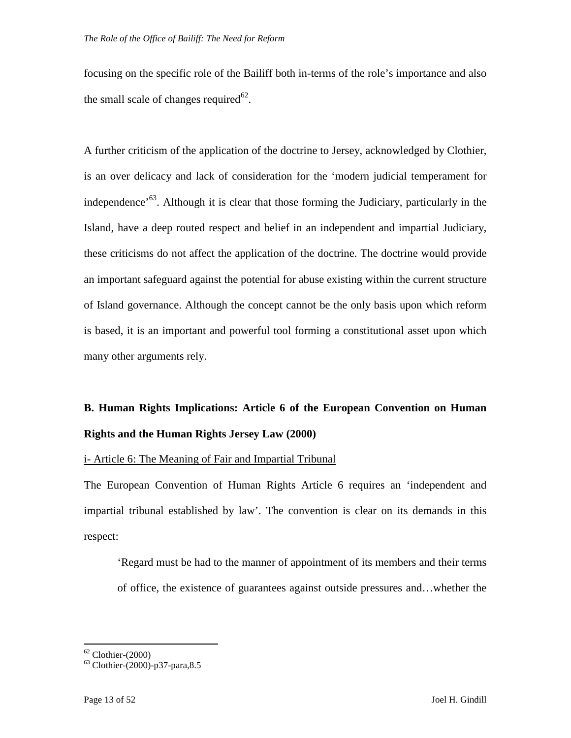focusing on the specific role of the Bailiff both in-terms of the role's importance and also the small scale of changes required[62].

A further criticism of the application of the doctrine to Jersey, acknowledged by Clothier, is an over delicacy and lack of consideration for the 'modern judicial temperament for independence'[63]. Although it is clear that those forming the Judiciary, particularly in the Island, have a deep routed respect and belief in an independent and impartial Judiciary, these criticisms do not affect the application of the doctrine. The doctrine would provide an important safeguard against the potential for abuse existing within the current structure of Island governance. Although the concept cannot be the only basis upon which reform is based, it is an important and powerful tool forming a constitutional asset upon which many other arguments rely.

## B. Human Rights Implications: Article 6 of the European Convention on Human Rights and the Human Rights Jersey Law (2000)

### i- Article 6: The Meaning of Fair and Impartial Tribunal

The European Convention of Human Rights Article 6 requires an 'independent and impartial tribunal established by law'. The convention is clear on its demands in this respect:

> 'Regard must be had to the manner of appointment of its members and their terms of office, the existence of guarantees against outside pressures and…whether the

---

[62] Clothier-(2000)

[63] Clothier-(2000)-p37-para,8.5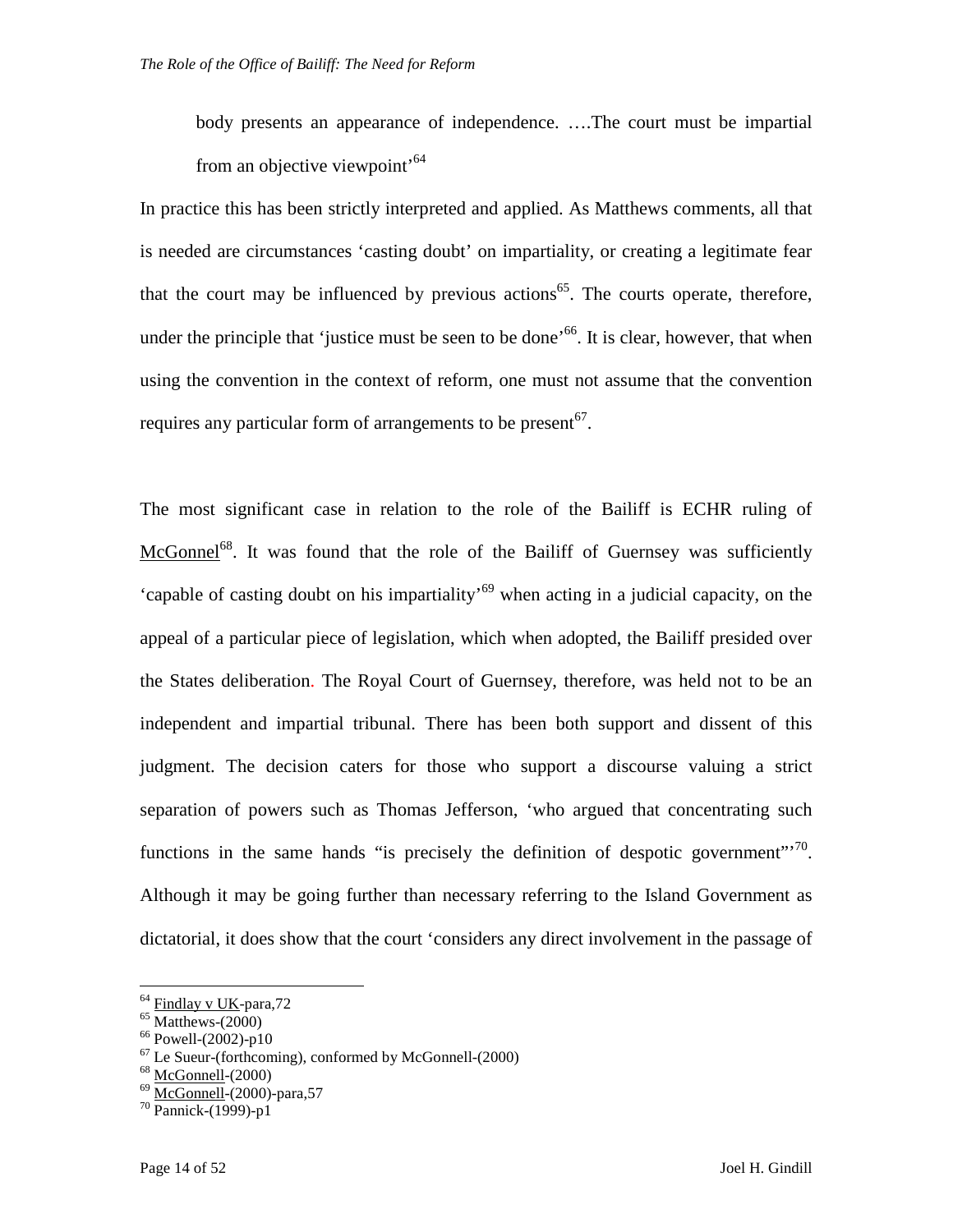> body presents an appearance of independence. ….The court must be impartial from an objective viewpoint'[64]

In practice this has been strictly interpreted and applied. As Matthews comments, all that is needed are circumstances 'casting doubt' on impartiality, or creating a legitimate fear that the court may be influenced by previous actions[65]. The courts operate, therefore, under the principle that 'justice must be seen to be done'[66]. It is clear, however, that when using the convention in the context of reform, one must not assume that the convention requires any particular form of arrangements to be present[67].

The most significant case in relation to the role of the Bailiff is ECHR ruling of McGonnel[68]. It was found that the role of the Bailiff of Guernsey was sufficiently 'capable of casting doubt on his impartiality'[69] when acting in a judicial capacity, on the appeal of a particular piece of legislation, which when adopted, the Bailiff presided over the States deliberation. The Royal Court of Guernsey, therefore, was held not to be an independent and impartial tribunal. There has been both support and dissent of this judgment. The decision caters for those who support a discourse valuing a strict separation of powers such as Thomas Jefferson, 'who argued that concentrating such functions in the same hands "is precisely the definition of despotic government"'[70]. Although it may be going further than necessary referring to the Island Government as dictatorial, it does show that the court 'considers any direct involvement in the passage of

---

[64] Findlay v UK-para,72
[65] Matthews-(2000)
[66] Powell-(2002)-p10
[67] Le Sueur-(forthcoming), conformed by McGonnell-(2000)
[68] McGonnell-(2000)
[69] McGonnell-(2000)-para,57
[70] Pannick-(1999)-p1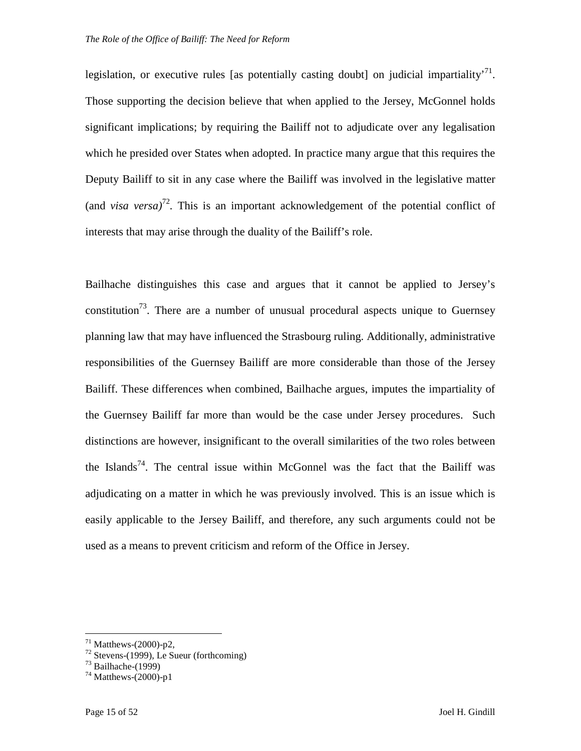legislation, or executive rules [as potentially casting doubt] on judicial impartiality'[71]. Those supporting the decision believe that when applied to the Jersey, McGonnel holds significant implications; by requiring the Bailiff not to adjudicate over any legalisation which he presided over States when adopted. In practice many argue that this requires the Deputy Bailiff to sit in any case where the Bailiff was involved in the legislative matter (and *visa versa)*[72]. This is an important acknowledgement of the potential conflict of interests that may arise through the duality of the Bailiff's role.

Bailhache distinguishes this case and argues that it cannot be applied to Jersey's constitution[73]. There are a number of unusual procedural aspects unique to Guernsey planning law that may have influenced the Strasbourg ruling. Additionally, administrative responsibilities of the Guernsey Bailiff are more considerable than those of the Jersey Bailiff. These differences when combined, Bailhache argues, imputes the impartiality of the Guernsey Bailiff far more than would be the case under Jersey procedures. Such distinctions are however, insignificant to the overall similarities of the two roles between the Islands[74]. The central issue within McGonnel was the fact that the Bailiff was adjudicating on a matter in which he was previously involved. This is an issue which is easily applicable to the Jersey Bailiff, and therefore, any such arguments could not be used as a means to prevent criticism and reform of the Office in Jersey.

---

[71] Matthews-(2000)-p2,
[72] Stevens-(1999), Le Sueur (forthcoming)
[73] Bailhache-(1999)
[74] Matthews-(2000)-p1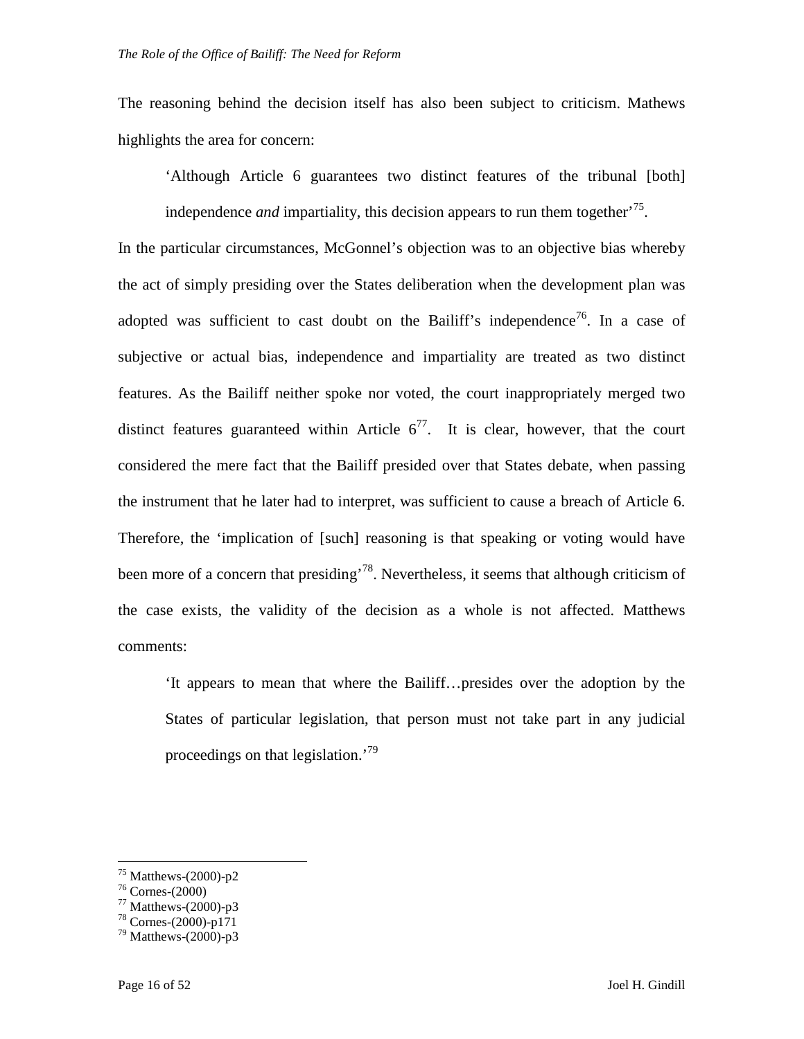The reasoning behind the decision itself has also been subject to criticism. Mathews highlights the area for concern:

> 'Although Article 6 guarantees two distinct features of the tribunal [both] independence *and* impartiality, this decision appears to run them together'[75].

In the particular circumstances, McGonnel's objection was to an objective bias whereby the act of simply presiding over the States deliberation when the development plan was adopted was sufficient to cast doubt on the Bailiff's independence[76]. In a case of subjective or actual bias, independence and impartiality are treated as two distinct features. As the Bailiff neither spoke nor voted, the court inappropriately merged two distinct features guaranteed within Article 6[77]. It is clear, however, that the court considered the mere fact that the Bailiff presided over that States debate, when passing the instrument that he later had to interpret, was sufficient to cause a breach of Article 6. Therefore, the 'implication of [such] reasoning is that speaking or voting would have been more of a concern that presiding'[78]. Nevertheless, it seems that although criticism of the case exists, the validity of the decision as a whole is not affected. Matthews comments:

> 'It appears to mean that where the Bailiff…presides over the adoption by the States of particular legislation, that person must not take part in any judicial proceedings on that legislation.'[79]

---

[75] Matthews-(2000)-p2
[76] Cornes-(2000)
[77] Matthews-(2000)-p3
[78] Cornes-(2000)-p171
[79] Matthews-(2000)-p3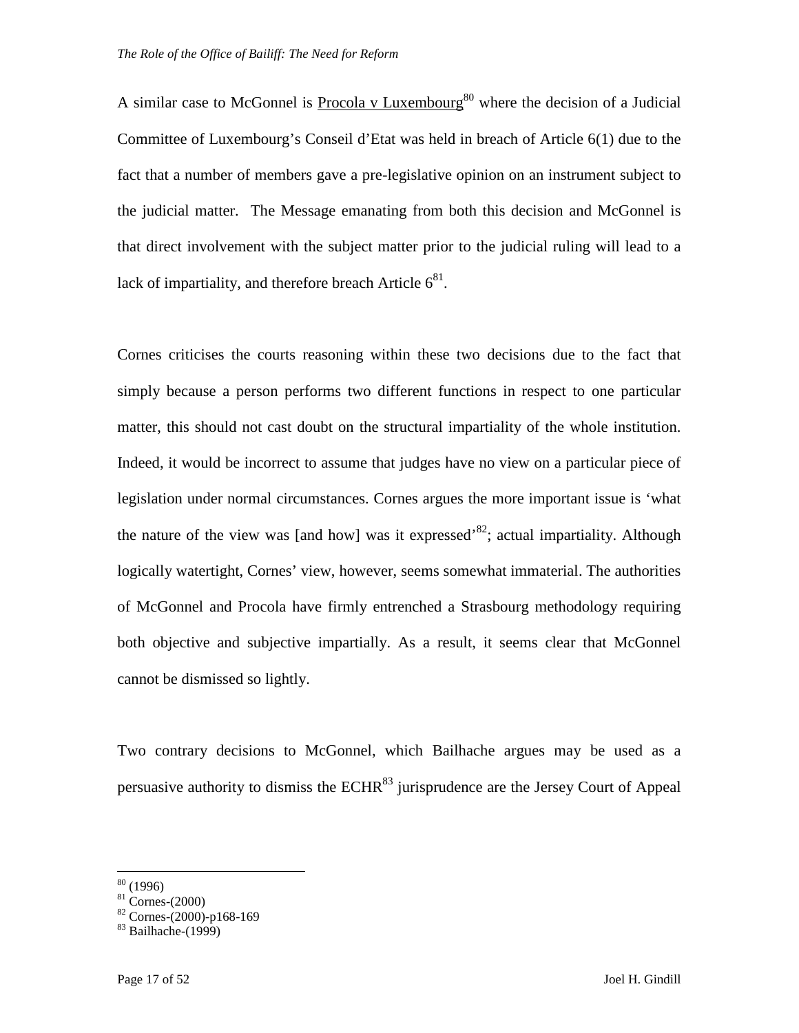A similar case to McGonnel is Procola v Luxembourg[80] where the decision of a Judicial Committee of Luxembourg's Conseil d'Etat was held in breach of Article 6(1) due to the fact that a number of members gave a pre-legislative opinion on an instrument subject to the judicial matter. The Message emanating from both this decision and McGonnel is that direct involvement with the subject matter prior to the judicial ruling will lead to a lack of impartiality, and therefore breach Article 6[81].

Cornes criticises the courts reasoning within these two decisions due to the fact that simply because a person performs two different functions in respect to one particular matter, this should not cast doubt on the structural impartiality of the whole institution. Indeed, it would be incorrect to assume that judges have no view on a particular piece of legislation under normal circumstances. Cornes argues the more important issue is 'what the nature of the view was [and how] was it expressed'[82]; actual impartiality. Although logically watertight, Cornes' view, however, seems somewhat immaterial. The authorities of McGonnel and Procola have firmly entrenched a Strasbourg methodology requiring both objective and subjective impartially. As a result, it seems clear that McGonnel cannot be dismissed so lightly.

Two contrary decisions to McGonnel, which Bailhache argues may be used as a persuasive authority to dismiss the ECHR[83] jurisprudence are the Jersey Court of Appeal

---

[80] (1996)
[81] Cornes-(2000)
[82] Cornes-(2000)-p168-169
[83] Bailhache-(1999)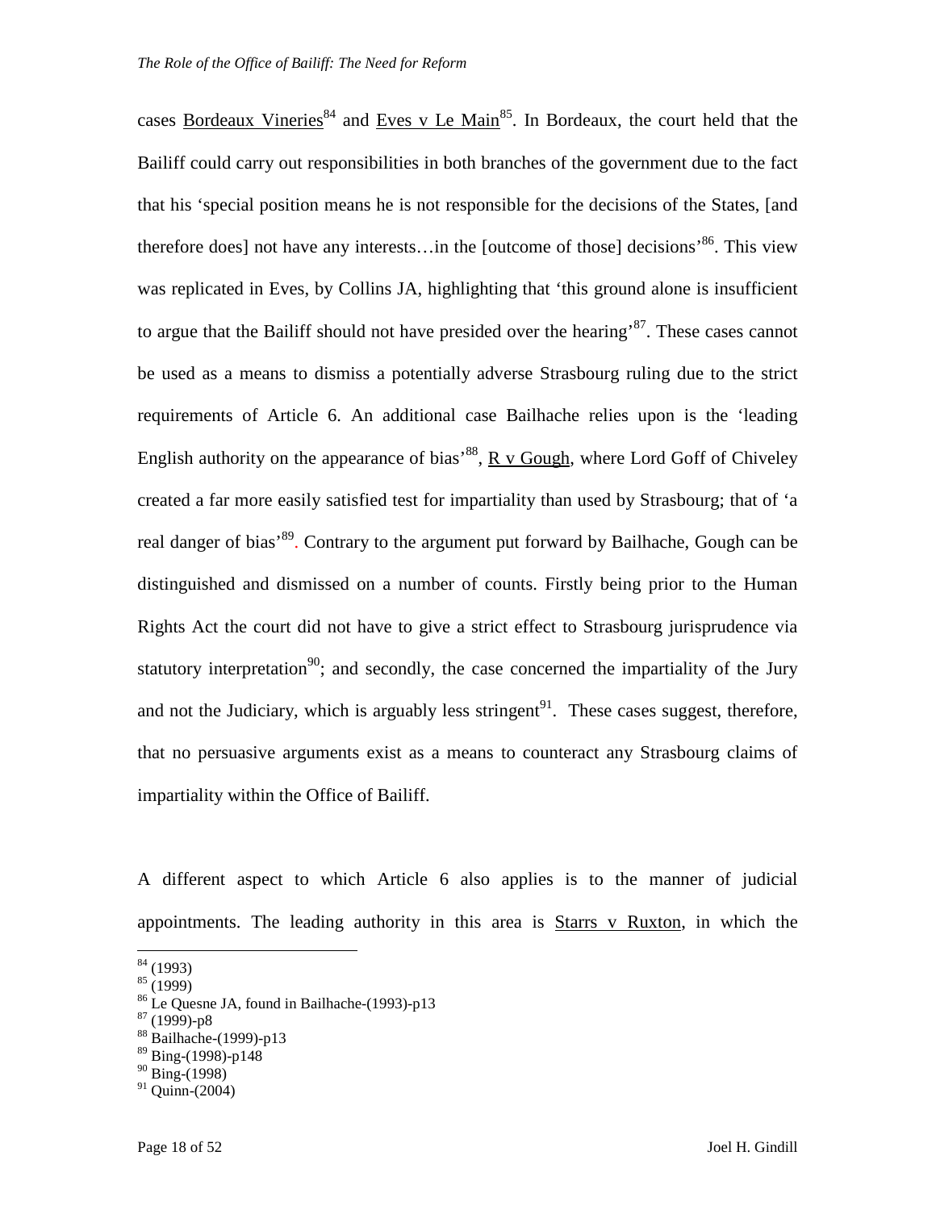cases Bordeaux Vineries[84] and Eves v Le Main[85]. In Bordeaux, the court held that the Bailiff could carry out responsibilities in both branches of the government due to the fact that his 'special position means he is not responsible for the decisions of the States, [and therefore does] not have any interests…in the [outcome of those] decisions'[86]. This view was replicated in Eves, by Collins JA, highlighting that 'this ground alone is insufficient to argue that the Bailiff should not have presided over the hearing'[87]. These cases cannot be used as a means to dismiss a potentially adverse Strasbourg ruling due to the strict requirements of Article 6. An additional case Bailhache relies upon is the 'leading English authority on the appearance of bias'[88], R v Gough, where Lord Goff of Chiveley created a far more easily satisfied test for impartiality than used by Strasbourg; that of 'a real danger of bias'[89]. Contrary to the argument put forward by Bailhache, Gough can be distinguished and dismissed on a number of counts. Firstly being prior to the Human Rights Act the court did not have to give a strict effect to Strasbourg jurisprudence via statutory interpretation[90]; and secondly, the case concerned the impartiality of the Jury and not the Judiciary, which is arguably less stringent[91]. These cases suggest, therefore, that no persuasive arguments exist as a means to counteract any Strasbourg claims of impartiality within the Office of Bailiff.

A different aspect to which Article 6 also applies is to the manner of judicial appointments. The leading authority in this area is Starrs v Ruxton, in which the

---

[84] (1993)
[85] (1999)
[86] Le Quesne JA, found in Bailhache-(1993)-p13
[87] (1999)-p8
[88] Bailhache-(1999)-p13
[89] Bing-(1998)-p148
[90] Bing-(1998)
[91] Quinn-(2004)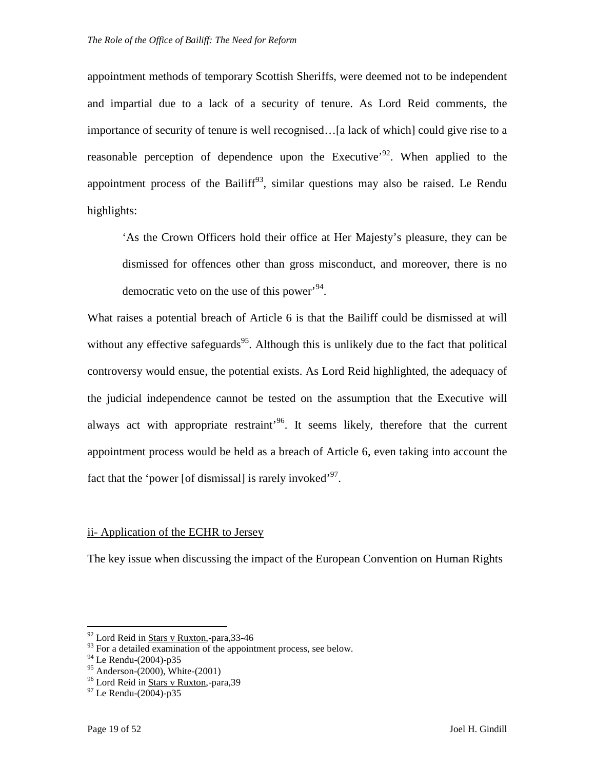appointment methods of temporary Scottish Sheriffs, were deemed not to be independent and impartial due to a lack of a security of tenure. As Lord Reid comments, the importance of security of tenure is well recognised…[a lack of which] could give rise to a reasonable perception of dependence upon the Executive'[92]. When applied to the appointment process of the Bailiff[93], similar questions may also be raised. Le Rendu highlights:

> 'As the Crown Officers hold their office at Her Majesty's pleasure, they can be dismissed for offences other than gross misconduct, and moreover, there is no democratic veto on the use of this power'[94].

What raises a potential breach of Article 6 is that the Bailiff could be dismissed at will without any effective safeguards[95]. Although this is unlikely due to the fact that political controversy would ensue, the potential exists. As Lord Reid highlighted, the adequacy of the judicial independence cannot be tested on the assumption that the Executive will always act with appropriate restraint'[96]. It seems likely, therefore that the current appointment process would be held as a breach of Article 6, even taking into account the fact that the 'power [of dismissal] is rarely invoked'[97].

## ii- Application of the ECHR to Jersey

The key issue when discussing the impact of the European Convention on Human Rights

---

[92] Lord Reid in Stars v Ruxton,-para,33-46
[93] For a detailed examination of the appointment process, see below.
[94] Le Rendu-(2004)-p35
[95] Anderson-(2000), White-(2001)
[96] Lord Reid in Stars v Ruxton,-para,39
[97] Le Rendu-(2004)-p35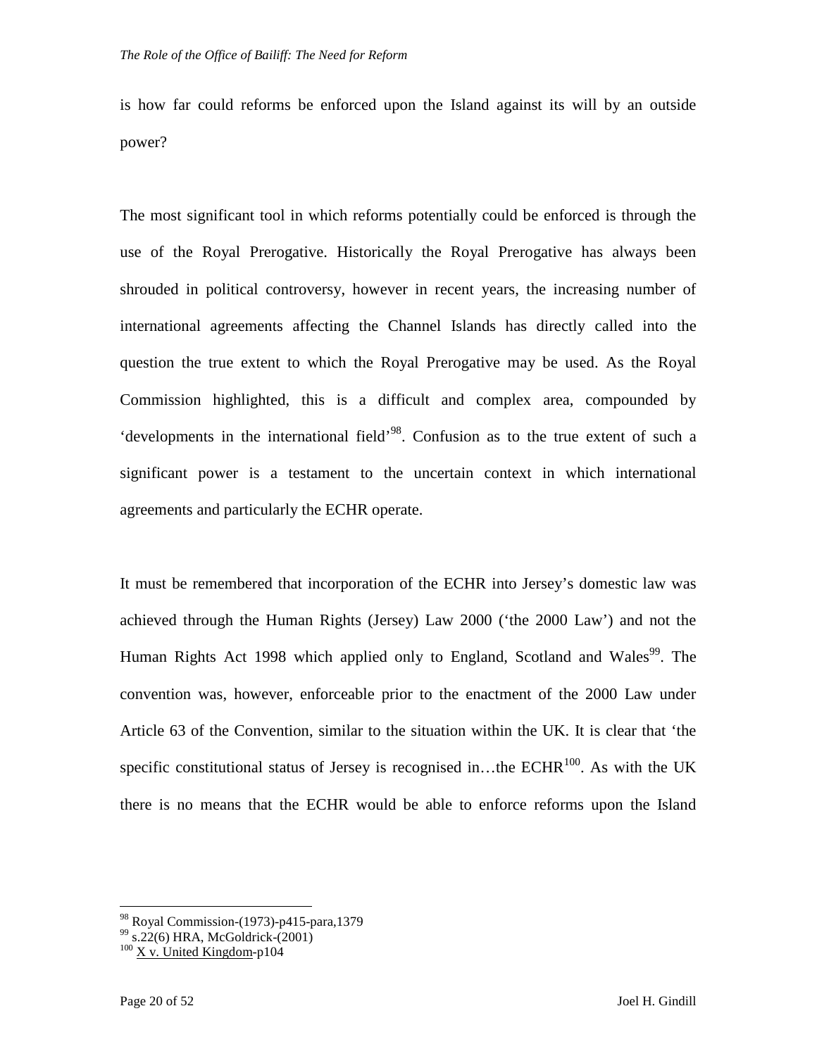is how far could reforms be enforced upon the Island against its will by an outside power?

The most significant tool in which reforms potentially could be enforced is through the use of the Royal Prerogative. Historically the Royal Prerogative has always been shrouded in political controversy, however in recent years, the increasing number of international agreements affecting the Channel Islands has directly called into the question the true extent to which the Royal Prerogative may be used. As the Royal Commission highlighted, this is a difficult and complex area, compounded by 'developments in the international field'[98]. Confusion as to the true extent of such a significant power is a testament to the uncertain context in which international agreements and particularly the ECHR operate.

It must be remembered that incorporation of the ECHR into Jersey's domestic law was achieved through the Human Rights (Jersey) Law 2000 ('the 2000 Law') and not the Human Rights Act 1998 which applied only to England, Scotland and Wales[99]. The convention was, however, enforceable prior to the enactment of the 2000 Law under Article 63 of the Convention, similar to the situation within the UK. It is clear that 'the specific constitutional status of Jersey is recognised in…the ECHR[100]. As with the UK there is no means that the ECHR would be able to enforce reforms upon the Island

---

[98] Royal Commission-(1973)-p415-para,1379

[99] s.22(6) HRA, McGoldrick-(2001)

[100] X v. United Kingdom-p104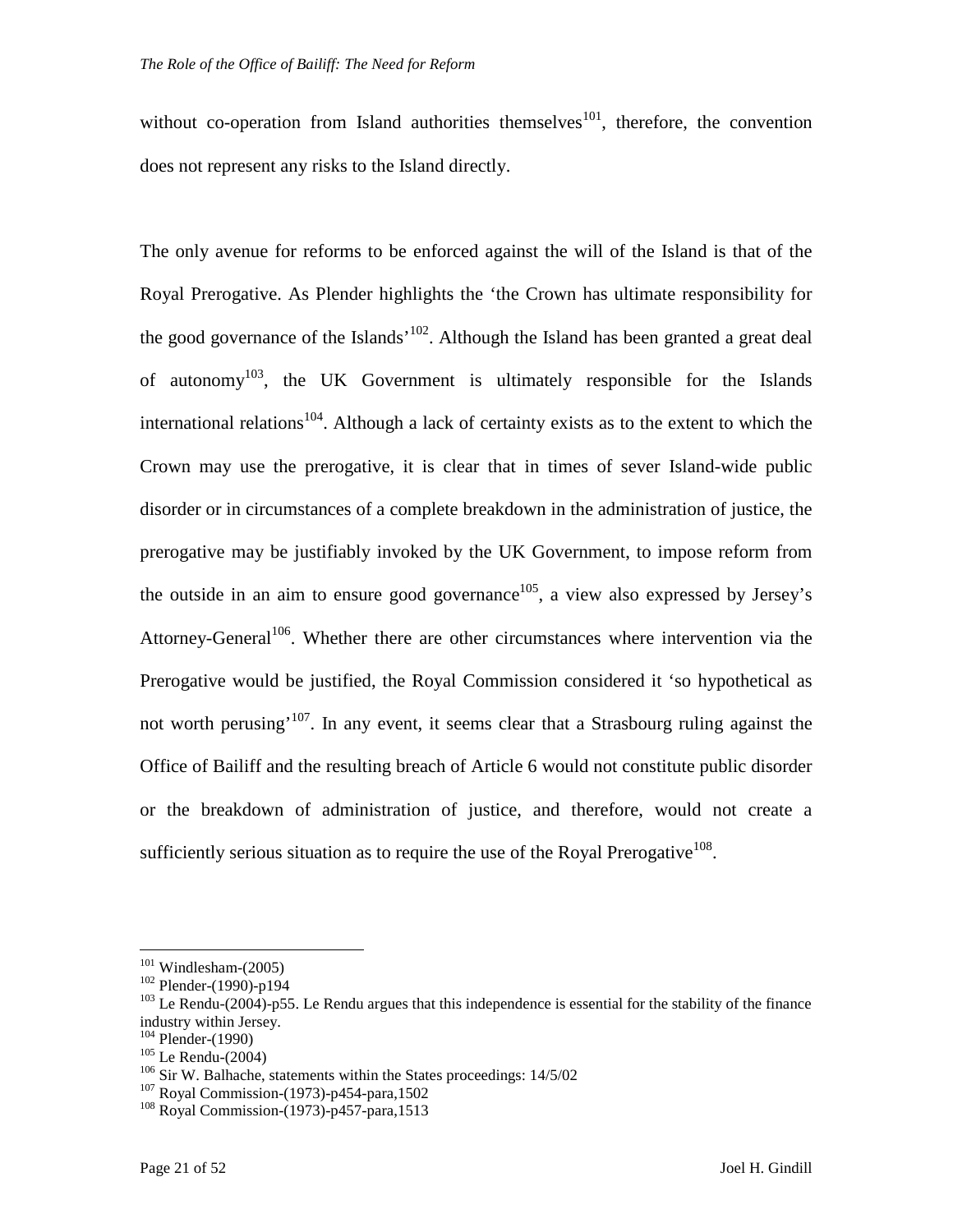without co-operation from Island authorities themselves[101], therefore, the convention does not represent any risks to the Island directly.

The only avenue for reforms to be enforced against the will of the Island is that of the Royal Prerogative. As Plender highlights the 'the Crown has ultimate responsibility for the good governance of the Islands'[102]. Although the Island has been granted a great deal of autonomy[103], the UK Government is ultimately responsible for the Islands international relations[104]. Although a lack of certainty exists as to the extent to which the Crown may use the prerogative, it is clear that in times of sever Island-wide public disorder or in circumstances of a complete breakdown in the administration of justice, the prerogative may be justifiably invoked by the UK Government, to impose reform from the outside in an aim to ensure good governance[105], a view also expressed by Jersey's Attorney-General[106]. Whether there are other circumstances where intervention via the Prerogative would be justified, the Royal Commission considered it 'so hypothetical as not worth perusing'[107]. In any event, it seems clear that a Strasbourg ruling against the Office of Bailiff and the resulting breach of Article 6 would not constitute public disorder or the breakdown of administration of justice, and therefore, would not create a sufficiently serious situation as to require the use of the Royal Prerogative[108].

---

[101] Windlesham-(2005)
[102] Plender-(1990)-p194
[103] Le Rendu-(2004)-p55. Le Rendu argues that this independence is essential for the stability of the finance industry within Jersey.
[104] Plender-(1990)
[105] Le Rendu-(2004)
[106] Sir W. Balhache, statements within the States proceedings: 14/5/02
[107] Royal Commission-(1973)-p454-para,1502
[108] Royal Commission-(1973)-p457-para,1513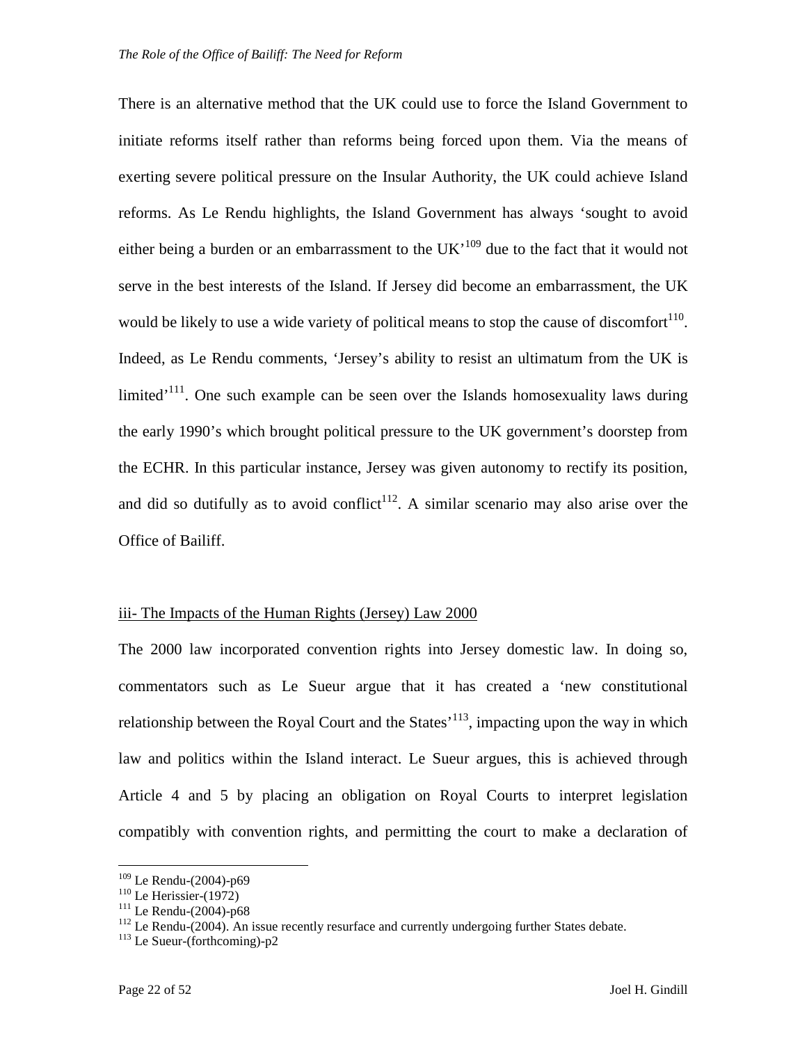There is an alternative method that the UK could use to force the Island Government to initiate reforms itself rather than reforms being forced upon them. Via the means of exerting severe political pressure on the Insular Authority, the UK could achieve Island reforms. As Le Rendu highlights, the Island Government has always 'sought to avoid either being a burden or an embarrassment to the UK'[109] due to the fact that it would not serve in the best interests of the Island. If Jersey did become an embarrassment, the UK would be likely to use a wide variety of political means to stop the cause of discomfort[110]. Indeed, as Le Rendu comments, 'Jersey's ability to resist an ultimatum from the UK is limited'[111]. One such example can be seen over the Islands homosexuality laws during the early 1990's which brought political pressure to the UK government's doorstep from the ECHR. In this particular instance, Jersey was given autonomy to rectify its position, and did so dutifully as to avoid conflict[112]. A similar scenario may also arise over the Office of Bailiff.

<u>iii- The Impacts of the Human Rights (Jersey) Law 2000</u>

The 2000 law incorporated convention rights into Jersey domestic law. In doing so, commentators such as Le Sueur argue that it has created a 'new constitutional relationship between the Royal Court and the States'[113], impacting upon the way in which law and politics within the Island interact. Le Sueur argues, this is achieved through Article 4 and 5 by placing an obligation on Royal Courts to interpret legislation compatibly with convention rights, and permitting the court to make a declaration of

---

[109] Le Rendu-(2004)-p69

[110] Le Herissier-(1972)

[111] Le Rendu-(2004)-p68

[112] Le Rendu-(2004). An issue recently resurface and currently undergoing further States debate.

[113] Le Sueur-(forthcoming)-p2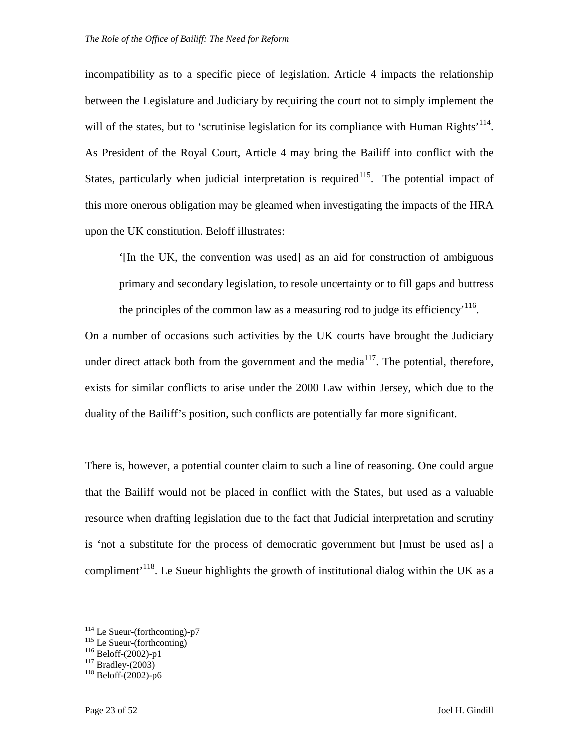incompatibility as to a specific piece of legislation. Article 4 impacts the relationship between the Legislature and Judiciary by requiring the court not to simply implement the will of the states, but to 'scrutinise legislation for its compliance with Human Rights'[114]. As President of the Royal Court, Article 4 may bring the Bailiff into conflict with the States, particularly when judicial interpretation is required[115]. The potential impact of this more onerous obligation may be gleamed when investigating the impacts of the HRA upon the UK constitution. Beloff illustrates:

> '[In the UK, the convention was used] as an aid for construction of ambiguous primary and secondary legislation, to resole uncertainty or to fill gaps and buttress the principles of the common law as a measuring rod to judge its efficiency'[116].

On a number of occasions such activities by the UK courts have brought the Judiciary under direct attack both from the government and the media[117]. The potential, therefore, exists for similar conflicts to arise under the 2000 Law within Jersey, which due to the duality of the Bailiff's position, such conflicts are potentially far more significant.

There is, however, a potential counter claim to such a line of reasoning. One could argue that the Bailiff would not be placed in conflict with the States, but used as a valuable resource when drafting legislation due to the fact that Judicial interpretation and scrutiny is 'not a substitute for the process of democratic government but [must be used as] a compliment'[118]. Le Sueur highlights the growth of institutional dialog within the UK as a

---

[114] Le Sueur-(forthcoming)-p7
[115] Le Sueur-(forthcoming)
[116] Beloff-(2002)-p1
[117] Bradley-(2003)
[118] Beloff-(2002)-p6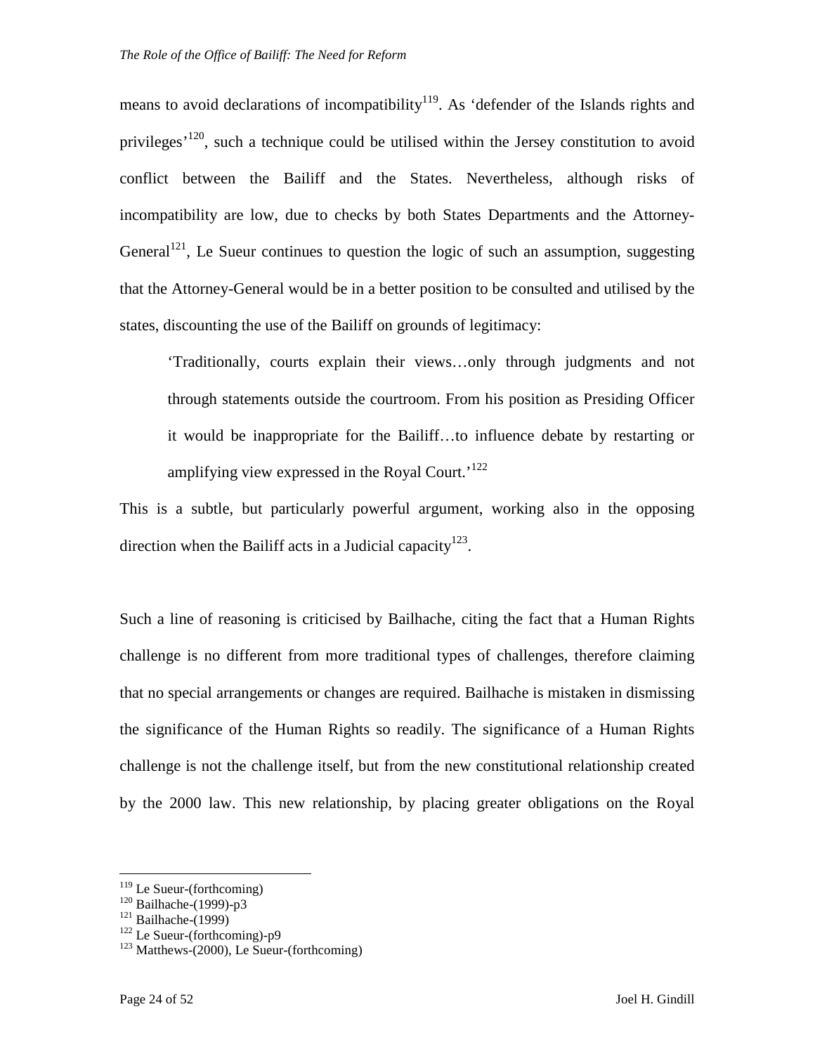means to avoid declarations of incompatibility[119]. As 'defender of the Islands rights and privileges'[120], such a technique could be utilised within the Jersey constitution to avoid conflict between the Bailiff and the States. Nevertheless, although risks of incompatibility are low, due to checks by both States Departments and the Attorney-General[121], Le Sueur continues to question the logic of such an assumption, suggesting that the Attorney-General would be in a better position to be consulted and utilised by the states, discounting the use of the Bailiff on grounds of legitimacy:

> 'Traditionally, courts explain their views…only through judgments and not through statements outside the courtroom. From his position as Presiding Officer it would be inappropriate for the Bailiff…to influence debate by restarting or amplifying view expressed in the Royal Court.'[122]

This is a subtle, but particularly powerful argument, working also in the opposing direction when the Bailiff acts in a Judicial capacity[123].

Such a line of reasoning is criticised by Bailhache, citing the fact that a Human Rights challenge is no different from more traditional types of challenges, therefore claiming that no special arrangements or changes are required. Bailhache is mistaken in dismissing the significance of the Human Rights so readily. The significance of a Human Rights challenge is not the challenge itself, but from the new constitutional relationship created by the 2000 law. This new relationship, by placing greater obligations on the Royal

---

[119] Le Sueur-(forthcoming)
[120] Bailhache-(1999)-p3
[121] Bailhache-(1999)
[122] Le Sueur-(forthcoming)-p9
[123] Matthews-(2000), Le Sueur-(forthcoming)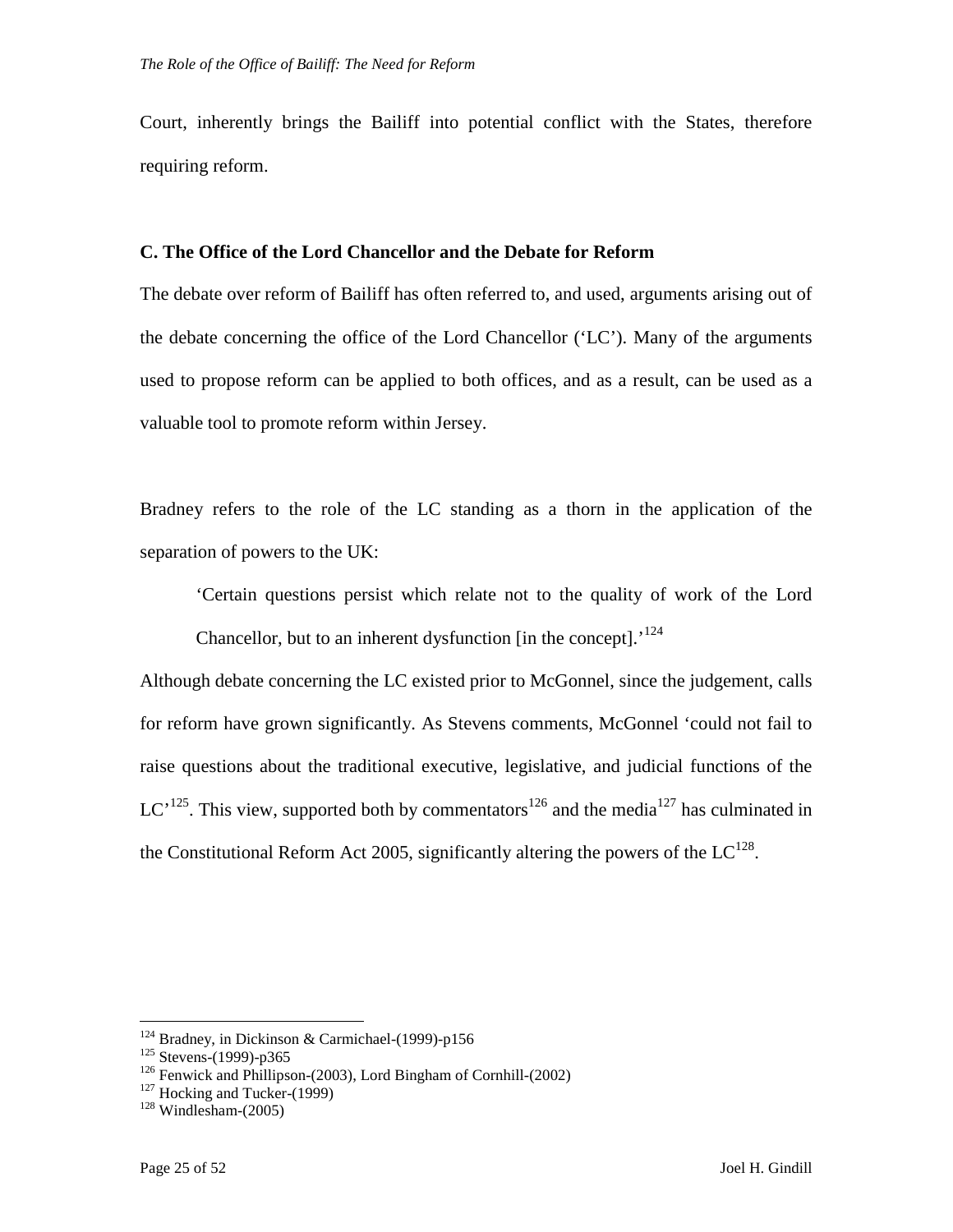Court, inherently brings the Bailiff into potential conflict with the States, therefore requiring reform.

### C. The Office of the Lord Chancellor and the Debate for Reform

The debate over reform of Bailiff has often referred to, and used, arguments arising out of the debate concerning the office of the Lord Chancellor ('LC'). Many of the arguments used to propose reform can be applied to both offices, and as a result, can be used as a valuable tool to promote reform within Jersey.

Bradney refers to the role of the LC standing as a thorn in the application of the separation of powers to the UK:

> 'Certain questions persist which relate not to the quality of work of the Lord Chancellor, but to an inherent dysfunction [in the concept].'[124]

Although debate concerning the LC existed prior to McGonnel, since the judgement, calls for reform have grown significantly. As Stevens comments, McGonnel 'could not fail to raise questions about the traditional executive, legislative, and judicial functions of the LC'[125]. This view, supported both by commentators[126] and the media[127] has culminated in the Constitutional Reform Act 2005, significantly altering the powers of the LC[128].

---

[124] Bradney, in Dickinson & Carmichael-(1999)-p156
[125] Stevens-(1999)-p365
[126] Fenwick and Phillipson-(2003), Lord Bingham of Cornhill-(2002)
[127] Hocking and Tucker-(1999)
[128] Windlesham-(2005)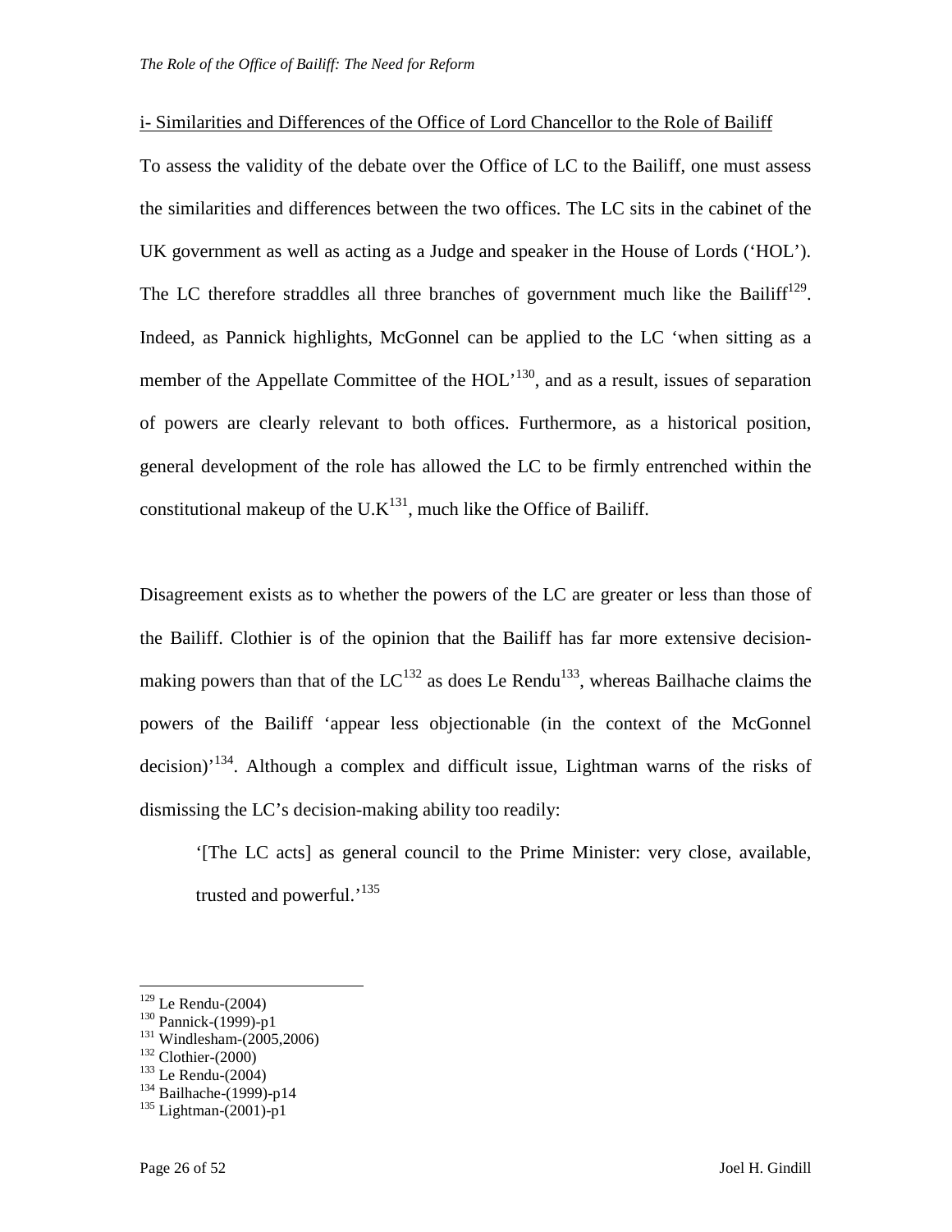<u>i- Similarities and Differences of the Office of Lord Chancellor to the Role of Bailiff</u>

To assess the validity of the debate over the Office of LC to the Bailiff, one must assess the similarities and differences between the two offices. The LC sits in the cabinet of the UK government as well as acting as a Judge and speaker in the House of Lords ('HOL'). The LC therefore straddles all three branches of government much like the Bailiff[129]. Indeed, as Pannick highlights, McGonnel can be applied to the LC 'when sitting as a member of the Appellate Committee of the HOL'[130], and as a result, issues of separation of powers are clearly relevant to both offices. Furthermore, as a historical position, general development of the role has allowed the LC to be firmly entrenched within the constitutional makeup of the U.K[131], much like the Office of Bailiff.

Disagreement exists as to whether the powers of the LC are greater or less than those of the Bailiff. Clothier is of the opinion that the Bailiff has far more extensive decision-making powers than that of the LC[132] as does Le Rendu[133], whereas Bailhache claims the powers of the Bailiff 'appear less objectionable (in the context of the McGonnel decision)'[134]. Although a complex and difficult issue, Lightman warns of the risks of dismissing the LC's decision-making ability too readily:

> '[The LC acts] as general council to the Prime Minister: very close, available, trusted and powerful.'[135]

---

[129] Le Rendu-(2004)
[130] Pannick-(1999)-p1
[131] Windlesham-(2005,2006)
[132] Clothier-(2000)
[133] Le Rendu-(2004)
[134] Bailhache-(1999)-p14
[135] Lightman-(2001)-p1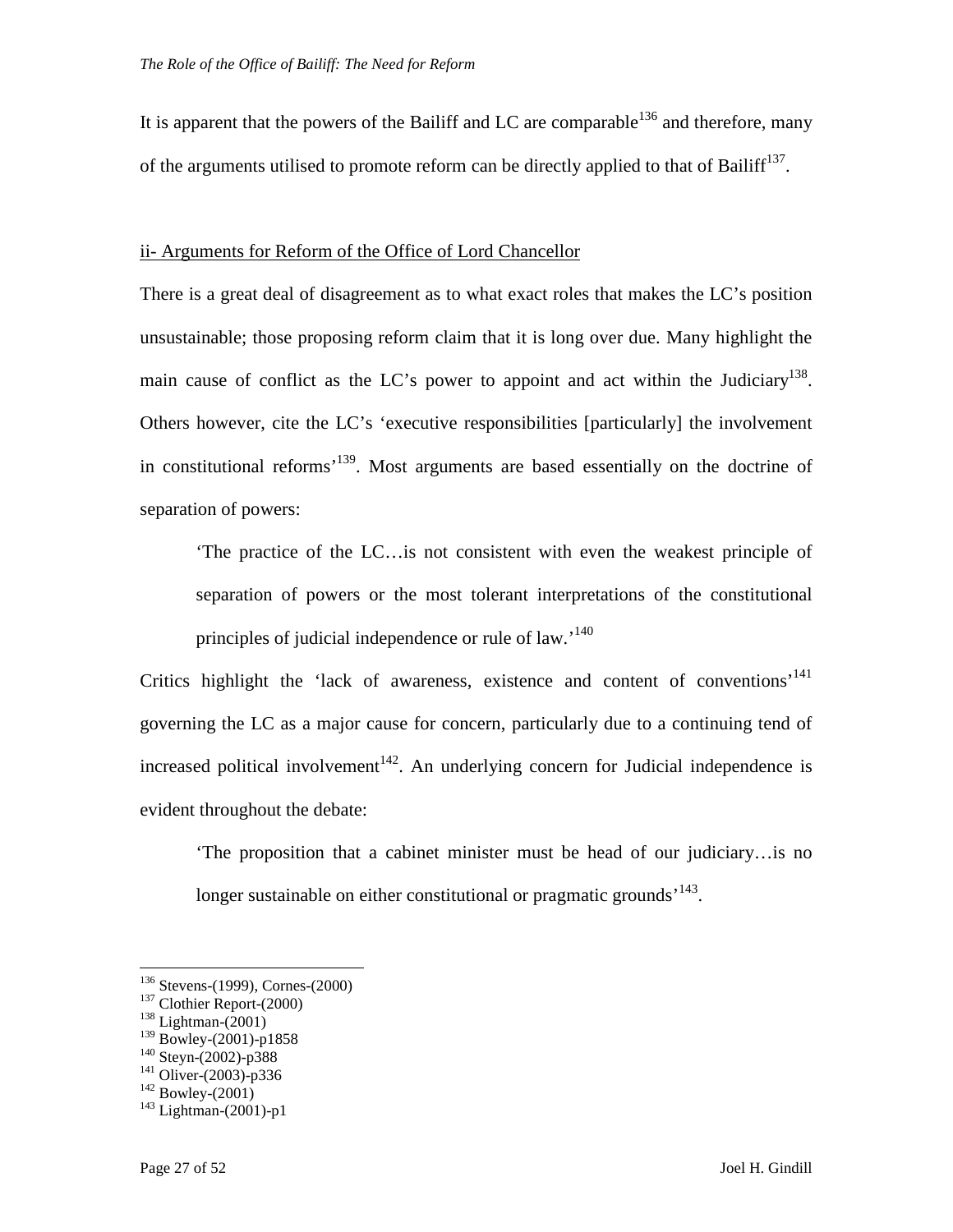It is apparent that the powers of the Bailiff and LC are comparable[136] and therefore, many of the arguments utilised to promote reform can be directly applied to that of Bailiff[137].

ii- Arguments for Reform of the Office of Lord Chancellor

There is a great deal of disagreement as to what exact roles that makes the LC's position unsustainable; those proposing reform claim that it is long over due. Many highlight the main cause of conflict as the LC's power to appoint and act within the Judiciary[138]. Others however, cite the LC's 'executive responsibilities [particularly] the involvement in constitutional reforms'[139]. Most arguments are based essentially on the doctrine of separation of powers:

> 'The practice of the LC…is not consistent with even the weakest principle of separation of powers or the most tolerant interpretations of the constitutional principles of judicial independence or rule of law.'[140]

Critics highlight the 'lack of awareness, existence and content of conventions'[141] governing the LC as a major cause for concern, particularly due to a continuing tend of increased political involvement[142]. An underlying concern for Judicial independence is evident throughout the debate:

> 'The proposition that a cabinet minister must be head of our judiciary…is no longer sustainable on either constitutional or pragmatic grounds'[143].

---

[136] Stevens-(1999), Cornes-(2000)
[137] Clothier Report-(2000)
[138] Lightman-(2001)
[139] Bowley-(2001)-p1858
[140] Steyn-(2002)-p388
[141] Oliver-(2003)-p336
[142] Bowley-(2001)
[143] Lightman-(2001)-p1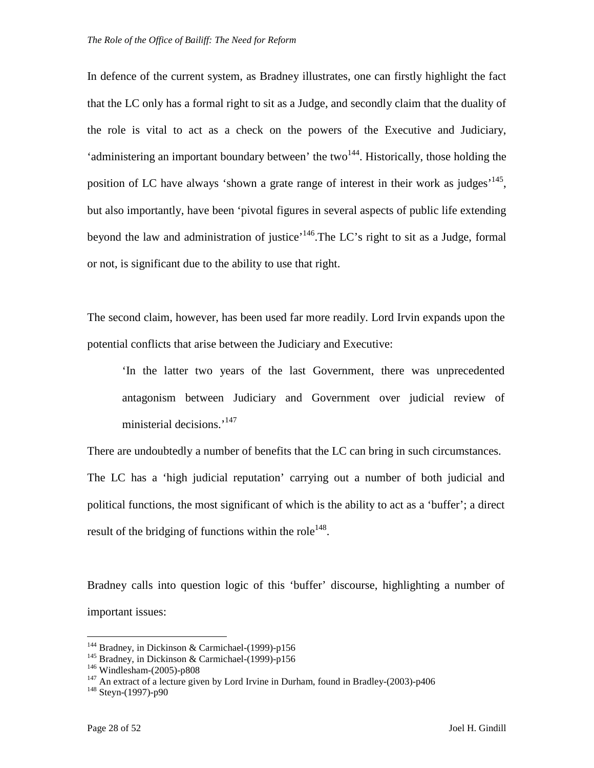In defence of the current system, as Bradney illustrates, one can firstly highlight the fact that the LC only has a formal right to sit as a Judge, and secondly claim that the duality of the role is vital to act as a check on the powers of the Executive and Judiciary, 'administering an important boundary between' the two[144]. Historically, those holding the position of LC have always 'shown a grate range of interest in their work as judges'[145], but also importantly, have been 'pivotal figures in several aspects of public life extending beyond the law and administration of justice'[146].The LC's right to sit as a Judge, formal or not, is significant due to the ability to use that right.

The second claim, however, has been used far more readily. Lord Irvin expands upon the potential conflicts that arise between the Judiciary and Executive:

> 'In the latter two years of the last Government, there was unprecedented antagonism between Judiciary and Government over judicial review of ministerial decisions.'[147]

There are undoubtedly a number of benefits that the LC can bring in such circumstances. The LC has a 'high judicial reputation' carrying out a number of both judicial and political functions, the most significant of which is the ability to act as a 'buffer'; a direct result of the bridging of functions within the role[148].

Bradney calls into question logic of this 'buffer' discourse, highlighting a number of important issues:

---

[144] Bradney, in Dickinson & Carmichael-(1999)-p156
[145] Bradney, in Dickinson & Carmichael-(1999)-p156
[146] Windlesham-(2005)-p808
[147] An extract of a lecture given by Lord Irvine in Durham, found in Bradley-(2003)-p406
[148] Steyn-(1997)-p90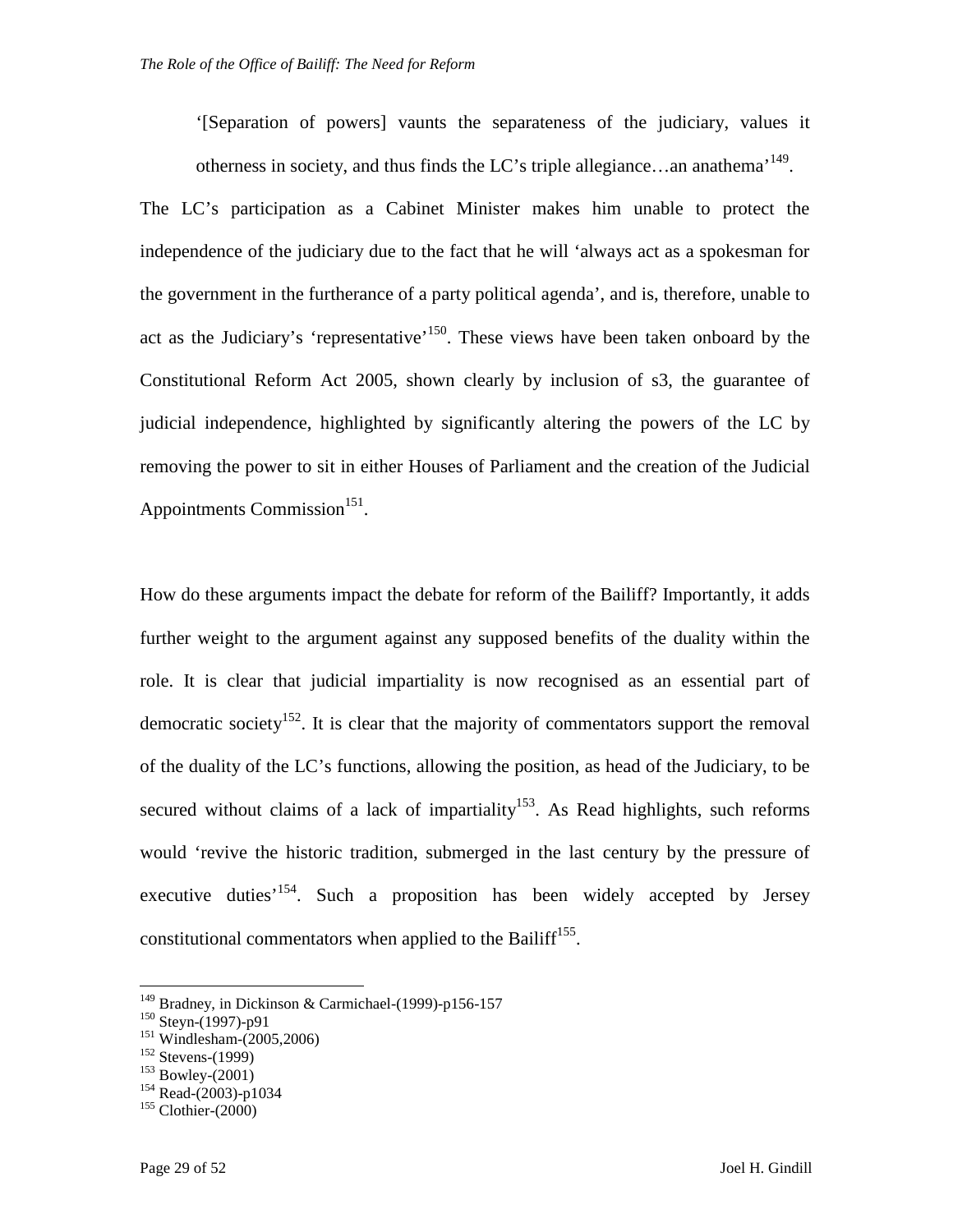> '[Separation of powers] vaunts the separateness of the judiciary, values it otherness in society, and thus finds the LC's triple allegiance…an anathema'[149].

The LC's participation as a Cabinet Minister makes him unable to protect the independence of the judiciary due to the fact that he will 'always act as a spokesman for the government in the furtherance of a party political agenda', and is, therefore, unable to act as the Judiciary's 'representative'[150]. These views have been taken onboard by the Constitutional Reform Act 2005, shown clearly by inclusion of s3, the guarantee of judicial independence, highlighted by significantly altering the powers of the LC by removing the power to sit in either Houses of Parliament and the creation of the Judicial Appointments Commission[151].

How do these arguments impact the debate for reform of the Bailiff? Importantly, it adds further weight to the argument against any supposed benefits of the duality within the role. It is clear that judicial impartiality is now recognised as an essential part of democratic society[152]. It is clear that the majority of commentators support the removal of the duality of the LC's functions, allowing the position, as head of the Judiciary, to be secured without claims of a lack of impartiality[153]. As Read highlights, such reforms would 'revive the historic tradition, submerged in the last century by the pressure of executive duties'[154]. Such a proposition has been widely accepted by Jersey constitutional commentators when applied to the Bailiff[155].

---

[149] Bradney, in Dickinson & Carmichael-(1999)-p156-157
[150] Steyn-(1997)-p91
[151] Windlesham-(2005,2006)
[152] Stevens-(1999)
[153] Bowley-(2001)
[154] Read-(2003)-p1034
[155] Clothier-(2000)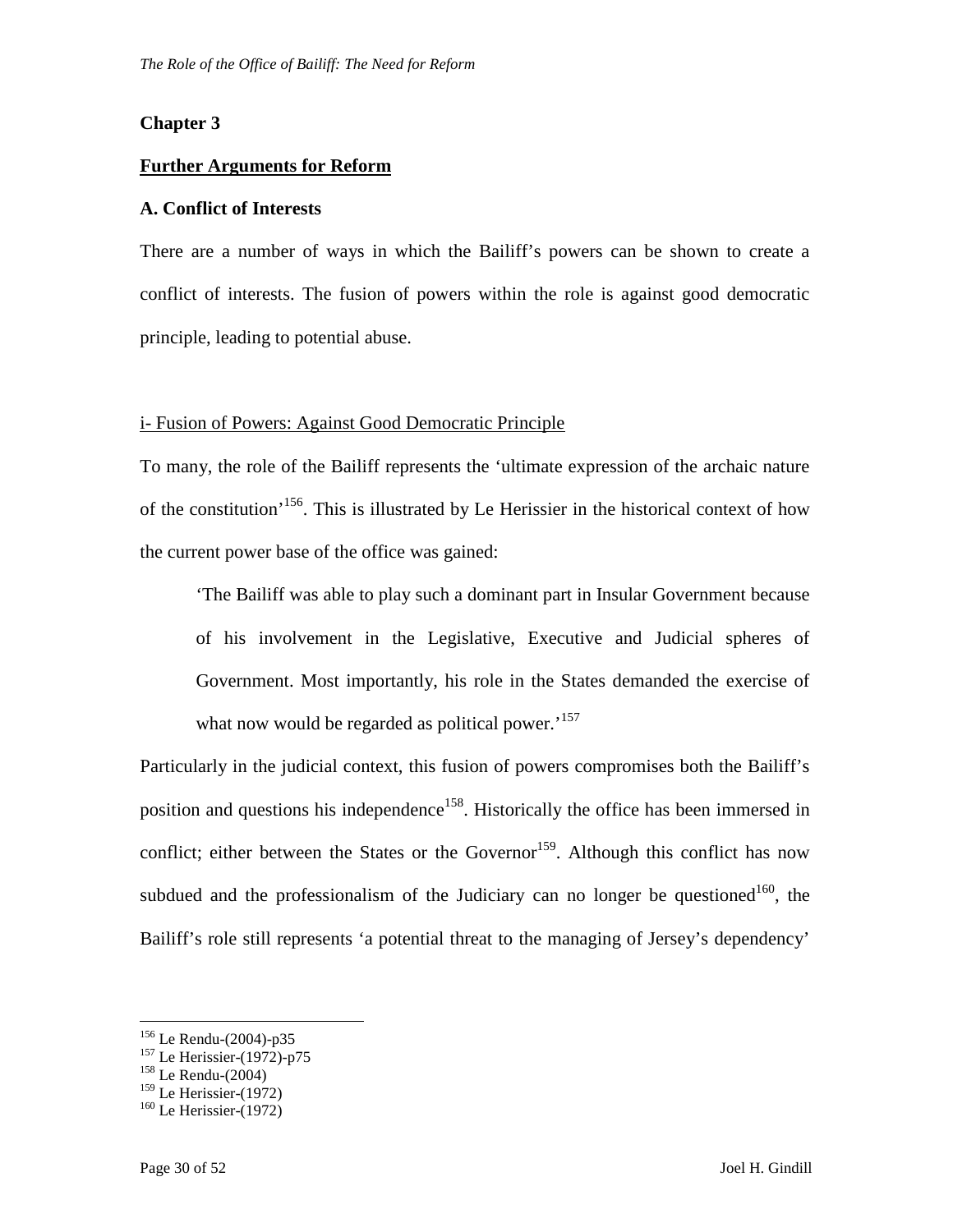# Chapter 3

## Further Arguments for Reform

### A. Conflict of Interests

There are a number of ways in which the Bailiff's powers can be shown to create a conflict of interests. The fusion of powers within the role is against good democratic principle, leading to potential abuse.

i- Fusion of Powers: Against Good Democratic Principle

To many, the role of the Bailiff represents the 'ultimate expression of the archaic nature of the constitution'[156]. This is illustrated by Le Herissier in the historical context of how the current power base of the office was gained:

> 'The Bailiff was able to play such a dominant part in Insular Government because of his involvement in the Legislative, Executive and Judicial spheres of Government. Most importantly, his role in the States demanded the exercise of what now would be regarded as political power.'[157]

Particularly in the judicial context, this fusion of powers compromises both the Bailiff's position and questions his independence[158]. Historically the office has been immersed in conflict; either between the States or the Governor[159]. Although this conflict has now subdued and the professionalism of the Judiciary can no longer be questioned[160], the Bailiff's role still represents 'a potential threat to the managing of Jersey's dependency'

---

[156] Le Rendu-(2004)-p35
[157] Le Herissier-(1972)-p75
[158] Le Rendu-(2004)
[159] Le Herissier-(1972)
[160] Le Herissier-(1972)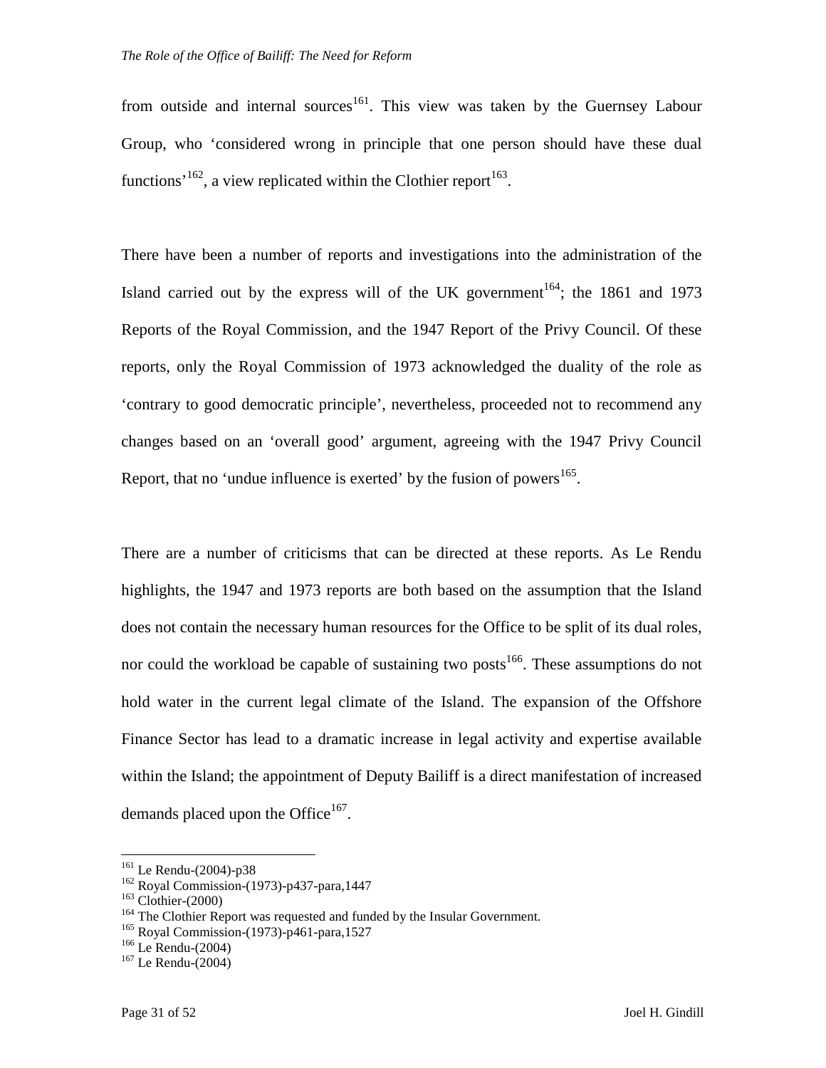from outside and internal sources[161]. This view was taken by the Guernsey Labour Group, who 'considered wrong in principle that one person should have these dual functions'[162], a view replicated within the Clothier report[163].

There have been a number of reports and investigations into the administration of the Island carried out by the express will of the UK government[164]; the 1861 and 1973 Reports of the Royal Commission, and the 1947 Report of the Privy Council. Of these reports, only the Royal Commission of 1973 acknowledged the duality of the role as 'contrary to good democratic principle', nevertheless, proceeded not to recommend any changes based on an 'overall good' argument, agreeing with the 1947 Privy Council Report, that no 'undue influence is exerted' by the fusion of powers[165].

There are a number of criticisms that can be directed at these reports. As Le Rendu highlights, the 1947 and 1973 reports are both based on the assumption that the Island does not contain the necessary human resources for the Office to be split of its dual roles, nor could the workload be capable of sustaining two posts[166]. These assumptions do not hold water in the current legal climate of the Island. The expansion of the Offshore Finance Sector has lead to a dramatic increase in legal activity and expertise available within the Island; the appointment of Deputy Bailiff is a direct manifestation of increased demands placed upon the Office[167].

---

[161] Le Rendu-(2004)-p38
[162] Royal Commission-(1973)-p437-para,1447
[163] Clothier-(2000)
[164] The Clothier Report was requested and funded by the Insular Government.
[165] Royal Commission-(1973)-p461-para,1527
[166] Le Rendu-(2004)
[167] Le Rendu-(2004)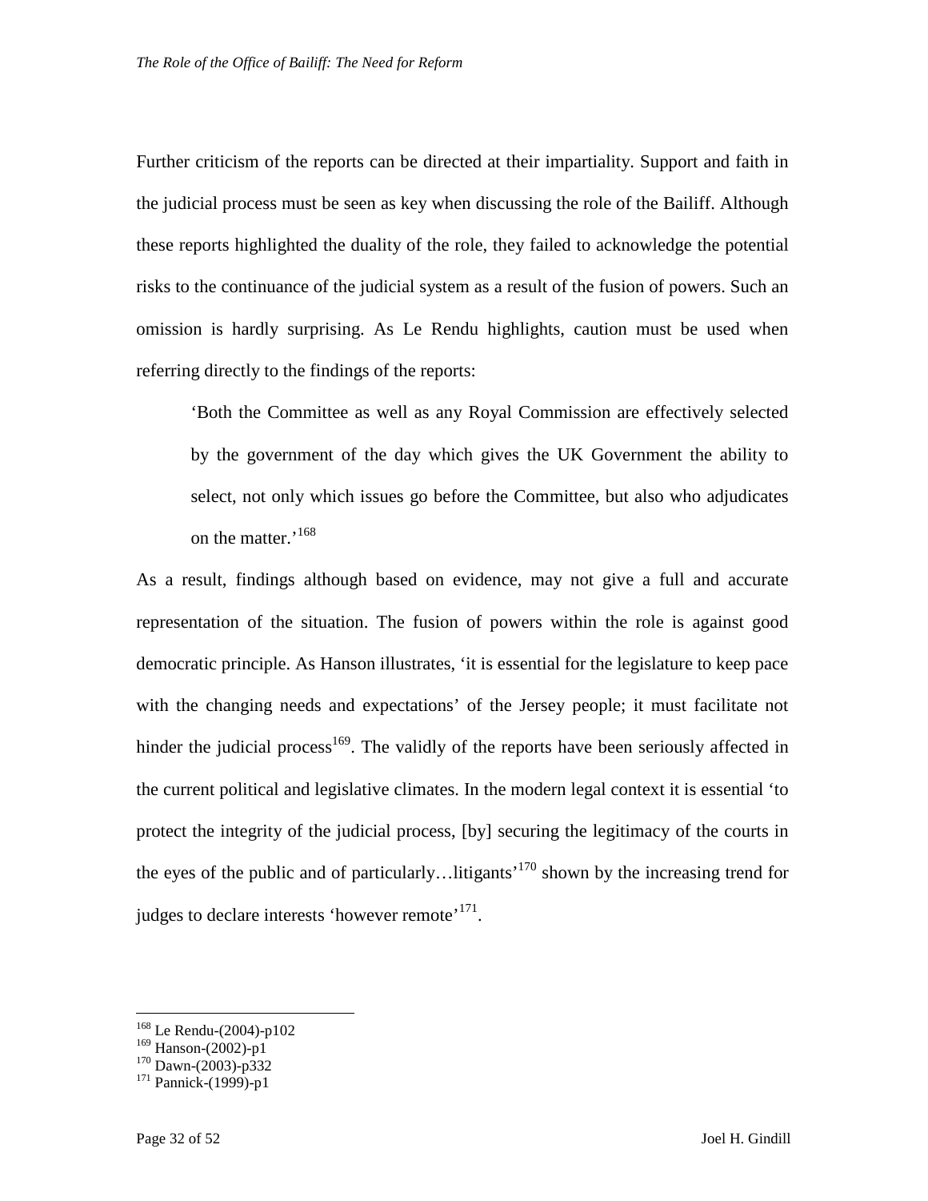Further criticism of the reports can be directed at their impartiality. Support and faith in the judicial process must be seen as key when discussing the role of the Bailiff. Although these reports highlighted the duality of the role, they failed to acknowledge the potential risks to the continuance of the judicial system as a result of the fusion of powers. Such an omission is hardly surprising. As Le Rendu highlights, caution must be used when referring directly to the findings of the reports:

> 'Both the Committee as well as any Royal Commission are effectively selected by the government of the day which gives the UK Government the ability to select, not only which issues go before the Committee, but also who adjudicates on the matter.'[168]

As a result, findings although based on evidence, may not give a full and accurate representation of the situation. The fusion of powers within the role is against good democratic principle. As Hanson illustrates, 'it is essential for the legislature to keep pace with the changing needs and expectations' of the Jersey people; it must facilitate not hinder the judicial process[169]. The validly of the reports have been seriously affected in the current political and legislative climates. In the modern legal context it is essential 'to protect the integrity of the judicial process, [by] securing the legitimacy of the courts in the eyes of the public and of particularly…litigants'[170] shown by the increasing trend for judges to declare interests 'however remote'[171].

---

[168] Le Rendu-(2004)-p102
[169] Hanson-(2002)-p1
[170] Dawn-(2003)-p332
[171] Pannick-(1999)-p1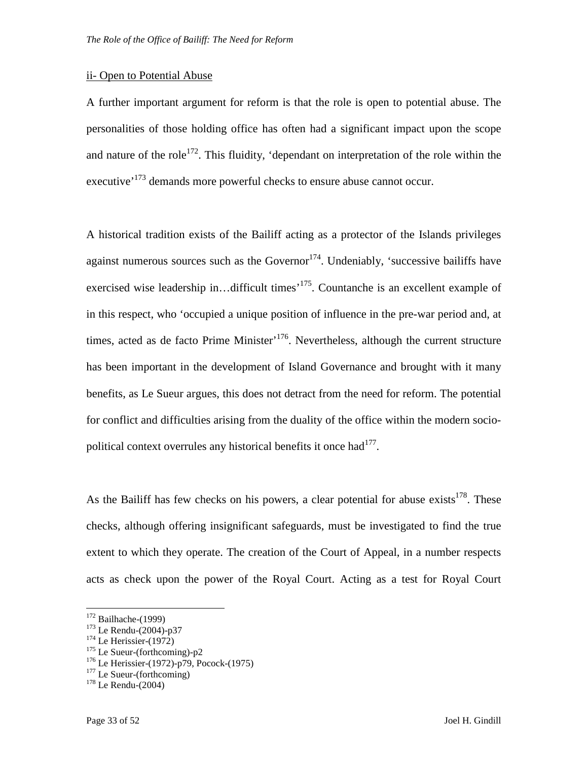ii- Open to Potential Abuse

A further important argument for reform is that the role is open to potential abuse. The personalities of those holding office has often had a significant impact upon the scope and nature of the role[172]. This fluidity, 'dependant on interpretation of the role within the executive'[173] demands more powerful checks to ensure abuse cannot occur.

A historical tradition exists of the Bailiff acting as a protector of the Islands privileges against numerous sources such as the Governor[174]. Undeniably, 'successive bailiffs have exercised wise leadership in…difficult times'[175]. Countanche is an excellent example of in this respect, who 'occupied a unique position of influence in the pre-war period and, at times, acted as de facto Prime Minister'[176]. Nevertheless, although the current structure has been important in the development of Island Governance and brought with it many benefits, as Le Sueur argues, this does not detract from the need for reform. The potential for conflict and difficulties arising from the duality of the office within the modern socio-political context overrules any historical benefits it once had[177].

As the Bailiff has few checks on his powers, a clear potential for abuse exists[178]. These checks, although offering insignificant safeguards, must be investigated to find the true extent to which they operate. The creation of the Court of Appeal, in a number respects acts as check upon the power of the Royal Court. Acting as a test for Royal Court

---

[172] Bailhache-(1999)
[173] Le Rendu-(2004)-p37
[174] Le Herissier-(1972)
[175] Le Sueur-(forthcoming)-p2
[176] Le Herissier-(1972)-p79, Pocock-(1975)
[177] Le Sueur-(forthcoming)
[178] Le Rendu-(2004)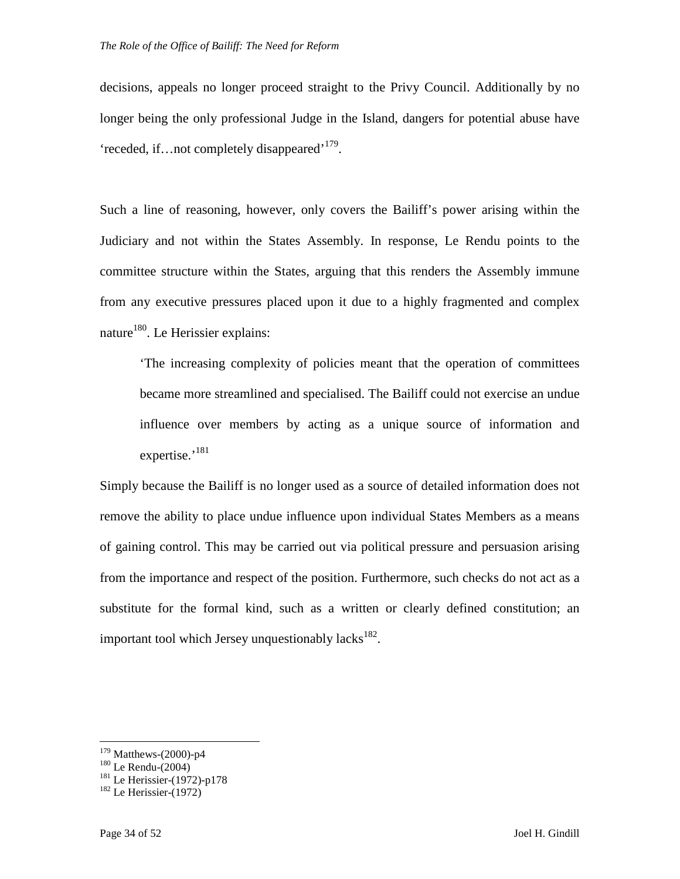decisions, appeals no longer proceed straight to the Privy Council. Additionally by no longer being the only professional Judge in the Island, dangers for potential abuse have 'receded, if…not completely disappeared'[179].

Such a line of reasoning, however, only covers the Bailiff's power arising within the Judiciary and not within the States Assembly. In response, Le Rendu points to the committee structure within the States, arguing that this renders the Assembly immune from any executive pressures placed upon it due to a highly fragmented and complex nature[180]. Le Herissier explains:

> 'The increasing complexity of policies meant that the operation of committees became more streamlined and specialised. The Bailiff could not exercise an undue influence over members by acting as a unique source of information and expertise.'[181]

Simply because the Bailiff is no longer used as a source of detailed information does not remove the ability to place undue influence upon individual States Members as a means of gaining control. This may be carried out via political pressure and persuasion arising from the importance and respect of the position. Furthermore, such checks do not act as a substitute for the formal kind, such as a written or clearly defined constitution; an important tool which Jersey unquestionably lacks[182].

---

[179] Matthews-(2000)-p4
[180] Le Rendu-(2004)
[181] Le Herissier-(1972)-p178
[182] Le Herissier-(1972)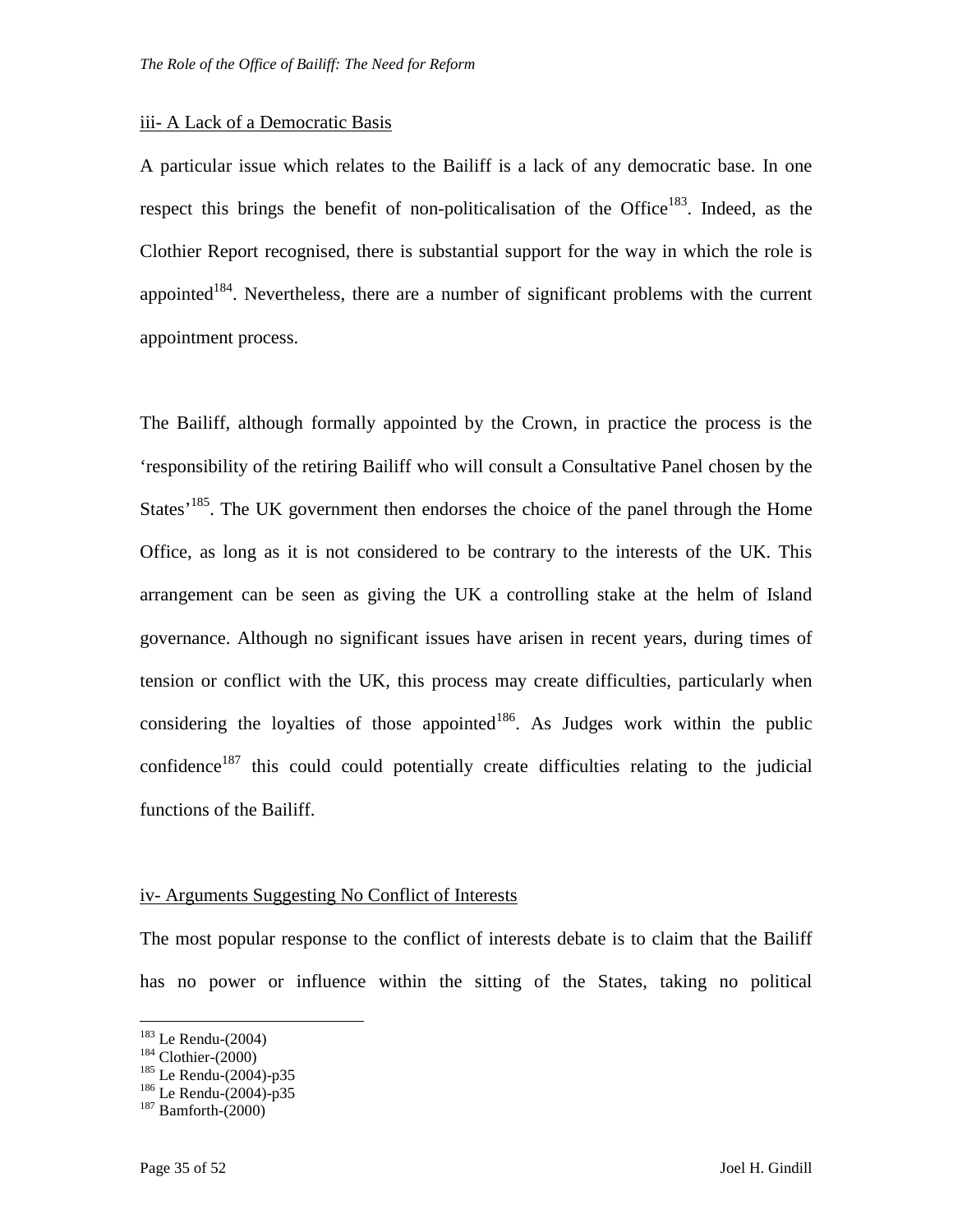iii- A Lack of a Democratic Basis

A particular issue which relates to the Bailiff is a lack of any democratic base. In one respect this brings the benefit of non-politicalisation of the Office[183]. Indeed, as the Clothier Report recognised, there is substantial support for the way in which the role is appointed[184]. Nevertheless, there are a number of significant problems with the current appointment process.

The Bailiff, although formally appointed by the Crown, in practice the process is the 'responsibility of the retiring Bailiff who will consult a Consultative Panel chosen by the States'[185]. The UK government then endorses the choice of the panel through the Home Office, as long as it is not considered to be contrary to the interests of the UK. This arrangement can be seen as giving the UK a controlling stake at the helm of Island governance. Although no significant issues have arisen in recent years, during times of tension or conflict with the UK, this process may create difficulties, particularly when considering the loyalties of those appointed[186]. As Judges work within the public confidence[187] this could could potentially create difficulties relating to the judicial functions of the Bailiff.

iv- Arguments Suggesting No Conflict of Interests

The most popular response to the conflict of interests debate is to claim that the Bailiff has no power or influence within the sitting of the States, taking no political

[183] Le Rendu-(2004)
[184] Clothier-(2000)
[185] Le Rendu-(2004)-p35
[186] Le Rendu-(2004)-p35
[187] Bamforth-(2000)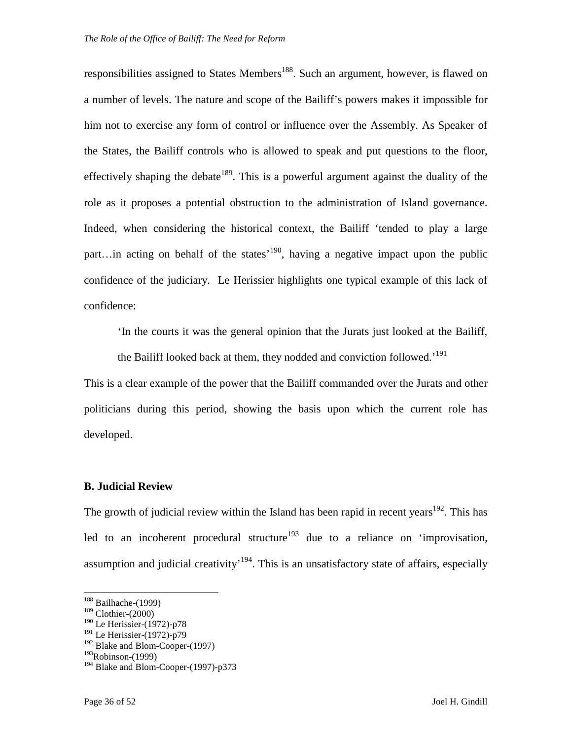responsibilities assigned to States Members[188]. Such an argument, however, is flawed on a number of levels. The nature and scope of the Bailiff's powers makes it impossible for him not to exercise any form of control or influence over the Assembly. As Speaker of the States, the Bailiff controls who is allowed to speak and put questions to the floor, effectively shaping the debate[189]. This is a powerful argument against the duality of the role as it proposes a potential obstruction to the administration of Island governance. Indeed, when considering the historical context, the Bailiff 'tended to play a large part…in acting on behalf of the states'[190], having a negative impact upon the public confidence of the judiciary. Le Herissier highlights one typical example of this lack of confidence:

> 'In the courts it was the general opinion that the Jurats just looked at the Bailiff, the Bailiff looked back at them, they nodded and conviction followed.'[191]

This is a clear example of the power that the Bailiff commanded over the Jurats and other politicians during this period, showing the basis upon which the current role has developed.

### B. Judicial Review

The growth of judicial review within the Island has been rapid in recent years[192]. This has led to an incoherent procedural structure[193] due to a reliance on 'improvisation, assumption and judicial creativity'[194]. This is an unsatisfactory state of affairs, especially

---

[188] Bailhache-(1999)
[189] Clothier-(2000)
[190] Le Herissier-(1972)-p78
[191] Le Herissier-(1972)-p79
[192] Blake and Blom-Cooper-(1997)
[193] Robinson-(1999)
[194] Blake and Blom-Cooper-(1997)-p373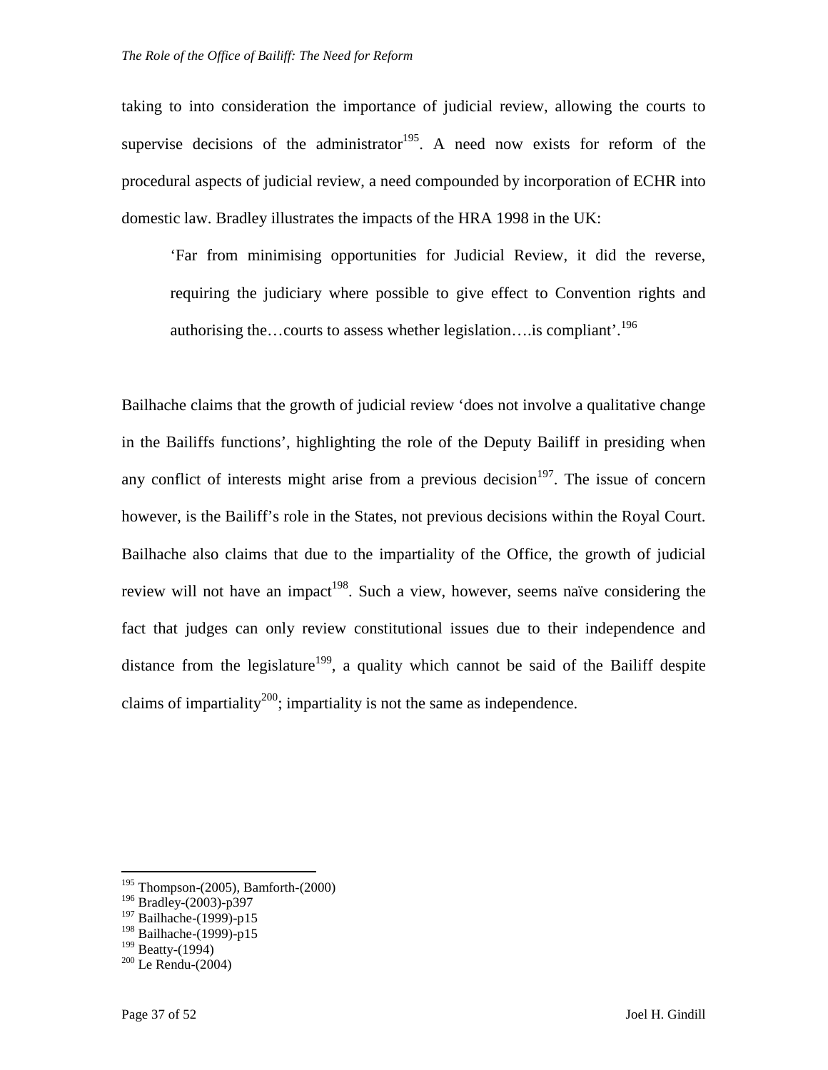taking to into consideration the importance of judicial review, allowing the courts to supervise decisions of the administrator[195]. A need now exists for reform of the procedural aspects of judicial review, a need compounded by incorporation of ECHR into domestic law. Bradley illustrates the impacts of the HRA 1998 in the UK:

> 'Far from minimising opportunities for Judicial Review, it did the reverse, requiring the judiciary where possible to give effect to Convention rights and authorising the…courts to assess whether legislation….is compliant'.[196]

Bailhache claims that the growth of judicial review 'does not involve a qualitative change in the Bailiffs functions', highlighting the role of the Deputy Bailiff in presiding when any conflict of interests might arise from a previous decision[197]. The issue of concern however, is the Bailiff's role in the States, not previous decisions within the Royal Court. Bailhache also claims that due to the impartiality of the Office, the growth of judicial review will not have an impact[198]. Such a view, however, seems naïve considering the fact that judges can only review constitutional issues due to their independence and distance from the legislature[199], a quality which cannot be said of the Bailiff despite claims of impartiality[200]; impartiality is not the same as independence.

---

[195] Thompson-(2005), Bamforth-(2000)
[196] Bradley-(2003)-p397
[197] Bailhache-(1999)-p15
[198] Bailhache-(1999)-p15
[199] Beatty-(1994)
[200] Le Rendu-(2004)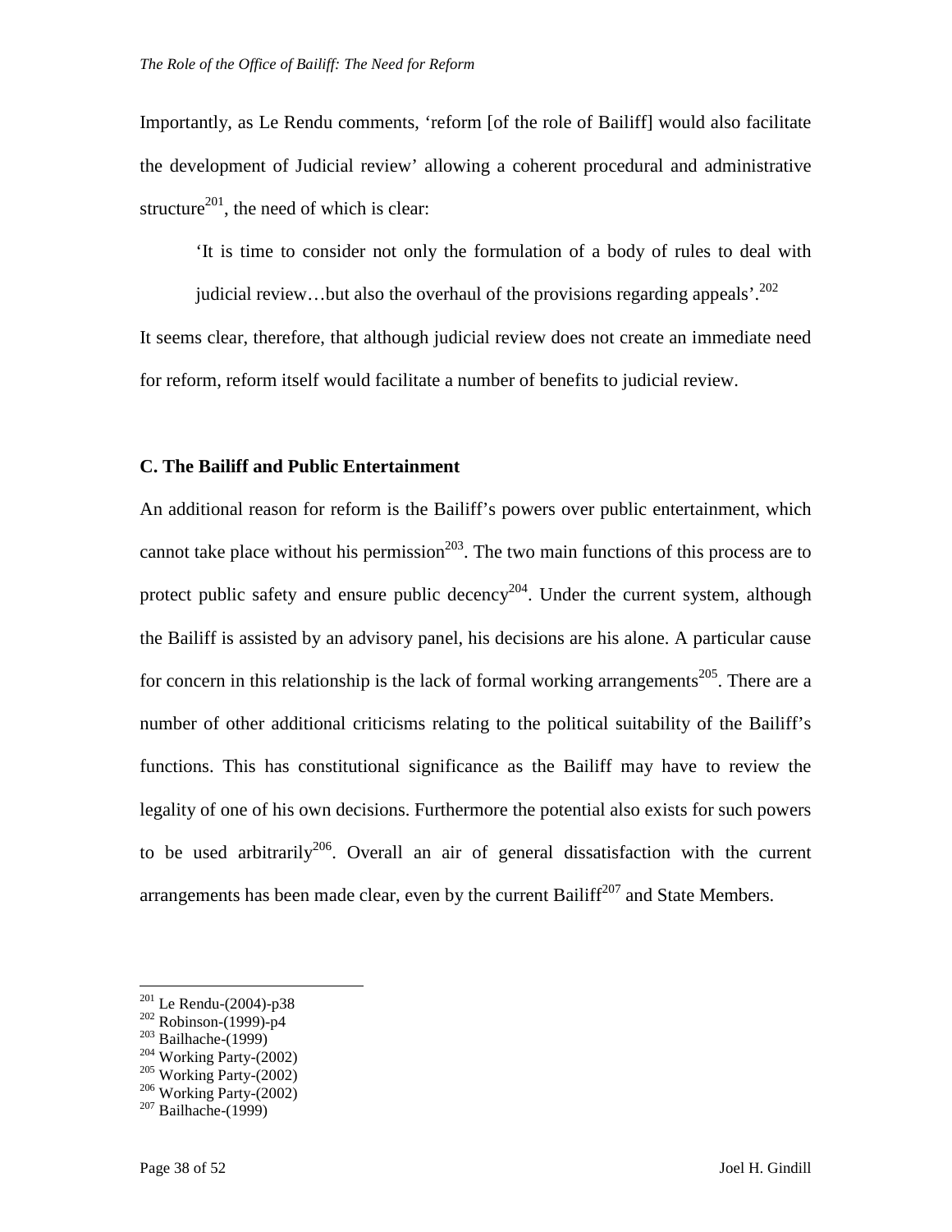Importantly, as Le Rendu comments, 'reform [of the role of Bailiff] would also facilitate the development of Judicial review' allowing a coherent procedural and administrative structure[201], the need of which is clear:

> 'It is time to consider not only the formulation of a body of rules to deal with judicial review…but also the overhaul of the provisions regarding appeals'.[202]

It seems clear, therefore, that although judicial review does not create an immediate need for reform, reform itself would facilitate a number of benefits to judicial review.

### C. The Bailiff and Public Entertainment

An additional reason for reform is the Bailiff's powers over public entertainment, which cannot take place without his permission[203]. The two main functions of this process are to protect public safety and ensure public decency[204]. Under the current system, although the Bailiff is assisted by an advisory panel, his decisions are his alone. A particular cause for concern in this relationship is the lack of formal working arrangements[205]. There are a number of other additional criticisms relating to the political suitability of the Bailiff's functions. This has constitutional significance as the Bailiff may have to review the legality of one of his own decisions. Furthermore the potential also exists for such powers to be used arbitrarily[206]. Overall an air of general dissatisfaction with the current arrangements has been made clear, even by the current Bailiff[207] and State Members.

---

[201] Le Rendu-(2004)-p38
[202] Robinson-(1999)-p4
[203] Bailhache-(1999)
[204] Working Party-(2002)
[205] Working Party-(2002)
[206] Working Party-(2002)
[207] Bailhache-(1999)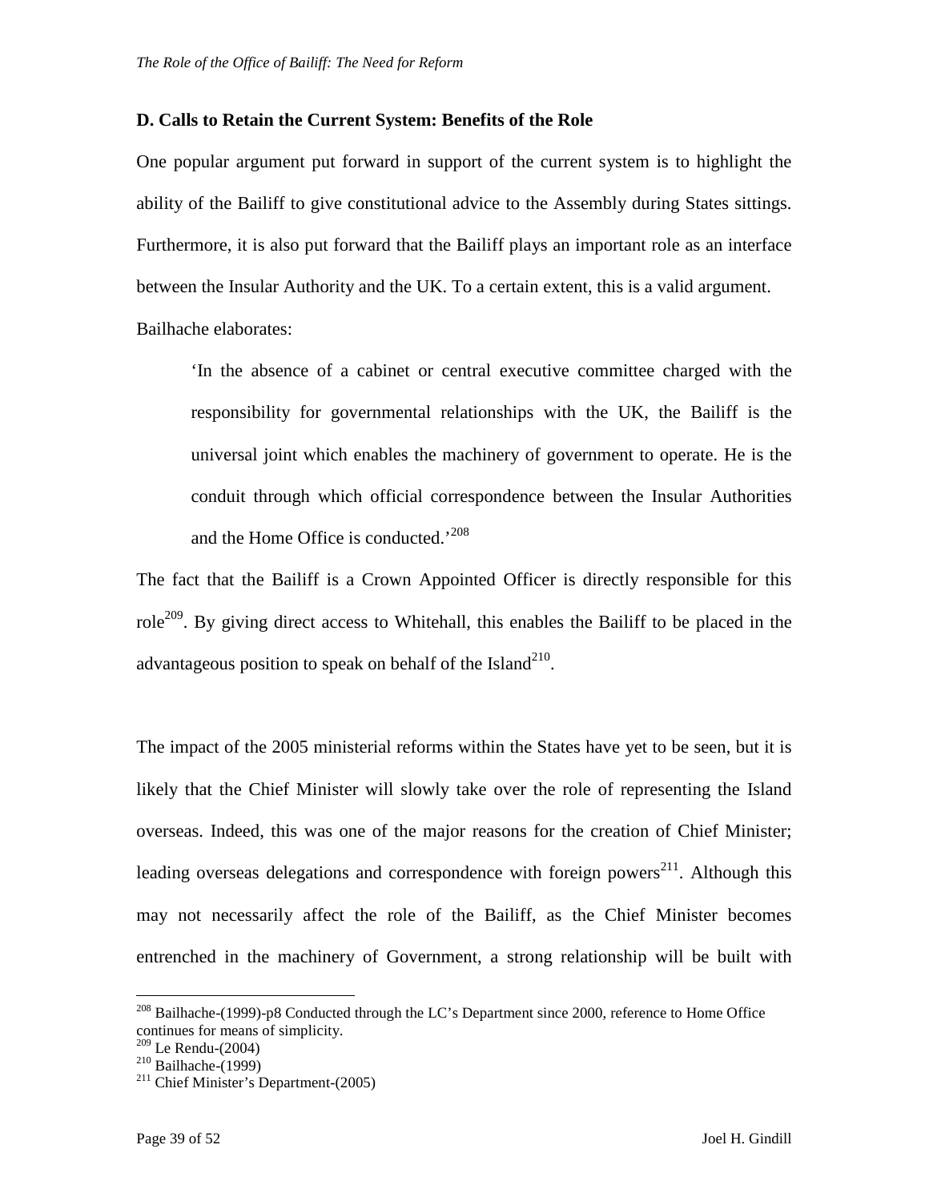### D. Calls to Retain the Current System: Benefits of the Role

One popular argument put forward in support of the current system is to highlight the ability of the Bailiff to give constitutional advice to the Assembly during States sittings. Furthermore, it is also put forward that the Bailiff plays an important role as an interface between the Insular Authority and the UK. To a certain extent, this is a valid argument. Bailhache elaborates:

> 'In the absence of a cabinet or central executive committee charged with the responsibility for governmental relationships with the UK, the Bailiff is the universal joint which enables the machinery of government to operate. He is the conduit through which official correspondence between the Insular Authorities and the Home Office is conducted.'[208]

The fact that the Bailiff is a Crown Appointed Officer is directly responsible for this role[209]. By giving direct access to Whitehall, this enables the Bailiff to be placed in the advantageous position to speak on behalf of the Island[210].

The impact of the 2005 ministerial reforms within the States have yet to be seen, but it is likely that the Chief Minister will slowly take over the role of representing the Island overseas. Indeed, this was one of the major reasons for the creation of Chief Minister; leading overseas delegations and correspondence with foreign powers[211]. Although this may not necessarily affect the role of the Bailiff, as the Chief Minister becomes entrenched in the machinery of Government, a strong relationship will be built with

---

[208] Bailhache-(1999)-p8 Conducted through the LC's Department since 2000, reference to Home Office continues for means of simplicity.
[209] Le Rendu-(2004)
[210] Bailhache-(1999)
[211] Chief Minister's Department-(2005)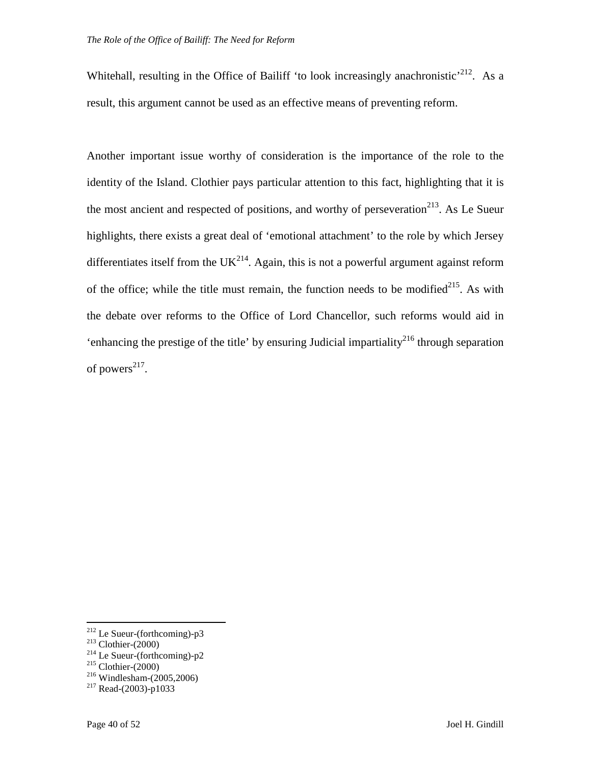Whitehall, resulting in the Office of Bailiff 'to look increasingly anachronistic'[212]. As a result, this argument cannot be used as an effective means of preventing reform.

Another important issue worthy of consideration is the importance of the role to the identity of the Island. Clothier pays particular attention to this fact, highlighting that it is the most ancient and respected of positions, and worthy of perseveration[213]. As Le Sueur highlights, there exists a great deal of 'emotional attachment' to the role by which Jersey differentiates itself from the UK[214]. Again, this is not a powerful argument against reform of the office; while the title must remain, the function needs to be modified[215]. As with the debate over reforms to the Office of Lord Chancellor, such reforms would aid in 'enhancing the prestige of the title' by ensuring Judicial impartiality[216] through separation of powers[217].

---

[212] Le Sueur-(forthcoming)-p3
[213] Clothier-(2000)
[214] Le Sueur-(forthcoming)-p2
[215] Clothier-(2000)
[216] Windlesham-(2005,2006)
[217] Read-(2003)-p1033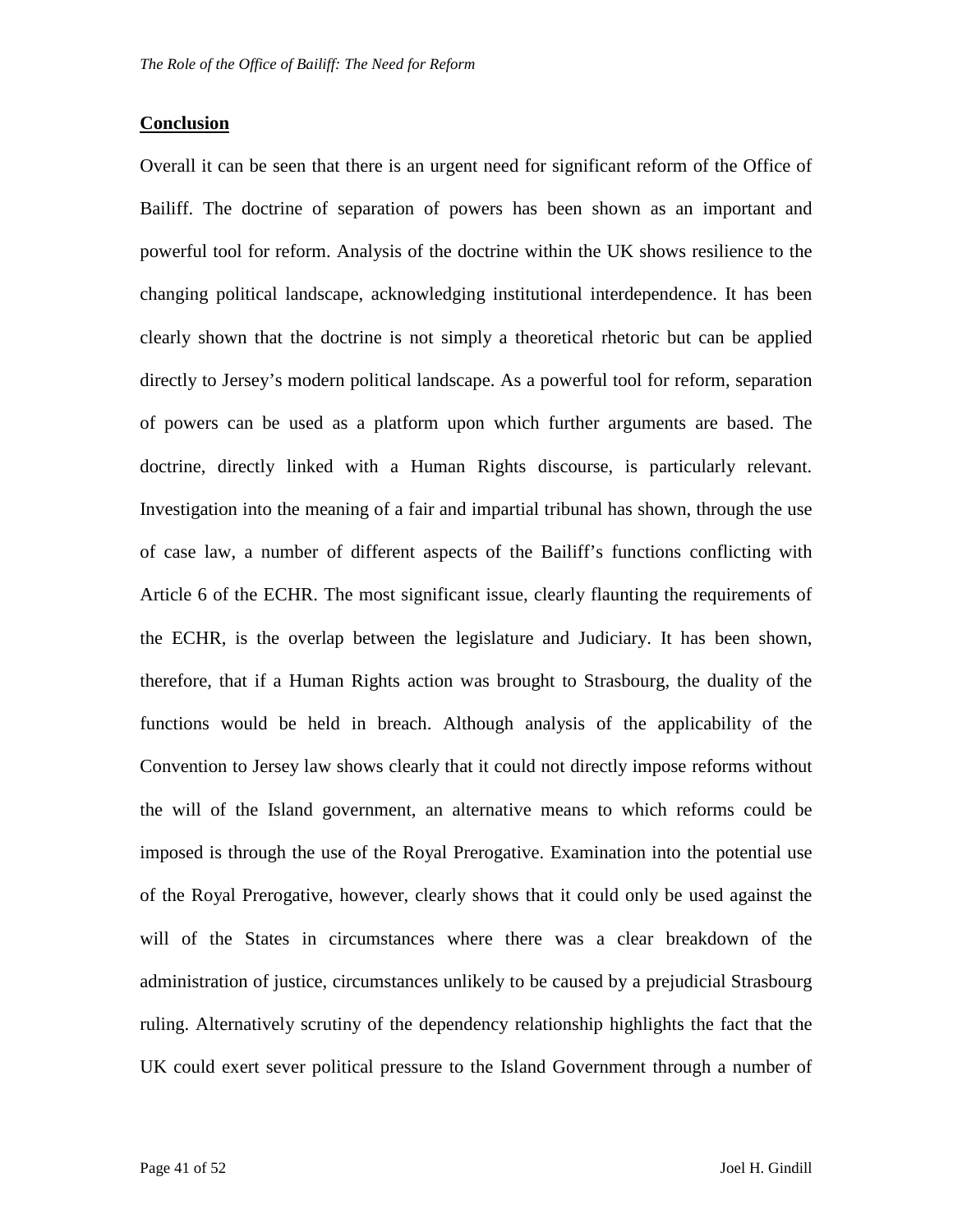## Conclusion

Overall it can be seen that there is an urgent need for significant reform of the Office of Bailiff. The doctrine of separation of powers has been shown as an important and powerful tool for reform. Analysis of the doctrine within the UK shows resilience to the changing political landscape, acknowledging institutional interdependence. It has been clearly shown that the doctrine is not simply a theoretical rhetoric but can be applied directly to Jersey's modern political landscape. As a powerful tool for reform, separation of powers can be used as a platform upon which further arguments are based. The doctrine, directly linked with a Human Rights discourse, is particularly relevant. Investigation into the meaning of a fair and impartial tribunal has shown, through the use of case law, a number of different aspects of the Bailiff's functions conflicting with Article 6 of the ECHR. The most significant issue, clearly flaunting the requirements of the ECHR, is the overlap between the legislature and Judiciary. It has been shown, therefore, that if a Human Rights action was brought to Strasbourg, the duality of the functions would be held in breach. Although analysis of the applicability of the Convention to Jersey law shows clearly that it could not directly impose reforms without the will of the Island government, an alternative means to which reforms could be imposed is through the use of the Royal Prerogative. Examination into the potential use of the Royal Prerogative, however, clearly shows that it could only be used against the will of the States in circumstances where there was a clear breakdown of the administration of justice, circumstances unlikely to be caused by a prejudicial Strasbourg ruling. Alternatively scrutiny of the dependency relationship highlights the fact that the UK could exert sever political pressure to the Island Government through a number of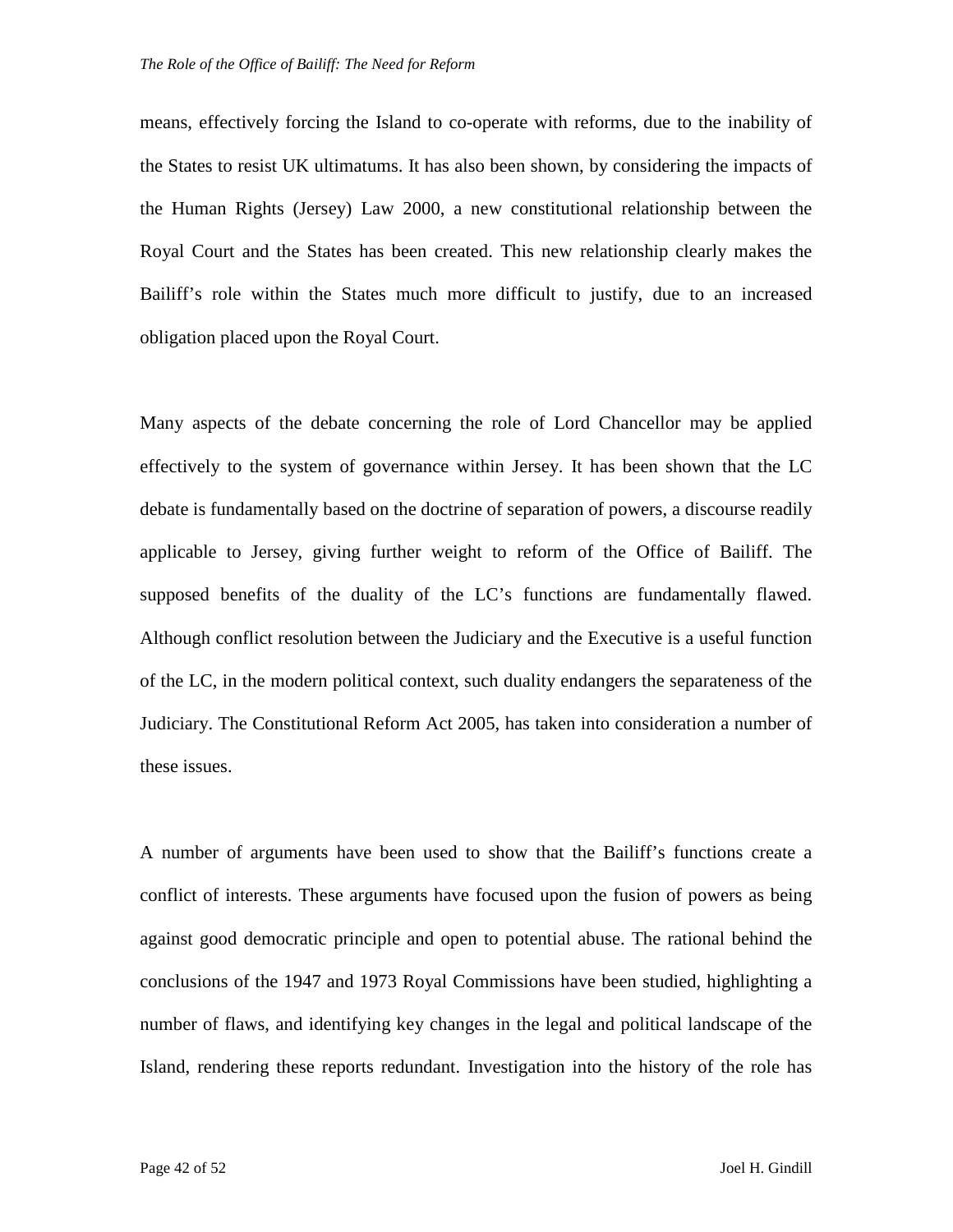means, effectively forcing the Island to co-operate with reforms, due to the inability of the States to resist UK ultimatums. It has also been shown, by considering the impacts of the Human Rights (Jersey) Law 2000, a new constitutional relationship between the Royal Court and the States has been created. This new relationship clearly makes the Bailiff's role within the States much more difficult to justify, due to an increased obligation placed upon the Royal Court.

Many aspects of the debate concerning the role of Lord Chancellor may be applied effectively to the system of governance within Jersey. It has been shown that the LC debate is fundamentally based on the doctrine of separation of powers, a discourse readily applicable to Jersey, giving further weight to reform of the Office of Bailiff. The supposed benefits of the duality of the LC's functions are fundamentally flawed. Although conflict resolution between the Judiciary and the Executive is a useful function of the LC, in the modern political context, such duality endangers the separateness of the Judiciary. The Constitutional Reform Act 2005, has taken into consideration a number of these issues.

A number of arguments have been used to show that the Bailiff's functions create a conflict of interests. These arguments have focused upon the fusion of powers as being against good democratic principle and open to potential abuse. The rational behind the conclusions of the 1947 and 1973 Royal Commissions have been studied, highlighting a number of flaws, and identifying key changes in the legal and political landscape of the Island, rendering these reports redundant. Investigation into the history of the role has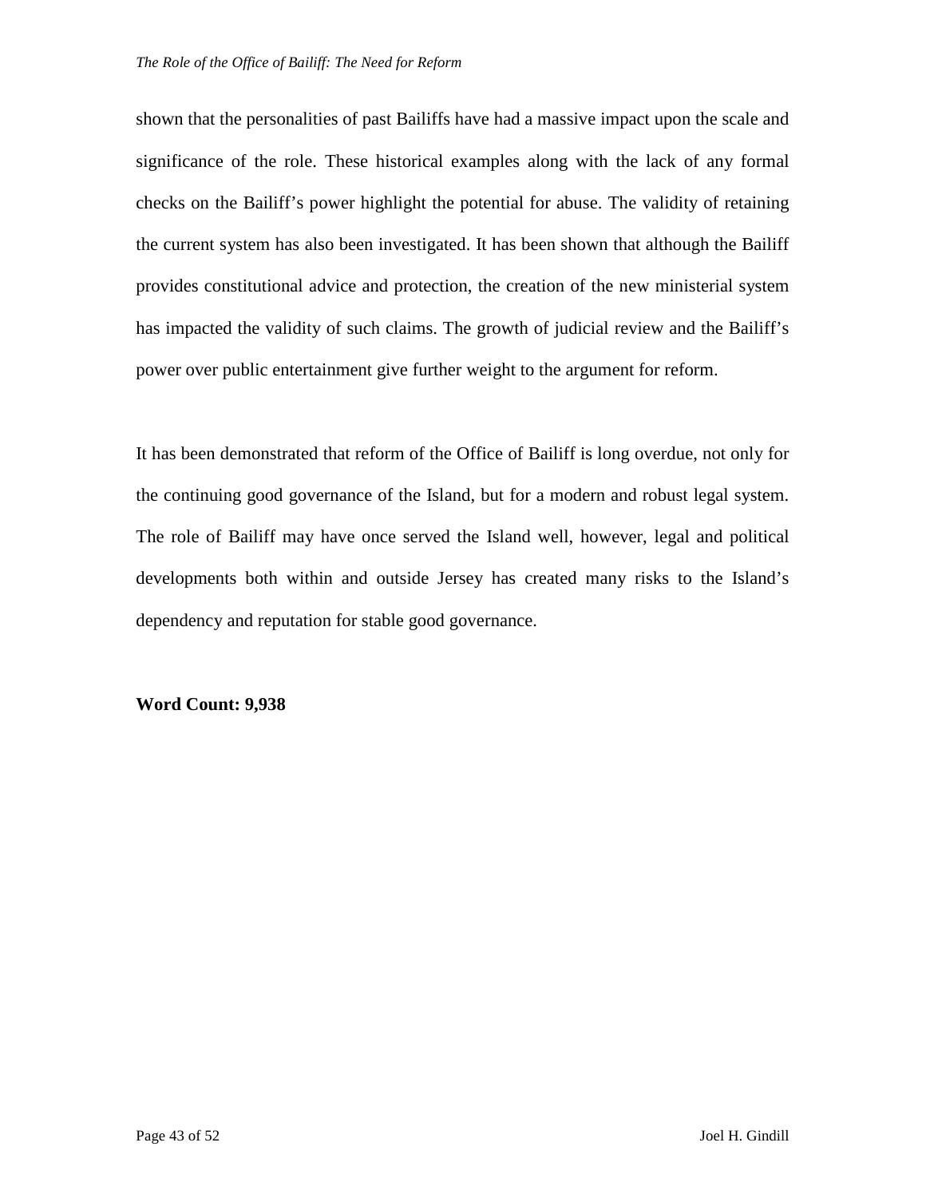shown that the personalities of past Bailiffs have had a massive impact upon the scale and significance of the role. These historical examples along with the lack of any formal checks on the Bailiff's power highlight the potential for abuse. The validity of retaining the current system has also been investigated. It has been shown that although the Bailiff provides constitutional advice and protection, the creation of the new ministerial system has impacted the validity of such claims. The growth of judicial review and the Bailiff's power over public entertainment give further weight to the argument for reform.

It has been demonstrated that reform of the Office of Bailiff is long overdue, not only for the continuing good governance of the Island, but for a modern and robust legal system. The role of Bailiff may have once served the Island well, however, legal and political developments both within and outside Jersey has created many risks to the Island's dependency and reputation for stable good governance.

**Word Count: 9,938**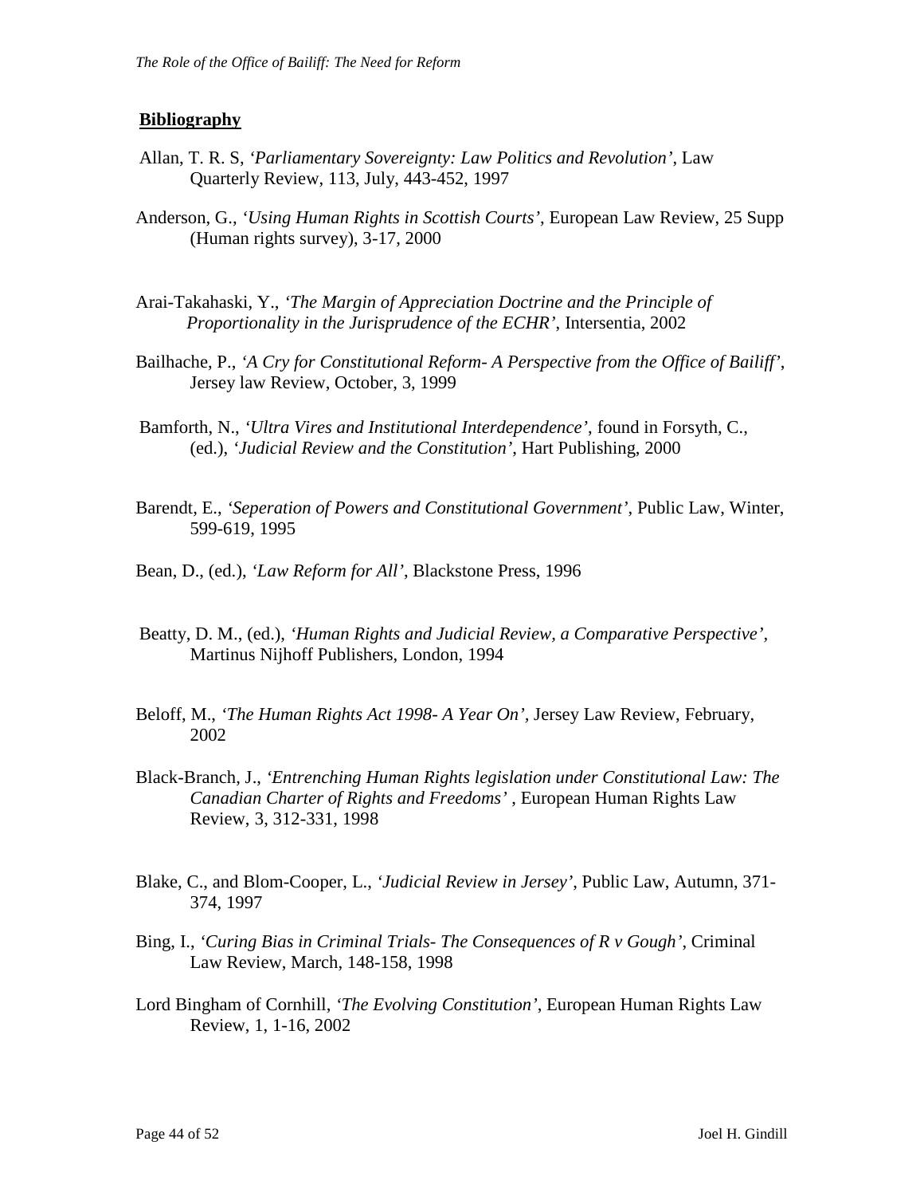## **Bibliography**

Allan, T. R. S, *'Parliamentary Sovereignty: Law Politics and Revolution'*, Law Quarterly Review, 113, July, 443-452, 1997

Anderson, G., *'Using Human Rights in Scottish Courts'*, European Law Review, 25 Supp (Human rights survey), 3-17, 2000

Arai-Takahaski, Y., *'The Margin of Appreciation Doctrine and the Principle of Proportionality in the Jurisprudence of the ECHR'*, Intersentia, 2002

Bailhache, P., *'A Cry for Constitutional Reform- A Perspective from the Office of Bailiff'*, Jersey law Review, October, 3, 1999

Bamforth, N., *'Ultra Vires and Institutional Interdependence'*, found in Forsyth, C., (ed.), *'Judicial Review and the Constitution'*, Hart Publishing, 2000

Barendt, E., *'Seperation of Powers and Constitutional Government'*, Public Law, Winter, 599-619, 1995

Bean, D., (ed.), *'Law Reform for All'*, Blackstone Press, 1996

Beatty, D. M., (ed.), *'Human Rights and Judicial Review, a Comparative Perspective'*, Martinus Nijhoff Publishers, London, 1994

Beloff, M., *'The Human Rights Act 1998- A Year On'*, Jersey Law Review, February, 2002

Black-Branch, J., *'Entrenching Human Rights legislation under Constitutional Law: The Canadian Charter of Rights and Freedoms'* , European Human Rights Law Review, 3, 312-331, 1998

Blake, C., and Blom-Cooper, L., *'Judicial Review in Jersey'*, Public Law, Autumn, 371-374, 1997

Bing, I., *'Curing Bias in Criminal Trials- The Consequences of R v Gough'*, Criminal Law Review, March, 148-158, 1998

Lord Bingham of Cornhill, *'The Evolving Constitution'*, European Human Rights Law Review, 1, 1-16, 2002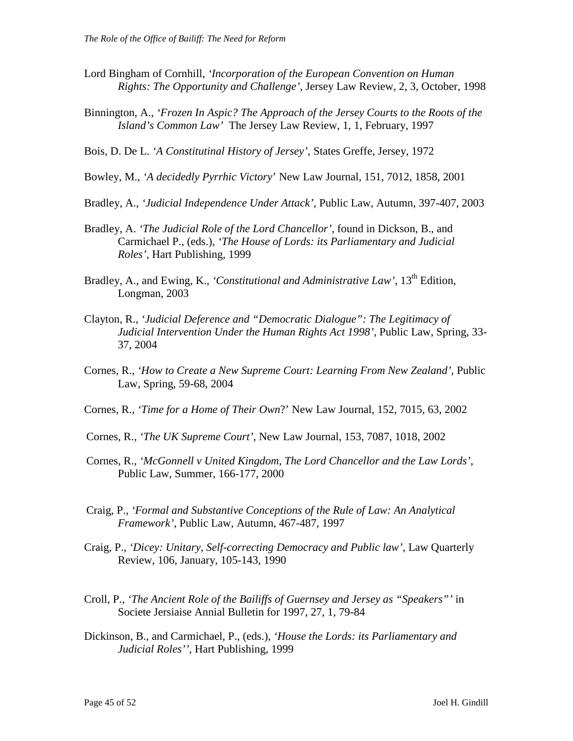Lord Bingham of Cornhill, *'Incorporation of the European Convention on Human Rights: The Opportunity and Challenge'*, Jersey Law Review, 2, 3, October, 1998

Binnington, A., *'Frozen In Aspic? The Approach of the Jersey Courts to the Roots of the Island's Common Law'* The Jersey Law Review, 1, 1, February, 1997

Bois, D. De L. *'A Constitutinal History of Jersey'*, States Greffe, Jersey, 1972

Bowley, M., *'A decidedly Pyrrhic Victory*' New Law Journal, 151, 7012, 1858, 2001

Bradley, A., *'Judicial Independence Under Attack'*, Public Law, Autumn, 397-407, 2003

Bradley, A. *'The Judicial Role of the Lord Chancellor'*, found in Dickson, B., and Carmichael P., (eds.), *'The House of Lords: its Parliamentary and Judicial Roles'*, Hart Publishing, 1999

Bradley, A., and Ewing, K., *'Constitutional and Administrative Law'*, 13th Edition, Longman, 2003

Clayton, R., *'Judicial Deference and "Democratic Dialogue": The Legitimacy of Judicial Intervention Under the Human Rights Act 1998'*, Public Law, Spring, 33-37, 2004

Cornes, R., *'How to Create a New Supreme Court: Learning From New Zealand'*, Public Law, Spring, 59-68, 2004

Cornes, R., *'Time for a Home of Their Own*?' New Law Journal, 152, 7015, 63, 2002

Cornes, R., *'The UK Supreme Court'*, New Law Journal, 153, 7087, 1018, 2002

Cornes, R., *'McGonnell v United Kingdom, The Lord Chancellor and the Law Lords'*, Public Law, Summer, 166-177, 2000

Craig, P., *'Formal and Substantive Conceptions of the Rule of Law: An Analytical Framework'*, Public Law, Autumn, 467-487, 1997

Craig, P., *'Dicey: Unitary, Self-correcting Democracy and Public law'*, Law Quarterly Review, 106, January, 105-143, 1990

Croll, P., *'The Ancient Role of the Bailiffs of Guernsey and Jersey as "Speakers"'* in Societe Jersiaise Annial Bulletin for 1997, 27, 1, 79-84

Dickinson, B., and Carmichael, P., (eds.), *'House the Lords: its Parliamentary and Judicial Roles''*, Hart Publishing, 1999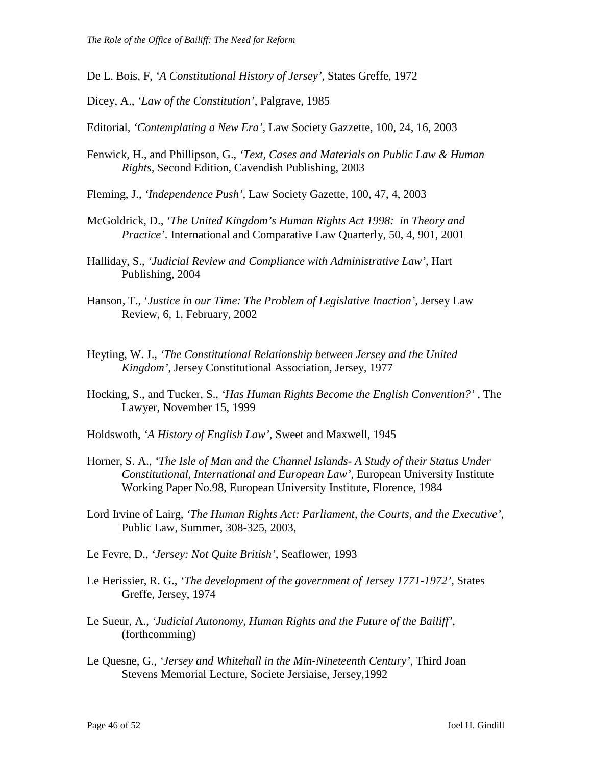De L. Bois, F, *'A Constitutional History of Jersey'*, States Greffe, 1972

Dicey, A., *'Law of the Constitution'*, Palgrave, 1985

Editorial, *'Contemplating a New Era'*, Law Society Gazzette, 100, 24, 16, 2003

Fenwick, H., and Phillipson, G., *'Text, Cases and Materials on Public Law & Human Rights,* Second Edition, Cavendish Publishing, 2003

Fleming, J., *'Independence Push'*, Law Society Gazette, 100, 47, 4, 2003

McGoldrick, D., *'The United Kingdom's Human Rights Act 1998: in Theory and Practice'*. International and Comparative Law Quarterly, 50, 4, 901, 2001

Halliday, S., *'Judicial Review and Compliance with Administrative Law'*, Hart Publishing, 2004

Hanson, T., '*Justice in our Time: The Problem of Legislative Inaction'*, Jersey Law Review, 6, 1, February, 2002

Heyting, W. J., *'The Constitutional Relationship between Jersey and the United Kingdom'*, Jersey Constitutional Association, Jersey, 1977

Hocking, S., and Tucker, S., *'Has Human Rights Become the English Convention?'* , The Lawyer, November 15, 1999

Holdswoth, *'A History of English Law'*, Sweet and Maxwell, 1945

Horner, S. A., *'The Isle of Man and the Channel Islands- A Study of their Status Under Constitutional, International and European Law'*, European University Institute Working Paper No.98, European University Institute, Florence, 1984

Lord Irvine of Lairg, *'The Human Rights Act: Parliament, the Courts, and the Executive'*, Public Law, Summer, 308-325, 2003,

Le Fevre, D., *'Jersey: Not Quite British'*, Seaflower, 1993

Le Herissier, R. G., *'The development of the government of Jersey 1771-1972'*, States Greffe, Jersey, 1974

Le Sueur, A., '*Judicial Autonomy, Human Rights and the Future of the Bailiff'*, (forthcomming)

Le Quesne, G., *'Jersey and Whitehall in the Min-Nineteenth Century'*, Third Joan Stevens Memorial Lecture, Societe Jersiaise, Jersey,1992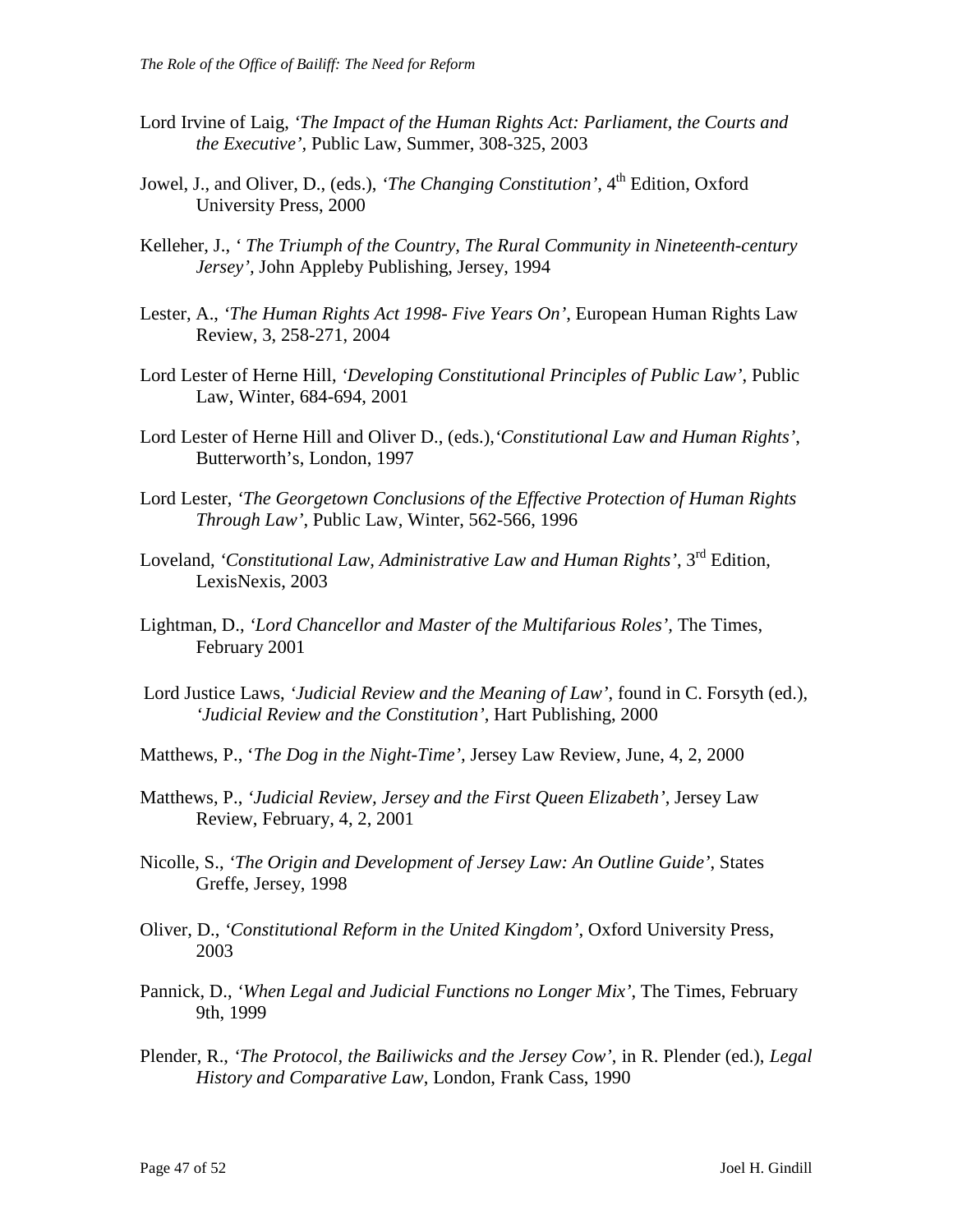Lord Irvine of Laig, *'The Impact of the Human Rights Act: Parliament, the Courts and the Executive'*, Public Law, Summer, 308-325, 2003

Jowel, J., and Oliver, D., (eds.), *'The Changing Constitution'*, 4th Edition, Oxford University Press, 2000

Kelleher, J., *' The Triumph of the Country, The Rural Community in Nineteenth-century Jersey'*, John Appleby Publishing, Jersey, 1994

Lester, A., *'The Human Rights Act 1998- Five Years On'*, European Human Rights Law Review, 3, 258-271, 2004

Lord Lester of Herne Hill, *'Developing Constitutional Principles of Public Law'*, Public Law, Winter, 684-694, 2001

Lord Lester of Herne Hill and Oliver D., (eds.),*'Constitutional Law and Human Rights'*, Butterworth's, London, 1997

Lord Lester, *'The Georgetown Conclusions of the Effective Protection of Human Rights Through Law'*, Public Law, Winter, 562-566, 1996

Loveland, *'Constitutional Law, Administrative Law and Human Rights'*, 3rd Edition, LexisNexis, 2003

Lightman, D., *'Lord Chancellor and Master of the Multifarious Roles'*, The Times, February 2001

Lord Justice Laws, *'Judicial Review and the Meaning of Law'*, found in C. Forsyth (ed.), *'Judicial Review and the Constitution'*, Hart Publishing, 2000

Matthews, P., *'The Dog in the Night-Time'*, Jersey Law Review, June, 4, 2, 2000

Matthews, P., *'Judicial Review, Jersey and the First Queen Elizabeth'*, Jersey Law Review, February, 4, 2, 2001

Nicolle, S., *'The Origin and Development of Jersey Law: An Outline Guide'*, States Greffe, Jersey, 1998

Oliver, D., *'Constitutional Reform in the United Kingdom'*, Oxford University Press, 2003

Pannick, D., *'When Legal and Judicial Functions no Longer Mix'*, The Times, February 9th, 1999

Plender, R., *'The Protocol, the Bailiwicks and the Jersey Cow'*, in R. Plender (ed.), *Legal History and Comparative Law*, London, Frank Cass, 1990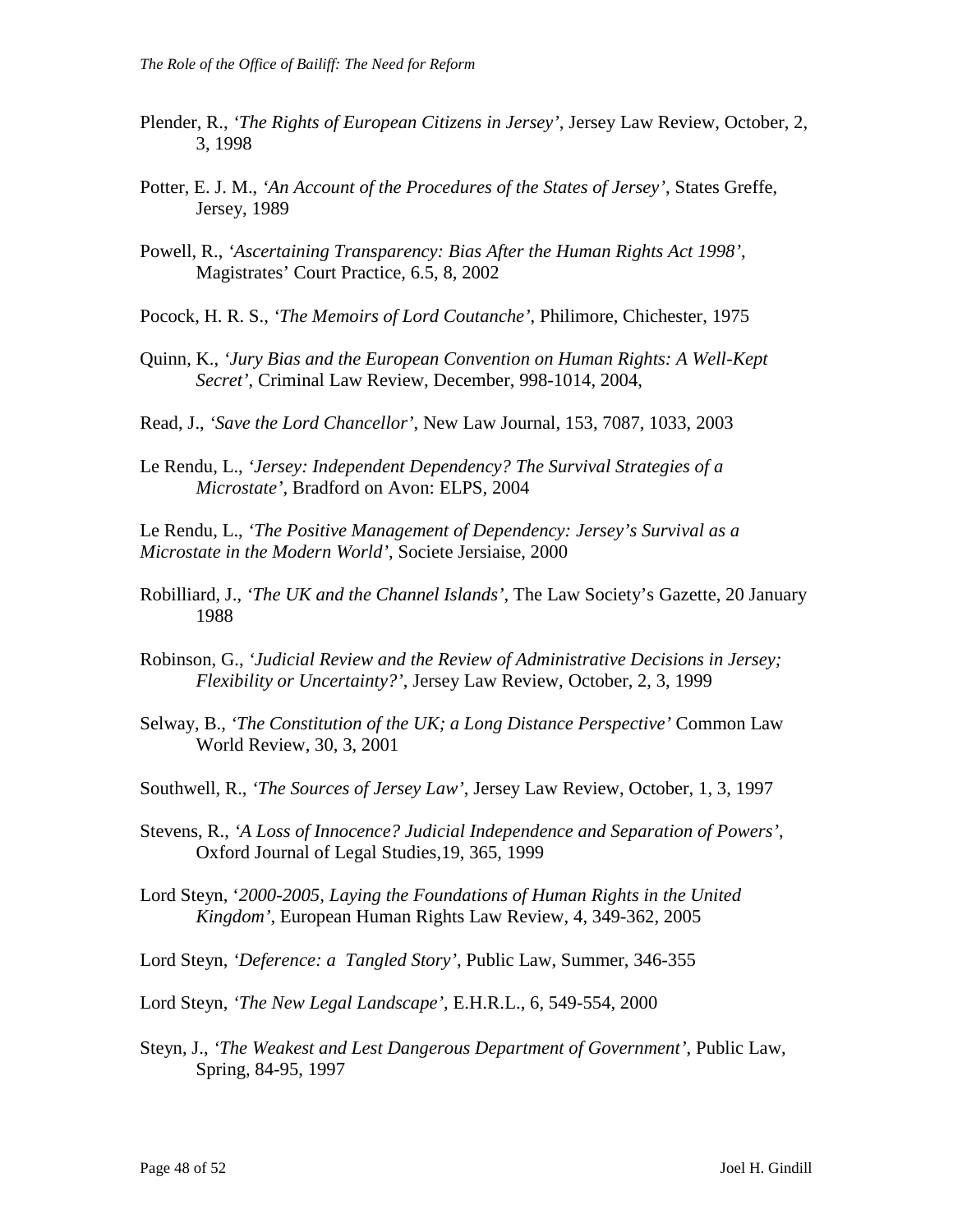Plender, R., *'The Rights of European Citizens in Jersey'*, Jersey Law Review, October, 2, 3, 1998

Potter, E. J. M., *'An Account of the Procedures of the States of Jersey'*, States Greffe, Jersey, 1989

Powell, R., *'Ascertaining Transparency: Bias After the Human Rights Act 1998'*, Magistrates' Court Practice, 6.5, 8, 2002

Pocock, H. R. S., *'The Memoirs of Lord Coutanche'*, Philimore, Chichester, 1975

Quinn, K., *'Jury Bias and the European Convention on Human Rights: A Well-Kept Secret'*, Criminal Law Review, December, 998-1014, 2004,

Read, J., *'Save the Lord Chancellor'*, New Law Journal, 153, 7087, 1033, 2003

Le Rendu, L., *'Jersey: Independent Dependency? The Survival Strategies of a Microstate'*, Bradford on Avon: ELPS, 2004

Le Rendu, L., *'The Positive Management of Dependency: Jersey's Survival as a Microstate in the Modern World'*, Societe Jersiaise, 2000

Robilliard, J., *'The UK and the Channel Islands'*, The Law Society's Gazette, 20 January 1988

Robinson, G., *'Judicial Review and the Review of Administrative Decisions in Jersey; Flexibility or Uncertainty?'*, Jersey Law Review, October, 2, 3, 1999

Selway, B., *'The Constitution of the UK; a Long Distance Perspective'* Common Law World Review, 30, 3, 2001

Southwell, R., *'The Sources of Jersey Law'*, Jersey Law Review, October, 1, 3, 1997

Stevens, R., *'A Loss of Innocence? Judicial Independence and Separation of Powers'*, Oxford Journal of Legal Studies,19, 365, 1999

Lord Steyn, '*2000-2005, Laying the Foundations of Human Rights in the United Kingdom'*, European Human Rights Law Review, 4, 349-362, 2005

Lord Steyn, *'Deference: a Tangled Story'*, Public Law, Summer, 346-355

Lord Steyn, *'The New Legal Landscape'*, E.H.R.L., 6, 549-554, 2000

Steyn, J., *'The Weakest and Lest Dangerous Department of Government'*, Public Law, Spring, 84-95, 1997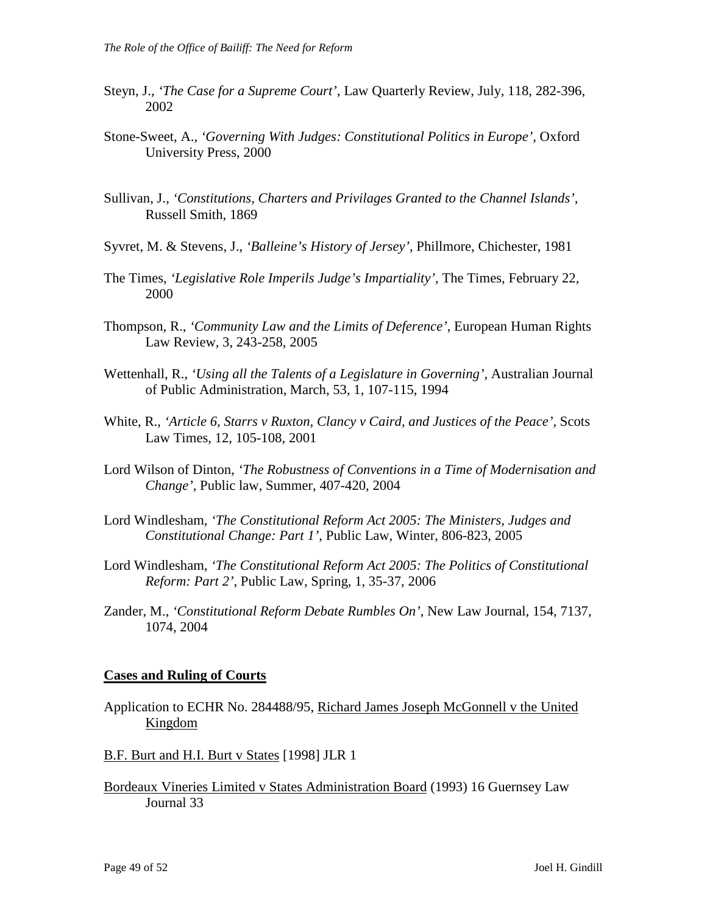Steyn, J., *'The Case for a Supreme Court'*, Law Quarterly Review, July, 118, 282-396, 2002

Stone-Sweet, A., *'Governing With Judges: Constitutional Politics in Europe'*, Oxford University Press, 2000

Sullivan, J., *'Constitutions, Charters and Privilages Granted to the Channel Islands'*, Russell Smith, 1869

Syvret, M. & Stevens, J., *'Balleine's History of Jersey'*, Phillmore, Chichester, 1981

The Times, *'Legislative Role Imperils Judge's Impartiality'*, The Times, February 22, 2000

Thompson, R., *'Community Law and the Limits of Deference'*, European Human Rights Law Review, 3, 243-258, 2005

Wettenhall, R., *'Using all the Talents of a Legislature in Governing'*, Australian Journal of Public Administration, March, 53, 1, 107-115, 1994

White, R., *'Article 6, Starrs v Ruxton, Clancy v Caird, and Justices of the Peace'*, Scots Law Times, 12, 105-108, 2001

Lord Wilson of Dinton, *'The Robustness of Conventions in a Time of Modernisation and Change'*, Public law, Summer, 407-420, 2004

Lord Windlesham, *'The Constitutional Reform Act 2005: The Ministers, Judges and Constitutional Change: Part 1'*, Public Law, Winter, 806-823, 2005

Lord Windlesham, *'The Constitutional Reform Act 2005: The Politics of Constitutional Reform: Part 2'*, Public Law, Spring, 1, 35-37, 2006

Zander, M., *'Constitutional Reform Debate Rumbles On'*, New Law Journal, 154, 7137, 1074, 2004

## Cases and Ruling of Courts

Application to ECHR No. 284488/95, Richard James Joseph McGonnell v the United Kingdom

B.F. Burt and H.I. Burt v States [1998] JLR 1

Bordeaux Vineries Limited v States Administration Board (1993) 16 Guernsey Law Journal 33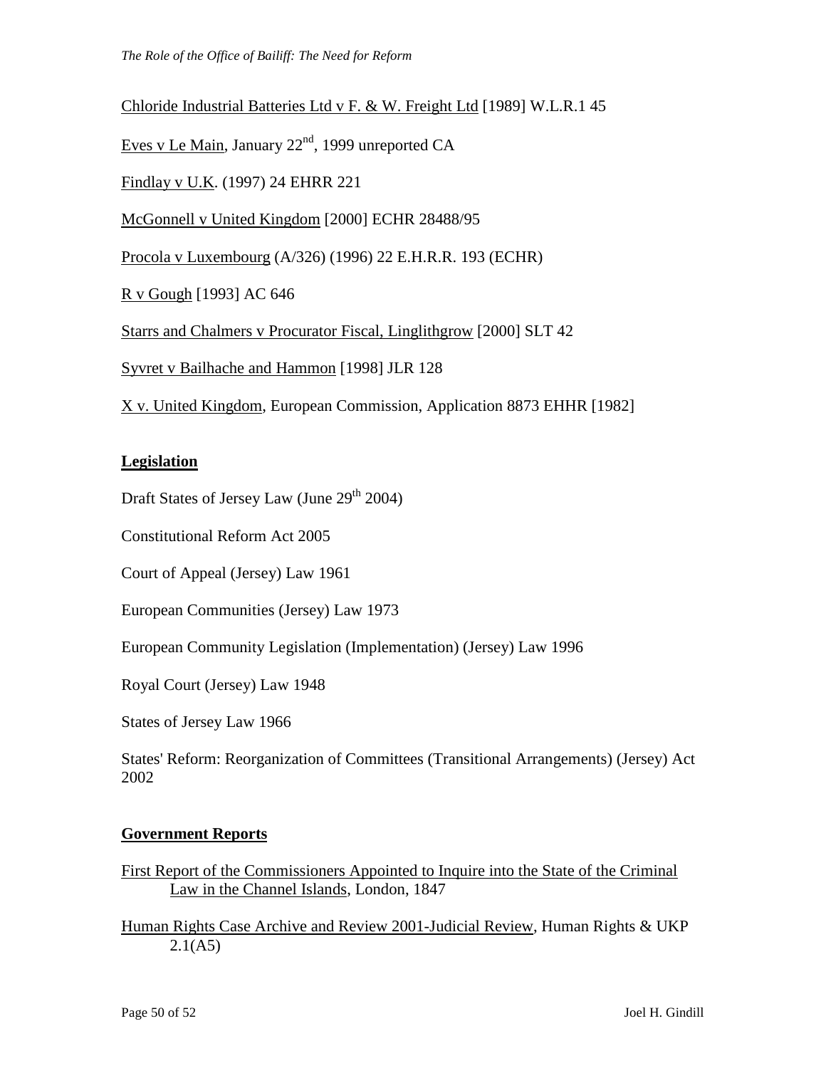Chloride Industrial Batteries Ltd v F. & W. Freight Ltd [1989] W.L.R.1 45

Eves v Le Main, January 22nd, 1999 unreported CA

Findlay v U.K. (1997) 24 EHRR 221

McGonnell v United Kingdom [2000] ECHR 28488/95

Procola v Luxembourg (A/326) (1996) 22 E.H.R.R. 193 (ECHR)

R v Gough [1993] AC 646

Starrs and Chalmers v Procurator Fiscal, Linglithgrow [2000] SLT 42

Syvret v Bailhache and Hammon [1998] JLR 128

X v. United Kingdom, European Commission, Application 8873 EHHR [1982]

## Legislation

Draft States of Jersey Law (June 29th 2004)

Constitutional Reform Act 2005

Court of Appeal (Jersey) Law 1961

European Communities (Jersey) Law 1973

European Community Legislation (Implementation) (Jersey) Law 1996

Royal Court (Jersey) Law 1948

States of Jersey Law 1966

States' Reform: Reorganization of Committees (Transitional Arrangements) (Jersey) Act 2002

## Government Reports

First Report of the Commissioners Appointed to Inquire into the State of the Criminal Law in the Channel Islands, London, 1847

Human Rights Case Archive and Review 2001-Judicial Review, Human Rights & UKP 2.1(A5)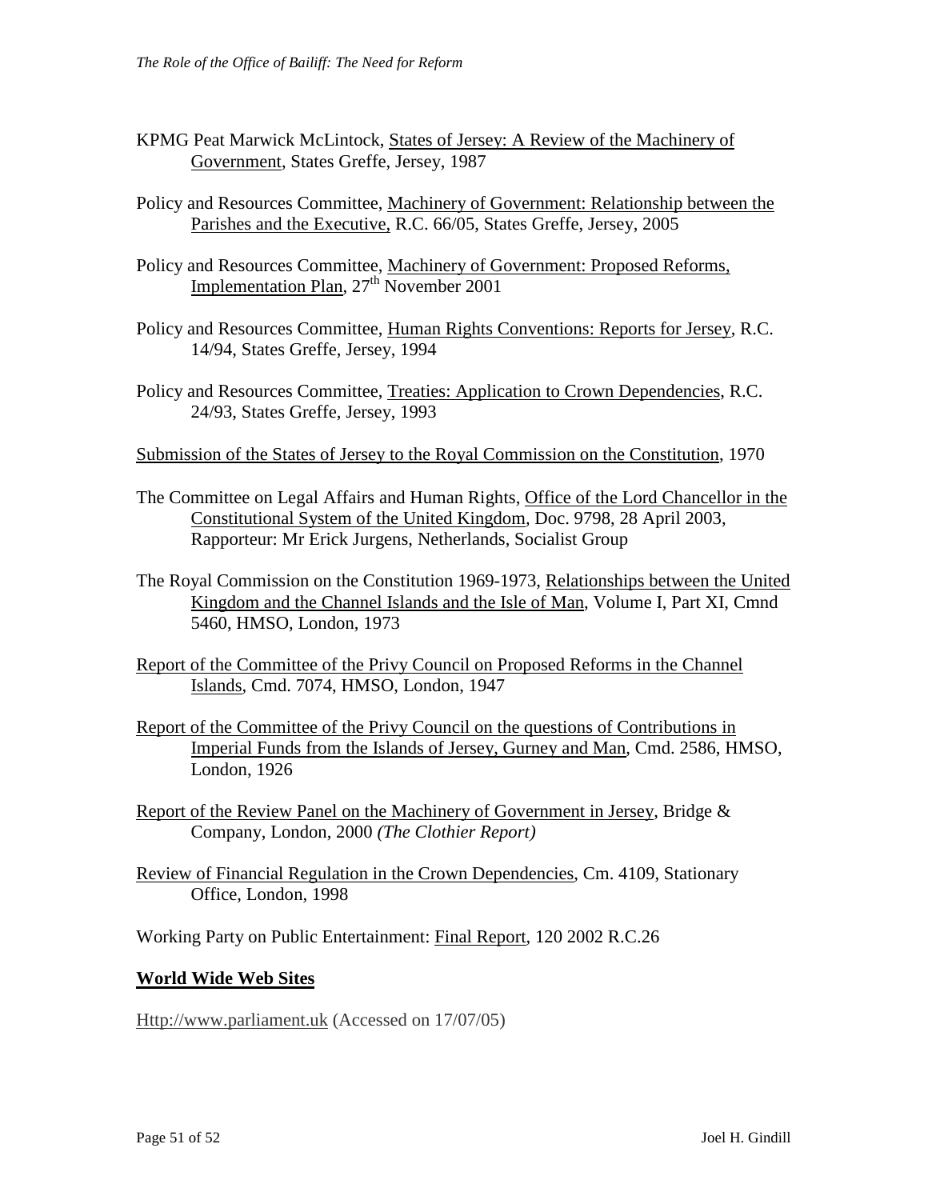KPMG Peat Marwick McLintock, States of Jersey: A Review of the Machinery of Government, States Greffe, Jersey, 1987

Policy and Resources Committee, Machinery of Government: Relationship between the Parishes and the Executive, R.C. 66/05, States Greffe, Jersey, 2005

Policy and Resources Committee, Machinery of Government: Proposed Reforms, Implementation Plan, 27th November 2001

Policy and Resources Committee, Human Rights Conventions: Reports for Jersey, R.C. 14/94, States Greffe, Jersey, 1994

Policy and Resources Committee, Treaties: Application to Crown Dependencies, R.C. 24/93, States Greffe, Jersey, 1993

Submission of the States of Jersey to the Royal Commission on the Constitution, 1970

The Committee on Legal Affairs and Human Rights, Office of the Lord Chancellor in the Constitutional System of the United Kingdom, Doc. 9798, 28 April 2003, Rapporteur: Mr Erick Jurgens, Netherlands, Socialist Group

The Royal Commission on the Constitution 1969-1973, Relationships between the United Kingdom and the Channel Islands and the Isle of Man, Volume I, Part XI, Cmnd 5460, HMSO, London, 1973

Report of the Committee of the Privy Council on Proposed Reforms in the Channel Islands, Cmd. 7074, HMSO, London, 1947

Report of the Committee of the Privy Council on the questions of Contributions in Imperial Funds from the Islands of Jersey, Gurney and Man, Cmd. 2586, HMSO, London, 1926

Report of the Review Panel on the Machinery of Government in Jersey, Bridge & Company, London, 2000 *(The Clothier Report)*

Review of Financial Regulation in the Crown Dependencies, Cm. 4109, Stationary Office, London, 1998

Working Party on Public Entertainment: Final Report, 120 2002 R.C.26

## World Wide Web Sites

Http://www.parliament.uk (Accessed on 17/07/05)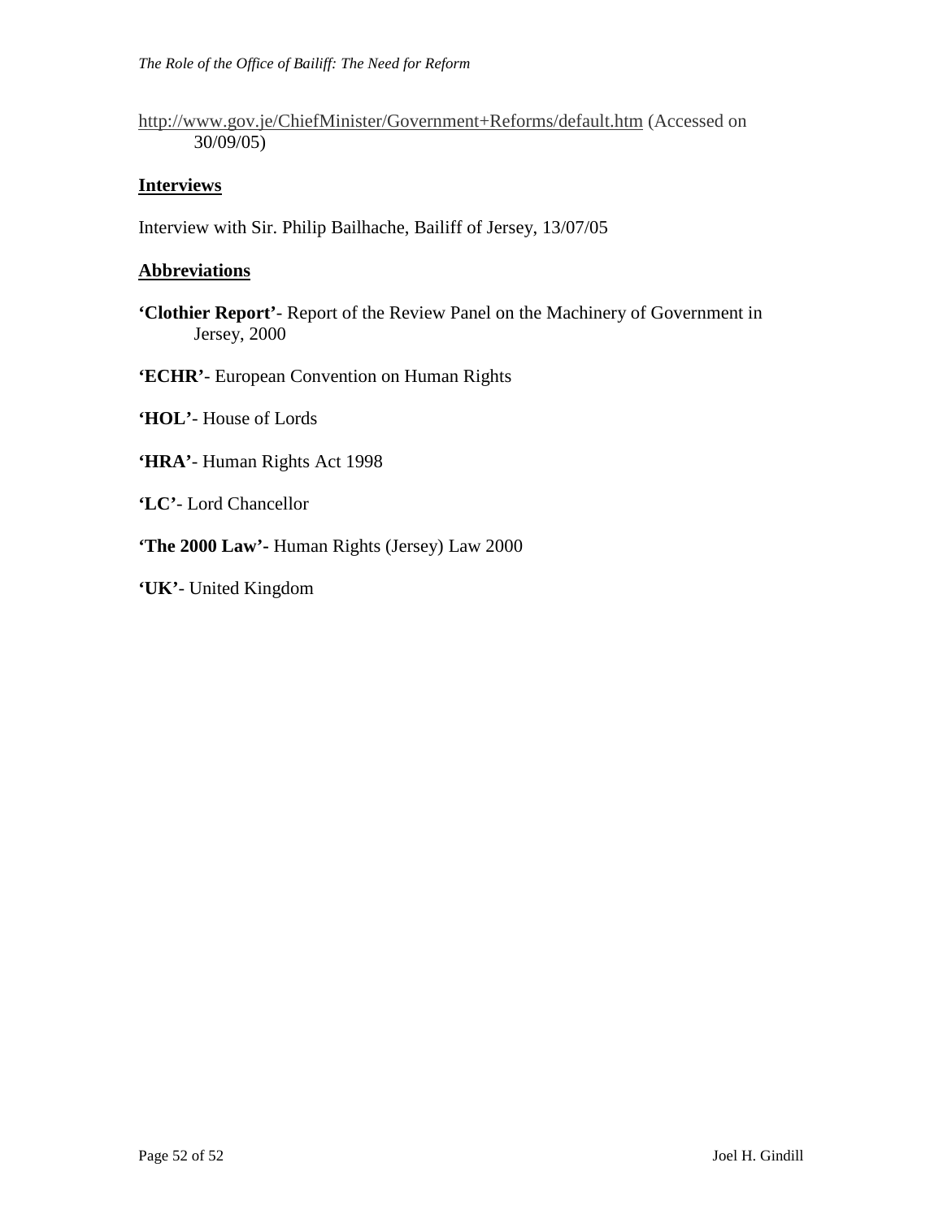http://www.gov.je/ChiefMinister/Government+Reforms/default.htm (Accessed on 30/09/05)

## Interviews

Interview with Sir. Philip Bailhache, Bailiff of Jersey, 13/07/05

## Abbreviations

**'Clothier Report'**- Report of the Review Panel on the Machinery of Government in Jersey, 2000

**'ECHR'**- European Convention on Human Rights

**'HOL'**- House of Lords

**'HRA'**- Human Rights Act 1998

**'LC'**- Lord Chancellor

**'The 2000 Law'-** Human Rights (Jersey) Law 2000

**'UK'**- United Kingdom